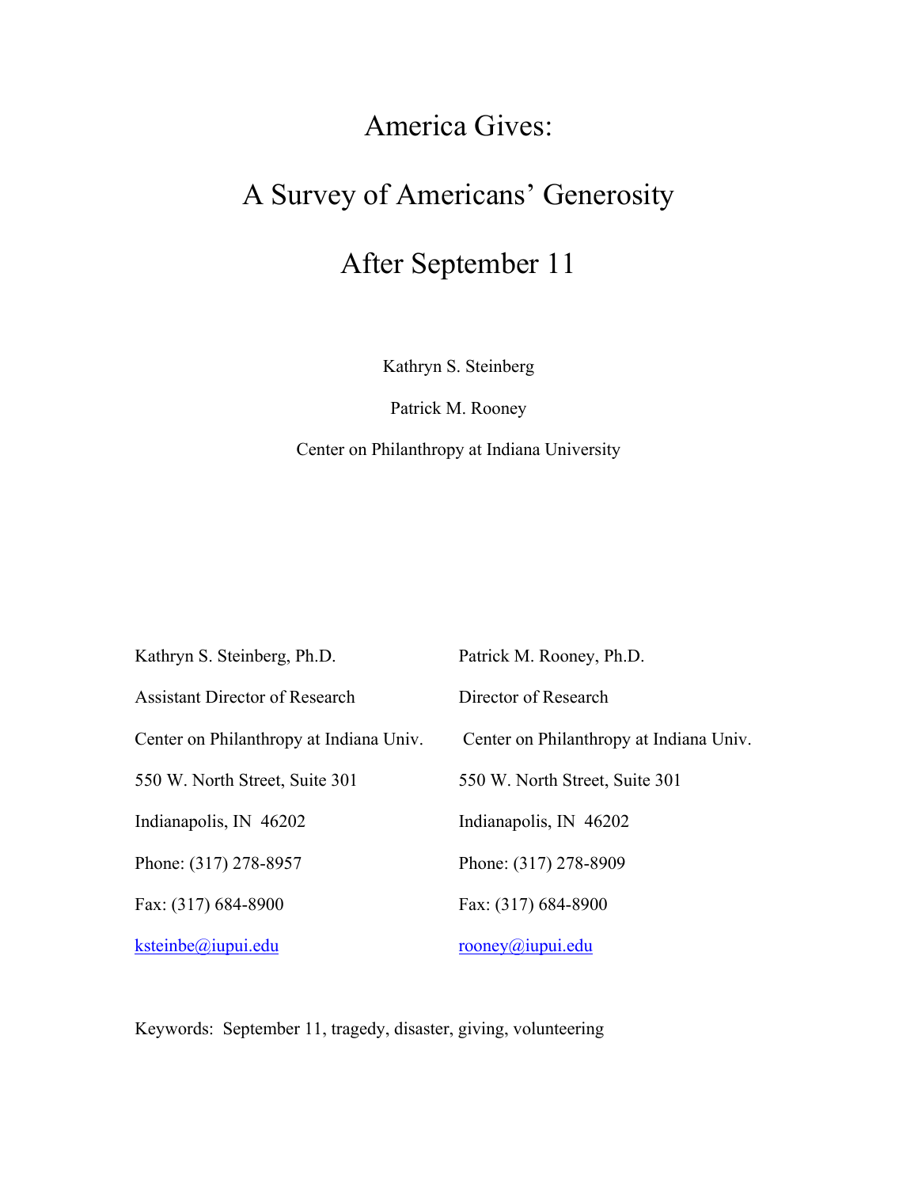# America Gives:

# A Survey of Americans' Generosity

# After September 11

Kathryn S. Steinberg

Patrick M. Rooney

Center on Philanthropy at Indiana University

Kathryn S. Steinberg, Ph.D.
Assistant Director of Research
Center on Philanthropy at Indiana Univ.
550 W. North Street, Suite 301
Indianapolis, IN 46202
Phone: (317) 278-8957
Fax: (317) 684-8900
ksteinbe@iupui.edu

Patrick M. Rooney, Ph.D.
Director of Research
Center on Philanthropy at Indiana Univ.
550 W. North Street, Suite 301
Indianapolis, IN 46202
Phone: (317) 278-8909
Fax: (317) 684-8900
rooney@iupui.edu

Keywords: September 11, tragedy, disaster, giving, volunteering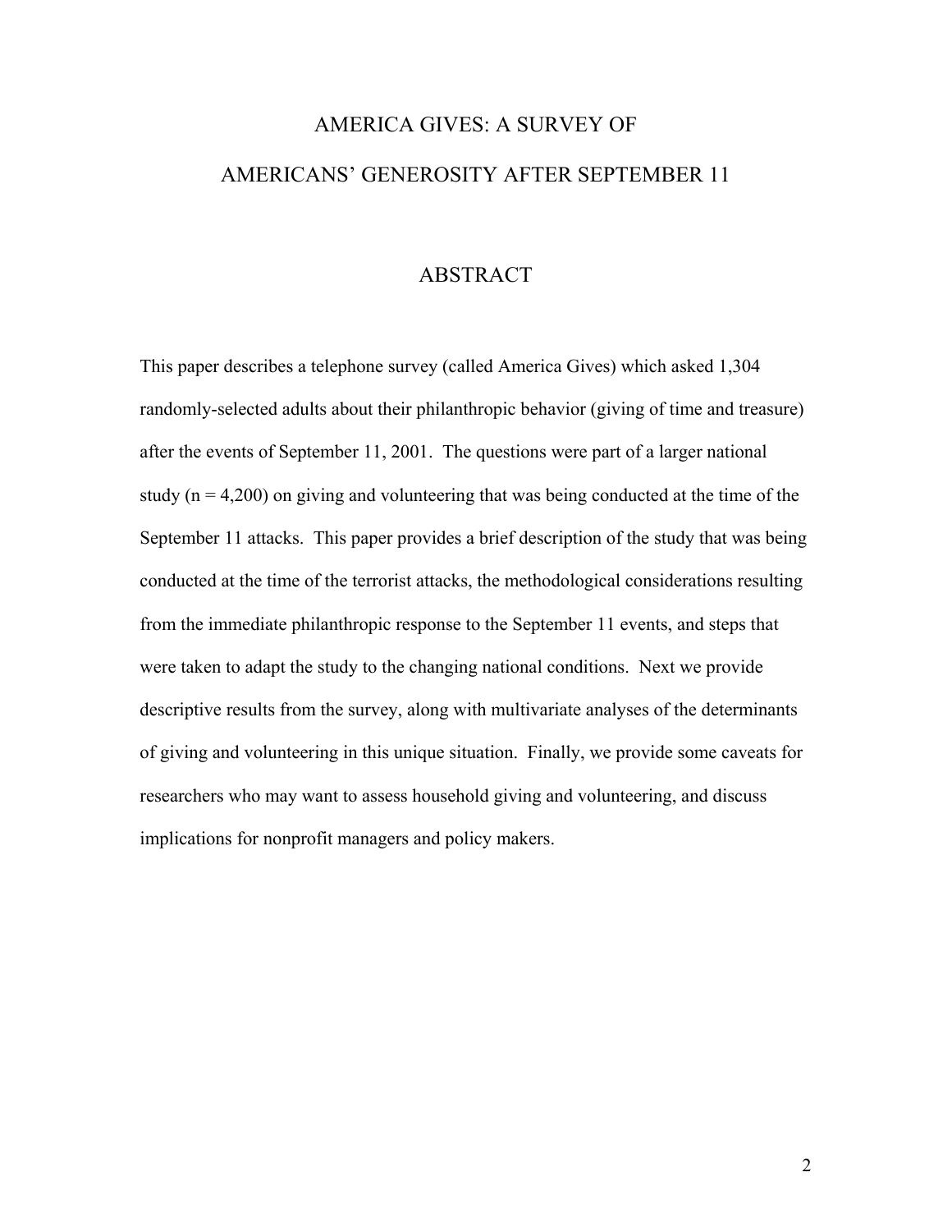# AMERICA GIVES: A SURVEY OF AMERICANS' GENEROSITY AFTER SEPTEMBER 11

## ABSTRACT

This paper describes a telephone survey (called America Gives) which asked 1,304 randomly-selected adults about their philanthropic behavior (giving of time and treasure) after the events of September 11, 2001. The questions were part of a larger national study (n = 4,200) on giving and volunteering that was being conducted at the time of the September 11 attacks. This paper provides a brief description of the study that was being conducted at the time of the terrorist attacks, the methodological considerations resulting from the immediate philanthropic response to the September 11 events, and steps that were taken to adapt the study to the changing national conditions. Next we provide descriptive results from the survey, along with multivariate analyses of the determinants of giving and volunteering in this unique situation. Finally, we provide some caveats for researchers who may want to assess household giving and volunteering, and discuss implications for nonprofit managers and policy makers.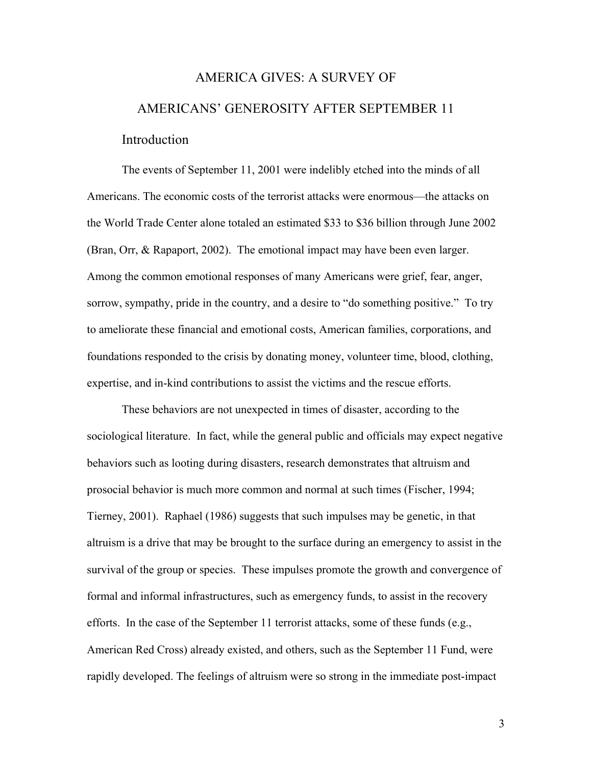# AMERICA GIVES: A SURVEY OF AMERICANS' GENEROSITY AFTER SEPTEMBER 11

## Introduction

The events of September 11, 2001 were indelibly etched into the minds of all Americans. The economic costs of the terrorist attacks were enormous—the attacks on the World Trade Center alone totaled an estimated $33 to $36 billion through June 2002 (Bran, Orr, & Rapaport, 2002). The emotional impact may have been even larger. Among the common emotional responses of many Americans were grief, fear, anger, sorrow, sympathy, pride in the country, and a desire to "do something positive." To try to ameliorate these financial and emotional costs, American families, corporations, and foundations responded to the crisis by donating money, volunteer time, blood, clothing, expertise, and in-kind contributions to assist the victims and the rescue efforts.

These behaviors are not unexpected in times of disaster, according to the sociological literature. In fact, while the general public and officials may expect negative behaviors such as looting during disasters, research demonstrates that altruism and prosocial behavior is much more common and normal at such times (Fischer, 1994; Tierney, 2001). Raphael (1986) suggests that such impulses may be genetic, in that altruism is a drive that may be brought to the surface during an emergency to assist in the survival of the group or species. These impulses promote the growth and convergence of formal and informal infrastructures, such as emergency funds, to assist in the recovery efforts. In the case of the September 11 terrorist attacks, some of these funds (e.g., American Red Cross) already existed, and others, such as the September 11 Fund, were rapidly developed. The feelings of altruism were so strong in the immediate post-impact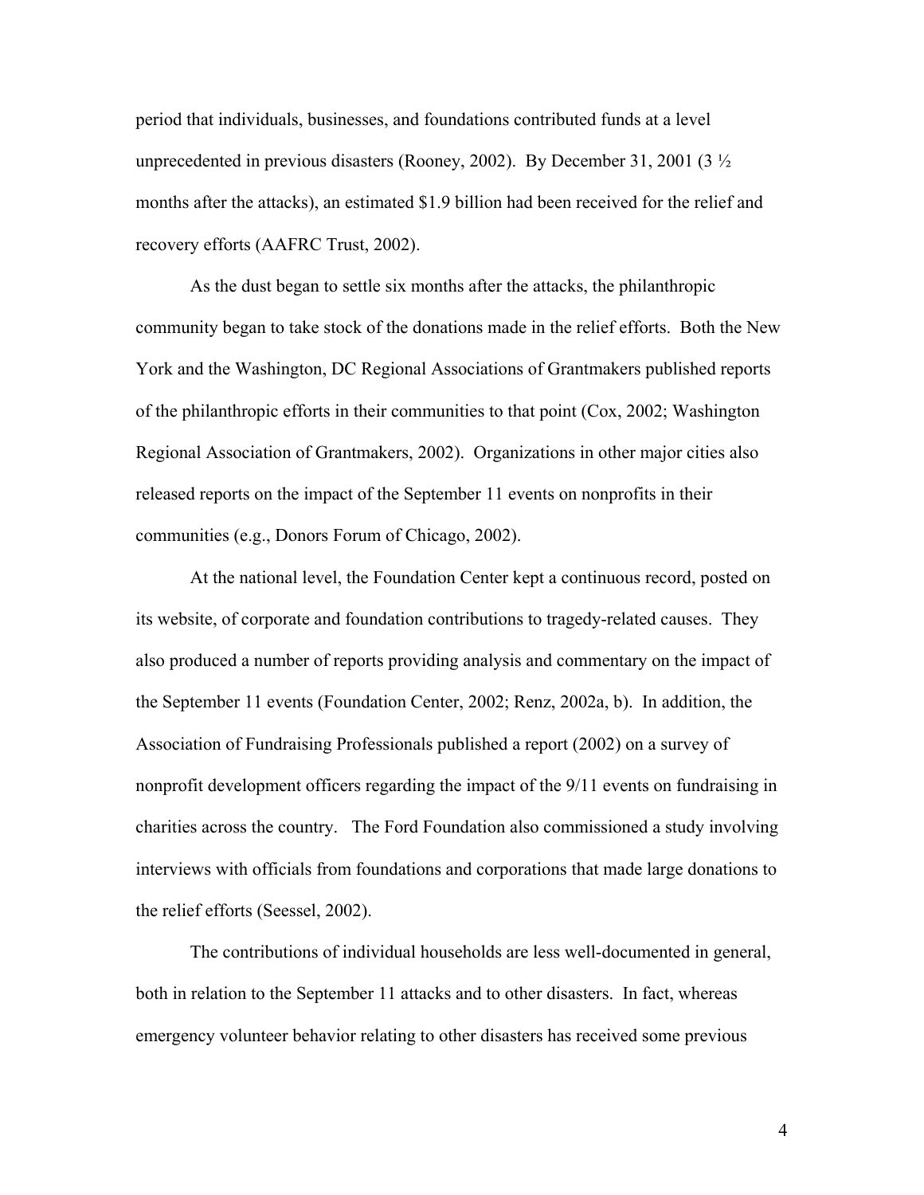period that individuals, businesses, and foundations contributed funds at a level unprecedented in previous disasters (Rooney, 2002). By December 31, 2001 (3 ½ months after the attacks), an estimated $1.9 billion had been received for the relief and recovery efforts (AAFRC Trust, 2002).

As the dust began to settle six months after the attacks, the philanthropic community began to take stock of the donations made in the relief efforts. Both the New York and the Washington, DC Regional Associations of Grantmakers published reports of the philanthropic efforts in their communities to that point (Cox, 2002; Washington Regional Association of Grantmakers, 2002). Organizations in other major cities also released reports on the impact of the September 11 events on nonprofits in their communities (e.g., Donors Forum of Chicago, 2002).

At the national level, the Foundation Center kept a continuous record, posted on its website, of corporate and foundation contributions to tragedy-related causes. They also produced a number of reports providing analysis and commentary on the impact of the September 11 events (Foundation Center, 2002; Renz, 2002a, b). In addition, the Association of Fundraising Professionals published a report (2002) on a survey of nonprofit development officers regarding the impact of the 9/11 events on fundraising in charities across the country. The Ford Foundation also commissioned a study involving interviews with officials from foundations and corporations that made large donations to the relief efforts (Seessel, 2002).

The contributions of individual households are less well-documented in general, both in relation to the September 11 attacks and to other disasters. In fact, whereas emergency volunteer behavior relating to other disasters has received some previous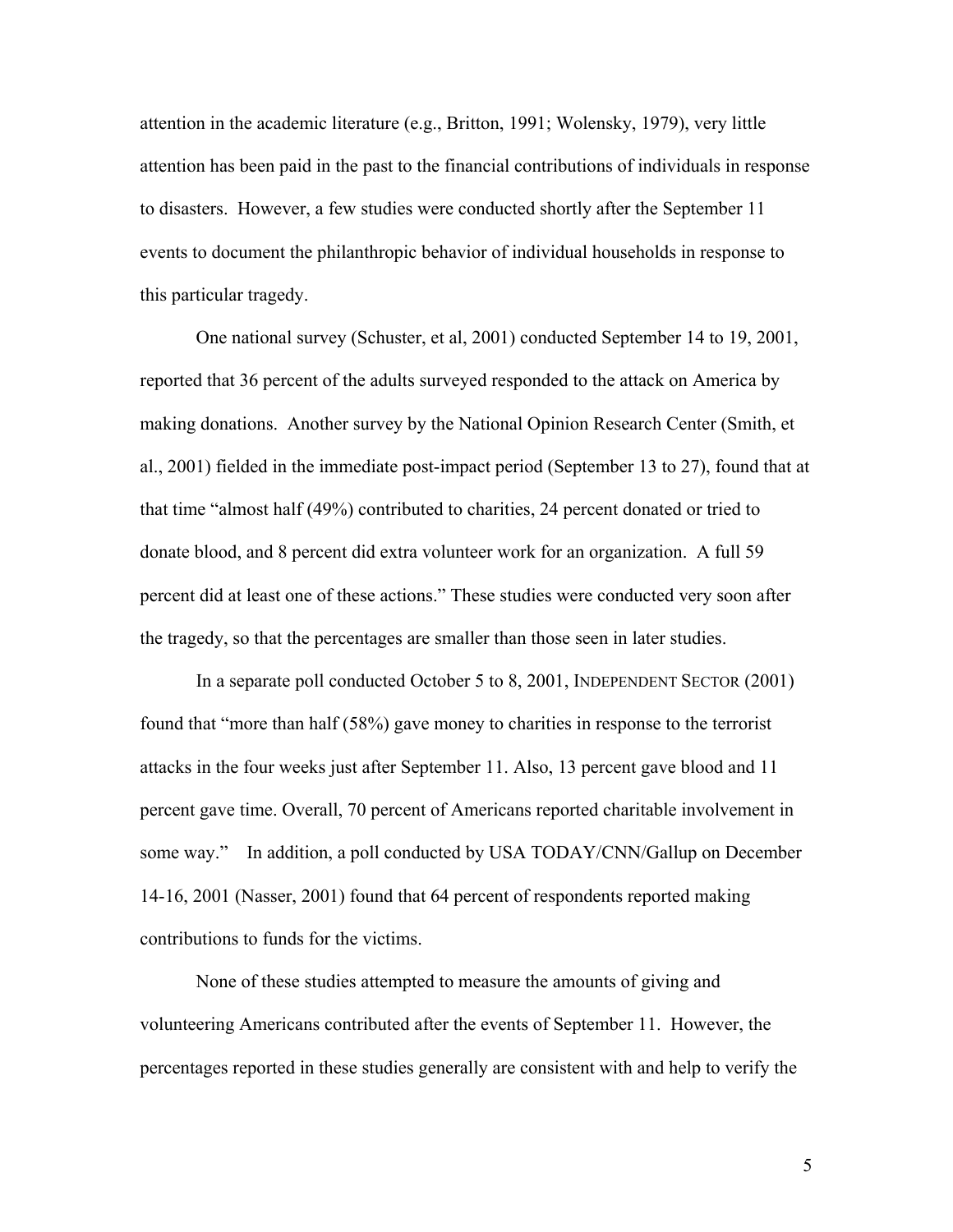attention in the academic literature (e.g., Britton, 1991; Wolensky, 1979), very little attention has been paid in the past to the financial contributions of individuals in response to disasters. However, a few studies were conducted shortly after the September 11 events to document the philanthropic behavior of individual households in response to this particular tragedy.

One national survey (Schuster, et al, 2001) conducted September 14 to 19, 2001, reported that 36 percent of the adults surveyed responded to the attack on America by making donations. Another survey by the National Opinion Research Center (Smith, et al., 2001) fielded in the immediate post-impact period (September 13 to 27), found that at that time "almost half (49%) contributed to charities, 24 percent donated or tried to donate blood, and 8 percent did extra volunteer work for an organization. A full 59 percent did at least one of these actions." These studies were conducted very soon after the tragedy, so that the percentages are smaller than those seen in later studies.

In a separate poll conducted October 5 to 8, 2001, INDEPENDENT SECTOR (2001) found that "more than half (58%) gave money to charities in response to the terrorist attacks in the four weeks just after September 11. Also, 13 percent gave blood and 11 percent gave time. Overall, 70 percent of Americans reported charitable involvement in some way." In addition, a poll conducted by USA TODAY/CNN/Gallup on December 14-16, 2001 (Nasser, 2001) found that 64 percent of respondents reported making contributions to funds for the victims.

None of these studies attempted to measure the amounts of giving and volunteering Americans contributed after the events of September 11. However, the percentages reported in these studies generally are consistent with and help to verify the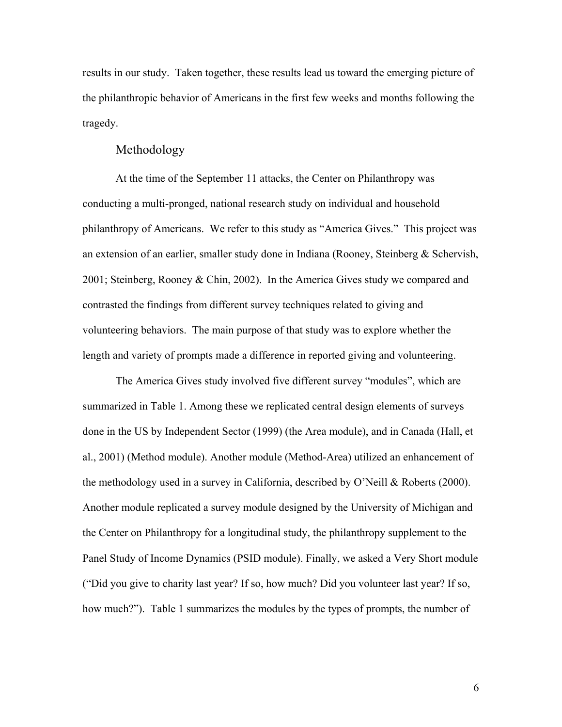results in our study. Taken together, these results lead us toward the emerging picture of the philanthropic behavior of Americans in the first few weeks and months following the tragedy.

## Methodology

At the time of the September 11 attacks, the Center on Philanthropy was conducting a multi-pronged, national research study on individual and household philanthropy of Americans. We refer to this study as "America Gives." This project was an extension of an earlier, smaller study done in Indiana (Rooney, Steinberg & Schervish, 2001; Steinberg, Rooney & Chin, 2002). In the America Gives study we compared and contrasted the findings from different survey techniques related to giving and volunteering behaviors. The main purpose of that study was to explore whether the length and variety of prompts made a difference in reported giving and volunteering.

The America Gives study involved five different survey "modules", which are summarized in Table 1. Among these we replicated central design elements of surveys done in the US by Independent Sector (1999) (the Area module), and in Canada (Hall, et al., 2001) (Method module). Another module (Method-Area) utilized an enhancement of the methodology used in a survey in California, described by O'Neill & Roberts (2000). Another module replicated a survey module designed by the University of Michigan and the Center on Philanthropy for a longitudinal study, the philanthropy supplement to the Panel Study of Income Dynamics (PSID module). Finally, we asked a Very Short module ("Did you give to charity last year? If so, how much? Did you volunteer last year? If so, how much?"). Table 1 summarizes the modules by the types of prompts, the number of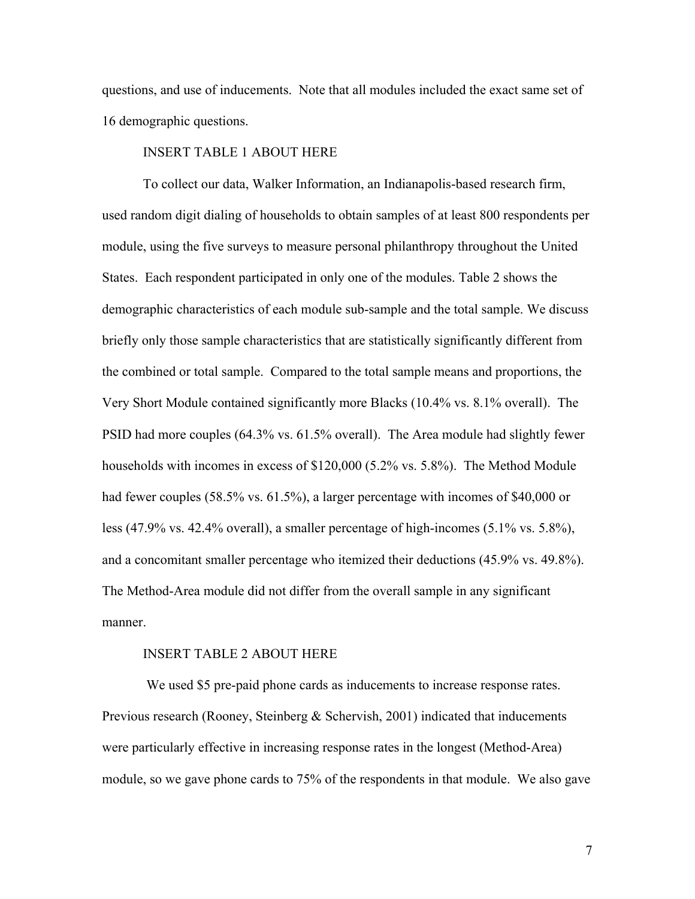questions, and use of inducements. Note that all modules included the exact same set of 16 demographic questions.

INSERT TABLE 1 ABOUT HERE

To collect our data, Walker Information, an Indianapolis-based research firm, used random digit dialing of households to obtain samples of at least 800 respondents per module, using the five surveys to measure personal philanthropy throughout the United States. Each respondent participated in only one of the modules. Table 2 shows the demographic characteristics of each module sub-sample and the total sample. We discuss briefly only those sample characteristics that are statistically significantly different from the combined or total sample. Compared to the total sample means and proportions, the Very Short Module contained significantly more Blacks (10.4% vs. 8.1% overall). The PSID had more couples (64.3% vs. 61.5% overall). The Area module had slightly fewer households with incomes in excess of $120,000 (5.2% vs. 5.8%). The Method Module had fewer couples (58.5% vs. 61.5%), a larger percentage with incomes of $40,000 or less (47.9% vs. 42.4% overall), a smaller percentage of high-incomes (5.1% vs. 5.8%), and a concomitant smaller percentage who itemized their deductions (45.9% vs. 49.8%). The Method-Area module did not differ from the overall sample in any significant manner.

INSERT TABLE 2 ABOUT HERE

We used $5 pre-paid phone cards as inducements to increase response rates. Previous research (Rooney, Steinberg & Schervish, 2001) indicated that inducements were particularly effective in increasing response rates in the longest (Method-Area) module, so we gave phone cards to 75% of the respondents in that module. We also gave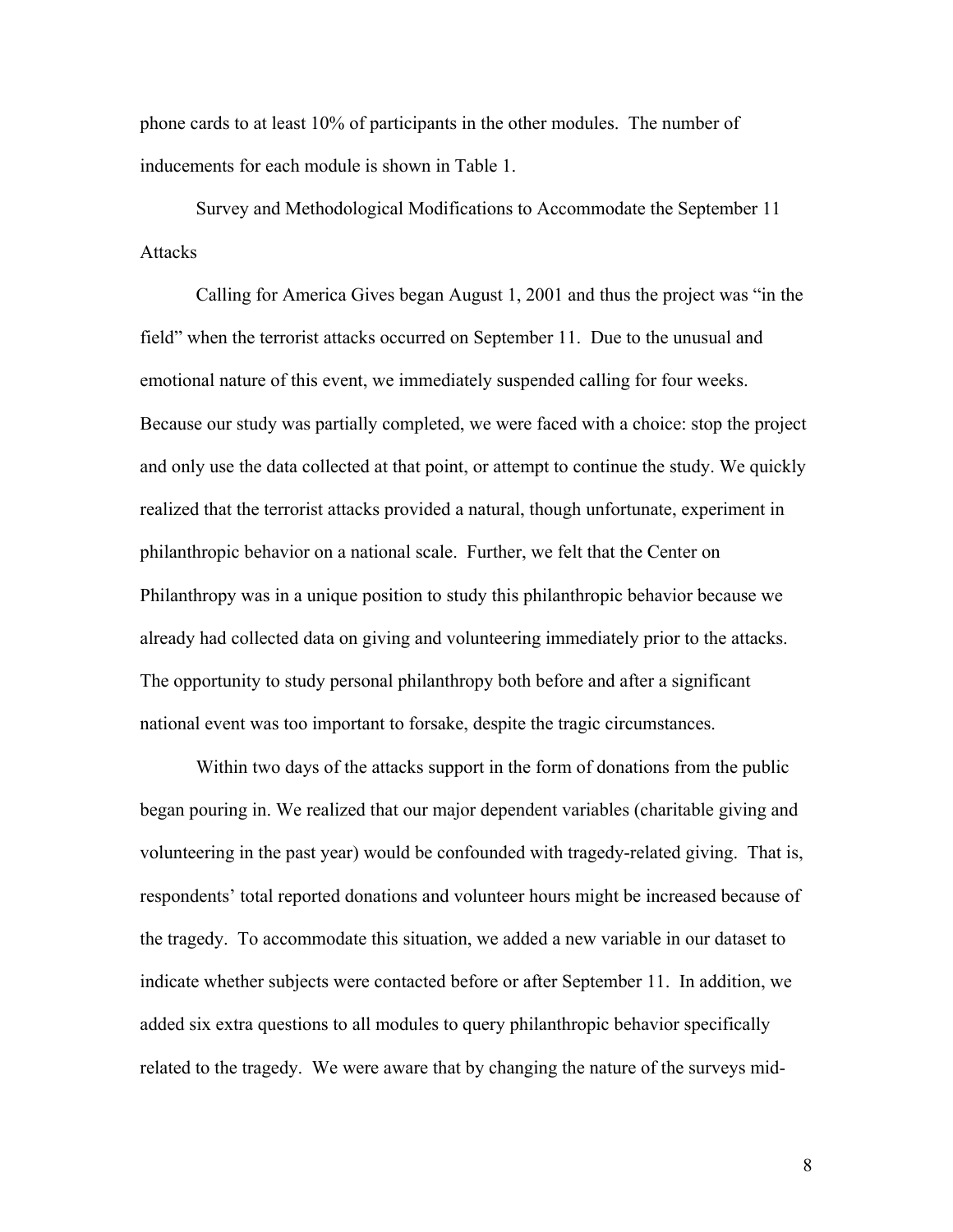phone cards to at least 10% of participants in the other modules. The number of inducements for each module is shown in Table 1.

### Survey and Methodological Modifications to Accommodate the September 11 Attacks

Calling for America Gives began August 1, 2001 and thus the project was "in the field" when the terrorist attacks occurred on September 11. Due to the unusual and emotional nature of this event, we immediately suspended calling for four weeks. Because our study was partially completed, we were faced with a choice: stop the project and only use the data collected at that point, or attempt to continue the study. We quickly realized that the terrorist attacks provided a natural, though unfortunate, experiment in philanthropic behavior on a national scale. Further, we felt that the Center on Philanthropy was in a unique position to study this philanthropic behavior because we already had collected data on giving and volunteering immediately prior to the attacks. The opportunity to study personal philanthropy both before and after a significant national event was too important to forsake, despite the tragic circumstances.

Within two days of the attacks support in the form of donations from the public began pouring in. We realized that our major dependent variables (charitable giving and volunteering in the past year) would be confounded with tragedy-related giving. That is, respondents' total reported donations and volunteer hours might be increased because of the tragedy. To accommodate this situation, we added a new variable in our dataset to indicate whether subjects were contacted before or after September 11. In addition, we added six extra questions to all modules to query philanthropic behavior specifically related to the tragedy. We were aware that by changing the nature of the surveys mid-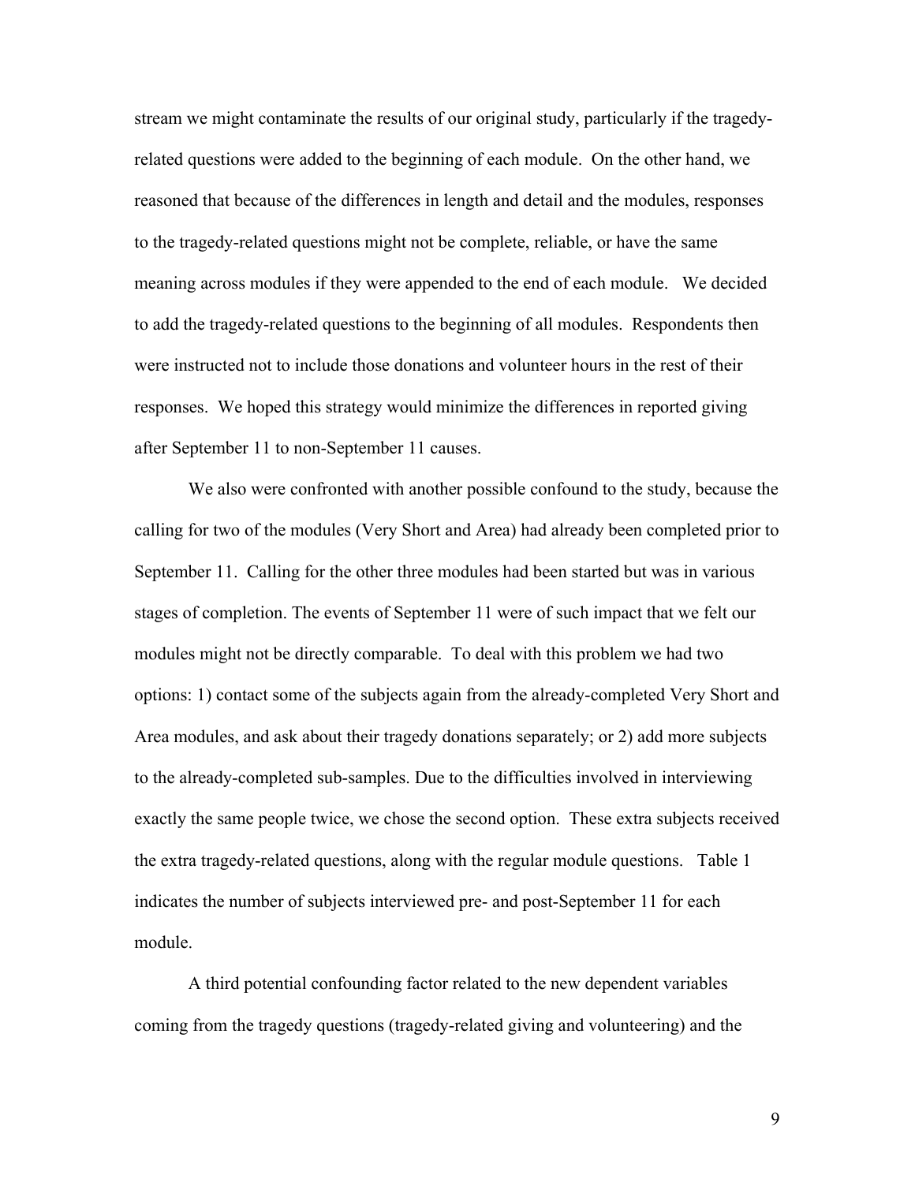stream we might contaminate the results of our original study, particularly if the tragedy-related questions were added to the beginning of each module. On the other hand, we reasoned that because of the differences in length and detail and the modules, responses to the tragedy-related questions might not be complete, reliable, or have the same meaning across modules if they were appended to the end of each module. We decided to add the tragedy-related questions to the beginning of all modules. Respondents then were instructed not to include those donations and volunteer hours in the rest of their responses. We hoped this strategy would minimize the differences in reported giving after September 11 to non-September 11 causes.

We also were confronted with another possible confound to the study, because the calling for two of the modules (Very Short and Area) had already been completed prior to September 11. Calling for the other three modules had been started but was in various stages of completion. The events of September 11 were of such impact that we felt our modules might not be directly comparable. To deal with this problem we had two options: 1) contact some of the subjects again from the already-completed Very Short and Area modules, and ask about their tragedy donations separately; or 2) add more subjects to the already-completed sub-samples. Due to the difficulties involved in interviewing exactly the same people twice, we chose the second option. These extra subjects received the extra tragedy-related questions, along with the regular module questions. Table 1 indicates the number of subjects interviewed pre- and post-September 11 for each module.

A third potential confounding factor related to the new dependent variables coming from the tragedy questions (tragedy-related giving and volunteering) and the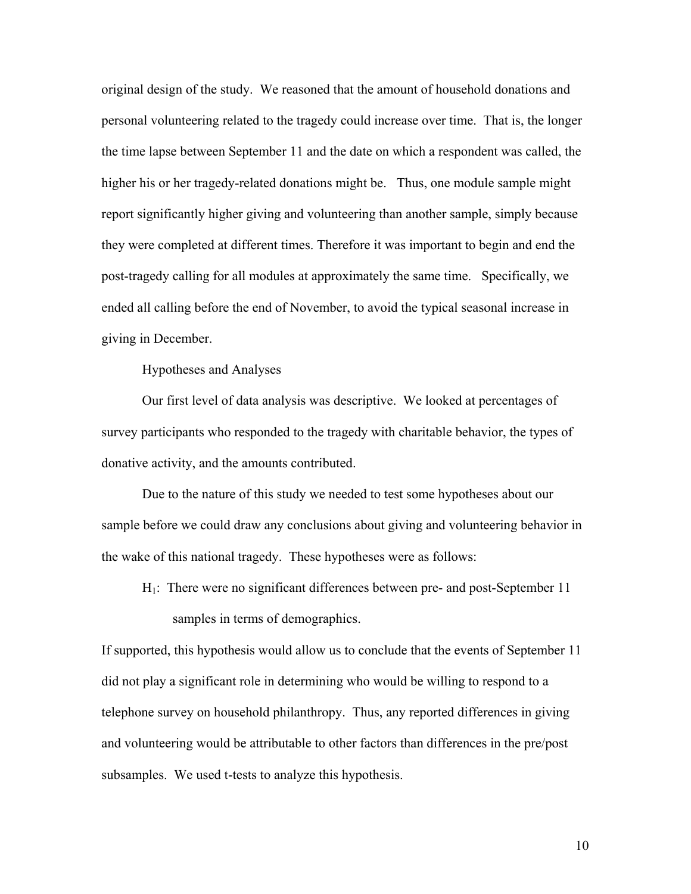original design of the study. We reasoned that the amount of household donations and personal volunteering related to the tragedy could increase over time. That is, the longer the time lapse between September 11 and the date on which a respondent was called, the higher his or her tragedy-related donations might be. Thus, one module sample might report significantly higher giving and volunteering than another sample, simply because they were completed at different times. Therefore it was important to begin and end the post-tragedy calling for all modules at approximately the same time. Specifically, we ended all calling before the end of November, to avoid the typical seasonal increase in giving in December.

## Hypotheses and Analyses

Our first level of data analysis was descriptive. We looked at percentages of survey participants who responded to the tragedy with charitable behavior, the types of donative activity, and the amounts contributed.

Due to the nature of this study we needed to test some hypotheses about our sample before we could draw any conclusions about giving and volunteering behavior in the wake of this national tragedy. These hypotheses were as follows:

$H_1$: There were no significant differences between pre- and post-September 11 samples in terms of demographics.

If supported, this hypothesis would allow us to conclude that the events of September 11 did not play a significant role in determining who would be willing to respond to a telephone survey on household philanthropy. Thus, any reported differences in giving and volunteering would be attributable to other factors than differences in the pre/post subsamples. We used t-tests to analyze this hypothesis.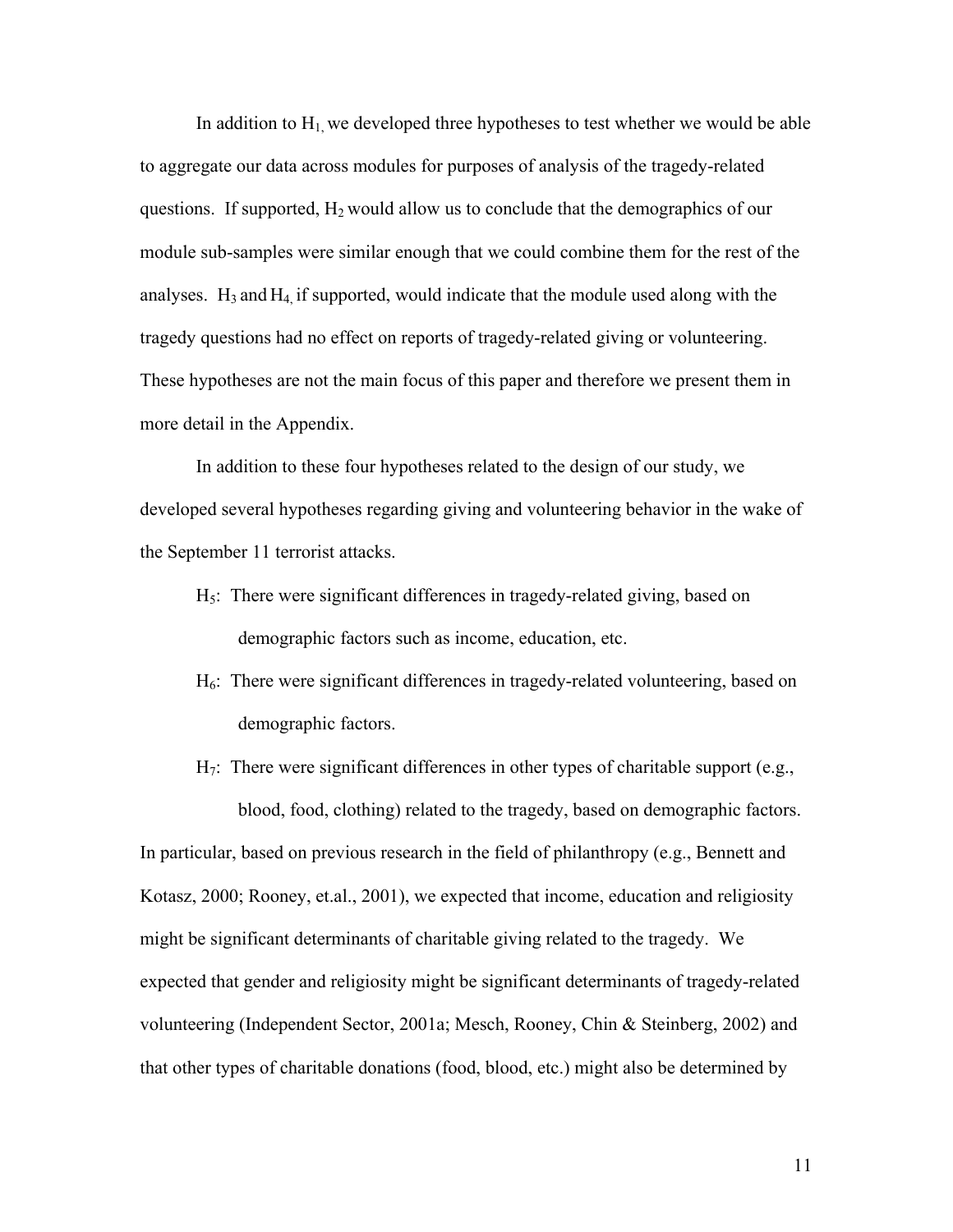In addition to $H_1$, we developed three hypotheses to test whether we would be able to aggregate our data across modules for purposes of analysis of the tragedy-related questions. If supported, $H_2$ would allow us to conclude that the demographics of our module sub-samples were similar enough that we could combine them for the rest of the analyses. $H_3$ and $H_4$, if supported, would indicate that the module used along with the tragedy questions had no effect on reports of tragedy-related giving or volunteering. These hypotheses are not the main focus of this paper and therefore we present them in more detail in the Appendix.

In addition to these four hypotheses related to the design of our study, we developed several hypotheses regarding giving and volunteering behavior in the wake of the September 11 terrorist attacks.

> $H_5$: There were significant differences in tragedy-related giving, based on demographic factors such as income, education, etc.
>
> $H_6$: There were significant differences in tragedy-related volunteering, based on demographic factors.
>
> $H_7$: There were significant differences in other types of charitable support (e.g., blood, food, clothing) related to the tragedy, based on demographic factors.

In particular, based on previous research in the field of philanthropy (e.g., Bennett and Kotasz, 2000; Rooney, et.al., 2001), we expected that income, education and religiosity might be significant determinants of charitable giving related to the tragedy. We expected that gender and religiosity might be significant determinants of tragedy-related volunteering (Independent Sector, 2001a; Mesch, Rooney, Chin & Steinberg, 2002) and that other types of charitable donations (food, blood, etc.) might also be determined by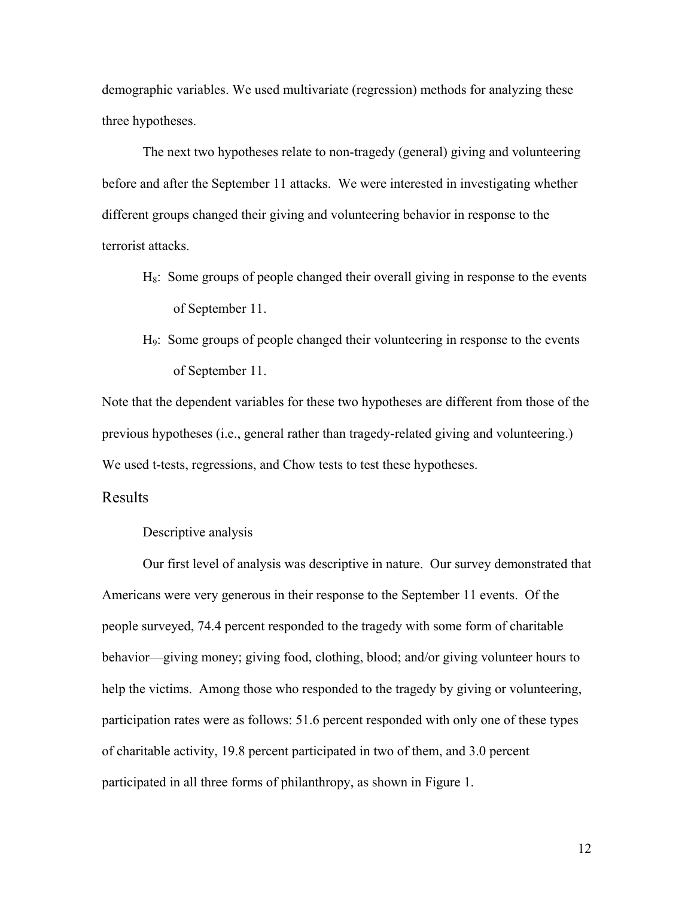demographic variables. We used multivariate (regression) methods for analyzing these three hypotheses.

The next two hypotheses relate to non-tragedy (general) giving and volunteering before and after the September 11 attacks. We were interested in investigating whether different groups changed their giving and volunteering behavior in response to the terrorist attacks.

> $H_8$: Some groups of people changed their overall giving in response to the events of September 11.
>
> $H_9$: Some groups of people changed their volunteering in response to the events of September 11.

Note that the dependent variables for these two hypotheses are different from those of the previous hypotheses (i.e., general rather than tragedy-related giving and volunteering.) We used t-tests, regressions, and Chow tests to test these hypotheses.

## Results

### Descriptive analysis

Our first level of analysis was descriptive in nature. Our survey demonstrated that Americans were very generous in their response to the September 11 events. Of the people surveyed, 74.4 percent responded to the tragedy with some form of charitable behavior—giving money; giving food, clothing, blood; and/or giving volunteer hours to help the victims. Among those who responded to the tragedy by giving or volunteering, participation rates were as follows: 51.6 percent responded with only one of these types of charitable activity, 19.8 percent participated in two of them, and 3.0 percent participated in all three forms of philanthropy, as shown in Figure 1.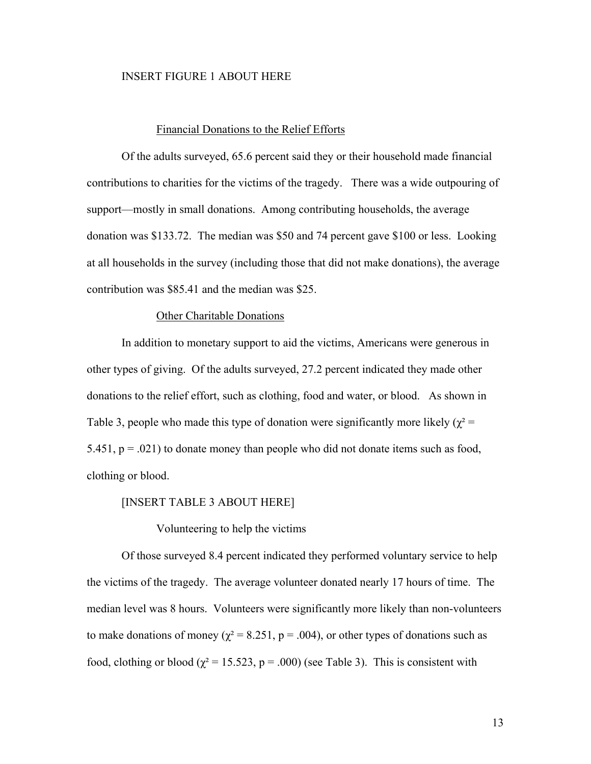INSERT FIGURE 1 ABOUT HERE

## Financial Donations to the Relief Efforts

Of the adults surveyed, 65.6 percent said they or their household made financial contributions to charities for the victims of the tragedy. There was a wide outpouring of support—mostly in small donations. Among contributing households, the average donation was $133.72. The median was $50 and 74 percent gave $100 or less. Looking at all households in the survey (including those that did not make donations), the average contribution was $85.41 and the median was $25.

## Other Charitable Donations

In addition to monetary support to aid the victims, Americans were generous in other types of giving. Of the adults surveyed, 27.2 percent indicated they made other donations to the relief effort, such as clothing, food and water, or blood. As shown in Table 3, people who made this type of donation were significantly more likely ($\chi^2$ = 5.451, p = .021) to donate money than people who did not donate items such as food, clothing or blood.

[INSERT TABLE 3 ABOUT HERE]

## Volunteering to help the victims

Of those surveyed 8.4 percent indicated they performed voluntary service to help the victims of the tragedy. The average volunteer donated nearly 17 hours of time. The median level was 8 hours. Volunteers were significantly more likely than non-volunteers to make donations of money ($\chi^2$ = 8.251, p = .004), or other types of donations such as food, clothing or blood ($\chi^2$ = 15.523, p = .000) (see Table 3). This is consistent with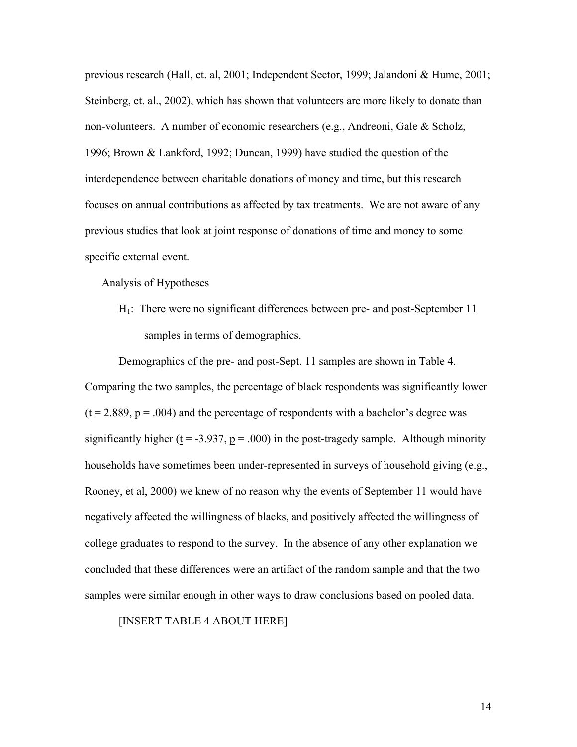previous research (Hall, et. al, 2001; Independent Sector, 1999; Jalandoni & Hume, 2001; Steinberg, et. al., 2002), which has shown that volunteers are more likely to donate than non-volunteers. A number of economic researchers (e.g., Andreoni, Gale & Scholz, 1996; Brown & Lankford, 1992; Duncan, 1999) have studied the question of the interdependence between charitable donations of money and time, but this research focuses on annual contributions as affected by tax treatments. We are not aware of any previous studies that look at joint response of donations of time and money to some specific external event.

Analysis of Hypotheses

$H_1$: There were no significant differences between pre- and post-September 11 samples in terms of demographics.

Demographics of the pre- and post-Sept. 11 samples are shown in Table 4. Comparing the two samples, the percentage of black respondents was significantly lower ($t = 2.889$, $p = .004$) and the percentage of respondents with a bachelor's degree was significantly higher ($t = -3.937$, $p = .000$) in the post-tragedy sample. Although minority households have sometimes been under-represented in surveys of household giving (e.g., Rooney, et al, 2000) we knew of no reason why the events of September 11 would have negatively affected the willingness of blacks, and positively affected the willingness of college graduates to respond to the survey. In the absence of any other explanation we concluded that these differences were an artifact of the random sample and that the two samples were similar enough in other ways to draw conclusions based on pooled data.

[INSERT TABLE 4 ABOUT HERE]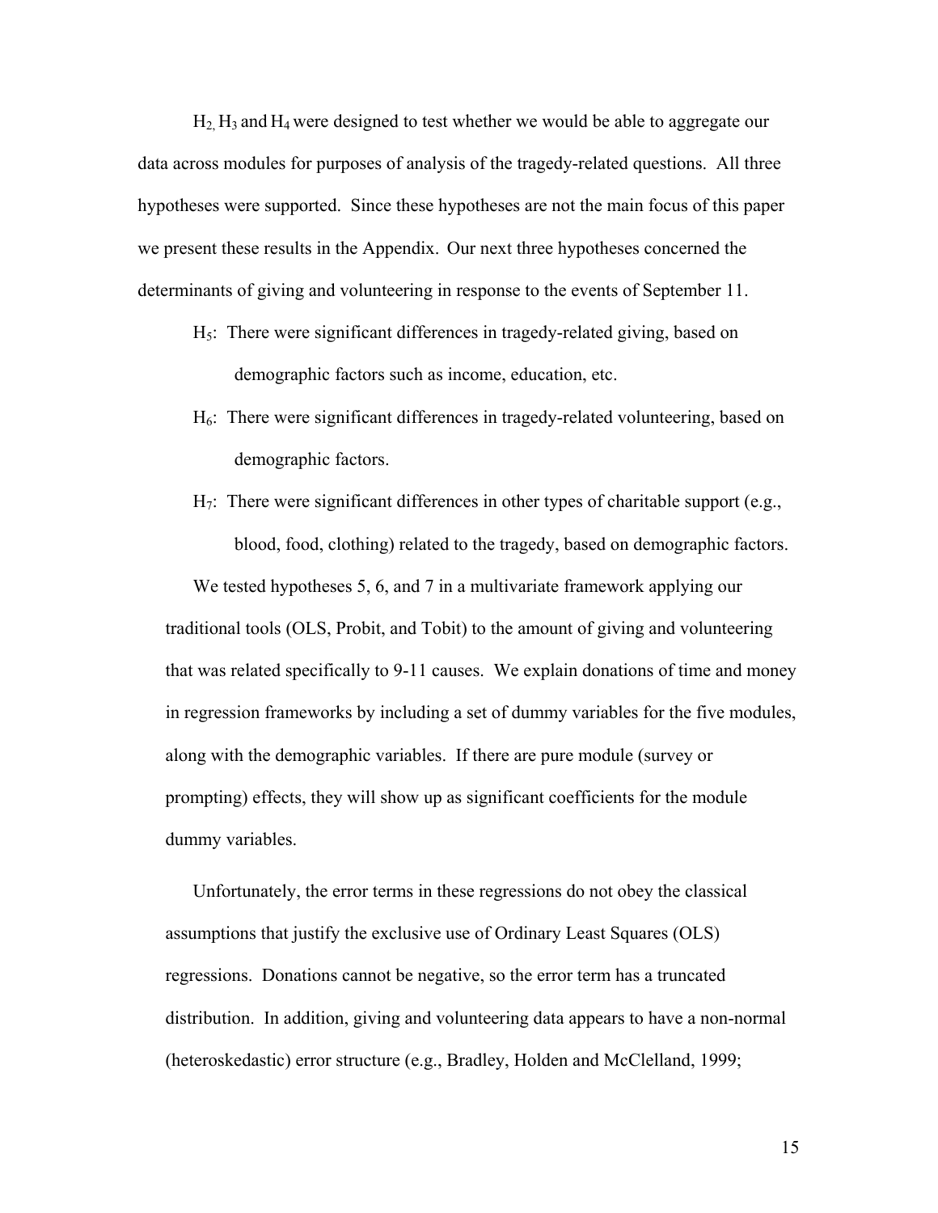$H_2$, $H_3$ and $H_4$ were designed to test whether we would be able to aggregate our data across modules for purposes of analysis of the tragedy-related questions. All three hypotheses were supported. Since these hypotheses are not the main focus of this paper we present these results in the Appendix. Our next three hypotheses concerned the determinants of giving and volunteering in response to the events of September 11.

- $H_5$: There were significant differences in tragedy-related giving, based on demographic factors such as income, education, etc.
- $H_6$: There were significant differences in tragedy-related volunteering, based on demographic factors.
- $H_7$: There were significant differences in other types of charitable support (e.g., blood, food, clothing) related to the tragedy, based on demographic factors.

We tested hypotheses 5, 6, and 7 in a multivariate framework applying our traditional tools (OLS, Probit, and Tobit) to the amount of giving and volunteering that was related specifically to 9-11 causes. We explain donations of time and money in regression frameworks by including a set of dummy variables for the five modules, along with the demographic variables. If there are pure module (survey or prompting) effects, they will show up as significant coefficients for the module dummy variables.

Unfortunately, the error terms in these regressions do not obey the classical assumptions that justify the exclusive use of Ordinary Least Squares (OLS) regressions. Donations cannot be negative, so the error term has a truncated distribution. In addition, giving and volunteering data appears to have a non-normal (heteroskedastic) error structure (e.g., Bradley, Holden and McClelland, 1999;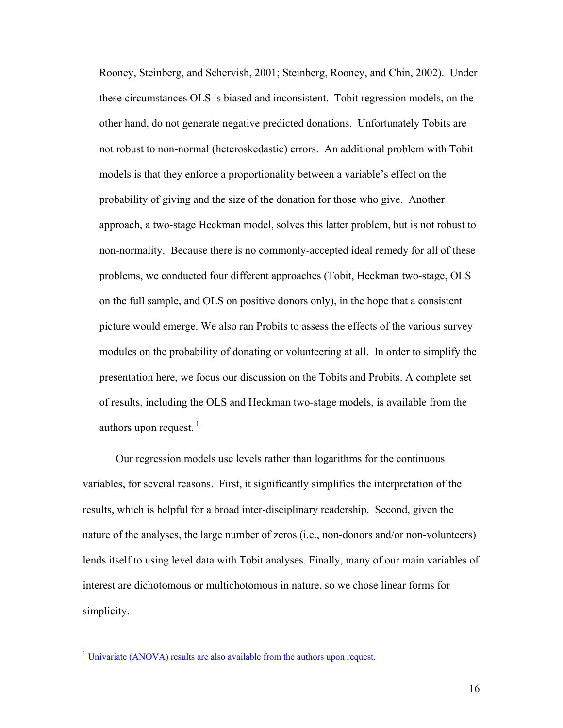Rooney, Steinberg, and Schervish, 2001; Steinberg, Rooney, and Chin, 2002). Under these circumstances OLS is biased and inconsistent. Tobit regression models, on the other hand, do not generate negative predicted donations. Unfortunately Tobits are not robust to non-normal (heteroskedastic) errors. An additional problem with Tobit models is that they enforce a proportionality between a variable's effect on the probability of giving and the size of the donation for those who give. Another approach, a two-stage Heckman model, solves this latter problem, but is not robust to non-normality. Because there is no commonly-accepted ideal remedy for all of these problems, we conducted four different approaches (Tobit, Heckman two-stage, OLS on the full sample, and OLS on positive donors only), in the hope that a consistent picture would emerge. We also ran Probits to assess the effects of the various survey modules on the probability of donating or volunteering at all. In order to simplify the presentation here, we focus our discussion on the Tobits and Probits. A complete set of results, including the OLS and Heckman two-stage models, is available from the authors upon request. [1]

Our regression models use levels rather than logarithms for the continuous variables, for several reasons. First, it significantly simplifies the interpretation of the results, which is helpful for a broad inter-disciplinary readership. Second, given the nature of the analyses, the large number of zeros (i.e., non-donors and/or non-volunteers) lends itself to using level data with Tobit analyses. Finally, many of our main variables of interest are dichotomous or multichotomous in nature, so we chose linear forms for simplicity.

---

[1] Univariate (ANOVA) results are also available from the authors upon request.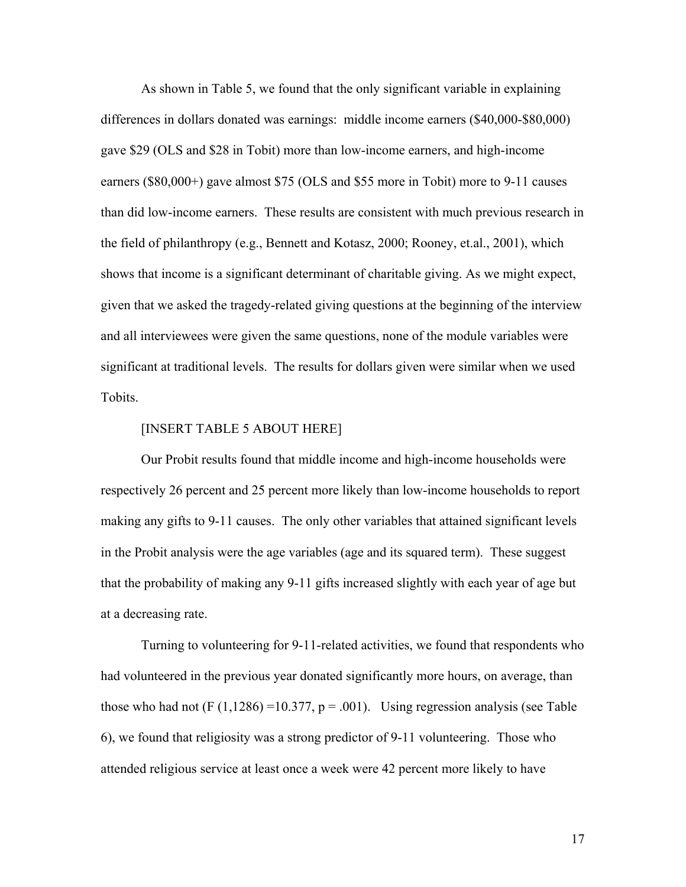As shown in Table 5, we found that the only significant variable in explaining differences in dollars donated was earnings: middle income earners ($40,000-$80,000) gave $29 (OLS and $28 in Tobit) more than low-income earners, and high-income earners ($80,000+) gave almost $75 (OLS and $55 more in Tobit) more to 9-11 causes than did low-income earners. These results are consistent with much previous research in the field of philanthropy (e.g., Bennett and Kotasz, 2000; Rooney, et.al., 2001), which shows that income is a significant determinant of charitable giving. As we might expect, given that we asked the tragedy-related giving questions at the beginning of the interview and all interviewees were given the same questions, none of the module variables were significant at traditional levels. The results for dollars given were similar when we used Tobits.

[INSERT TABLE 5 ABOUT HERE]

Our Probit results found that middle income and high-income households were respectively 26 percent and 25 percent more likely than low-income households to report making any gifts to 9-11 causes. The only other variables that attained significant levels in the Probit analysis were the age variables (age and its squared term). These suggest that the probability of making any 9-11 gifts increased slightly with each year of age but at a decreasing rate.

Turning to volunteering for 9-11-related activities, we found that respondents who had volunteered in the previous year donated significantly more hours, on average, than those who had not ($F(1,1286) = 10.377$, $p = .001$). Using regression analysis (see Table 6), we found that religiosity was a strong predictor of 9-11 volunteering. Those who attended religious service at least once a week were 42 percent more likely to have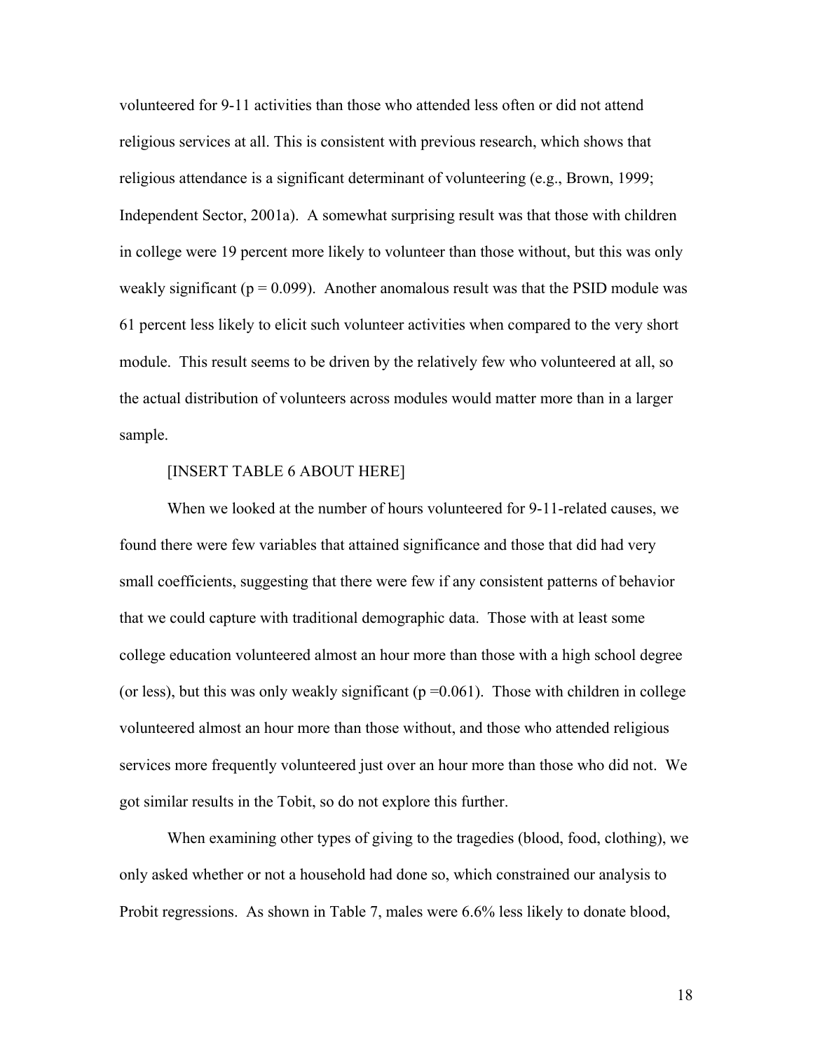volunteered for 9-11 activities than those who attended less often or did not attend religious services at all. This is consistent with previous research, which shows that religious attendance is a significant determinant of volunteering (e.g., Brown, 1999; Independent Sector, 2001a). A somewhat surprising result was that those with children in college were 19 percent more likely to volunteer than those without, but this was only weakly significant ($p = 0.099$). Another anomalous result was that the PSID module was 61 percent less likely to elicit such volunteer activities when compared to the very short module. This result seems to be driven by the relatively few who volunteered at all, so the actual distribution of volunteers across modules would matter more than in a larger sample.

[INSERT TABLE 6 ABOUT HERE]

When we looked at the number of hours volunteered for 9-11-related causes, we found there were few variables that attained significance and those that did had very small coefficients, suggesting that there were few if any consistent patterns of behavior that we could capture with traditional demographic data. Those with at least some college education volunteered almost an hour more than those with a high school degree (or less), but this was only weakly significant ($p = 0.061$). Those with children in college volunteered almost an hour more than those without, and those who attended religious services more frequently volunteered just over an hour more than those who did not. We got similar results in the Tobit, so do not explore this further.

When examining other types of giving to the tragedies (blood, food, clothing), we only asked whether or not a household had done so, which constrained our analysis to Probit regressions. As shown in Table 7, males were 6.6% less likely to donate blood,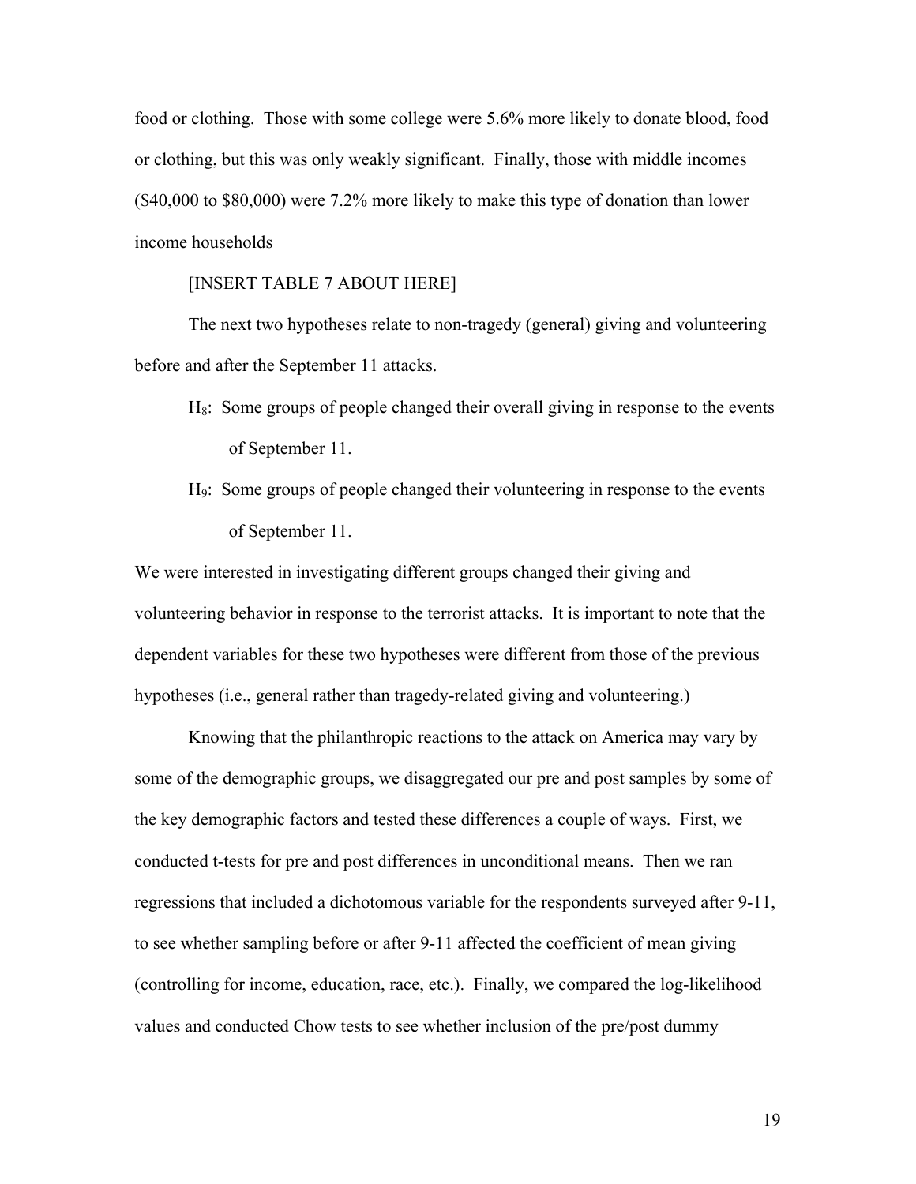food or clothing. Those with some college were 5.6% more likely to donate blood, food or clothing, but this was only weakly significant. Finally, those with middle incomes ($40,000 to $80,000) were 7.2% more likely to make this type of donation than lower income households

[INSERT TABLE 7 ABOUT HERE]

The next two hypotheses relate to non-tragedy (general) giving and volunteering before and after the September 11 attacks.

> $H_8$: Some groups of people changed their overall giving in response to the events of September 11.
>
> $H_9$: Some groups of people changed their volunteering in response to the events of September 11.

We were interested in investigating different groups changed their giving and volunteering behavior in response to the terrorist attacks. It is important to note that the dependent variables for these two hypotheses were different from those of the previous hypotheses (i.e., general rather than tragedy-related giving and volunteering.)

Knowing that the philanthropic reactions to the attack on America may vary by some of the demographic groups, we disaggregated our pre and post samples by some of the key demographic factors and tested these differences a couple of ways. First, we conducted t-tests for pre and post differences in unconditional means. Then we ran regressions that included a dichotomous variable for the respondents surveyed after 9-11, to see whether sampling before or after 9-11 affected the coefficient of mean giving (controlling for income, education, race, etc.). Finally, we compared the log-likelihood values and conducted Chow tests to see whether inclusion of the pre/post dummy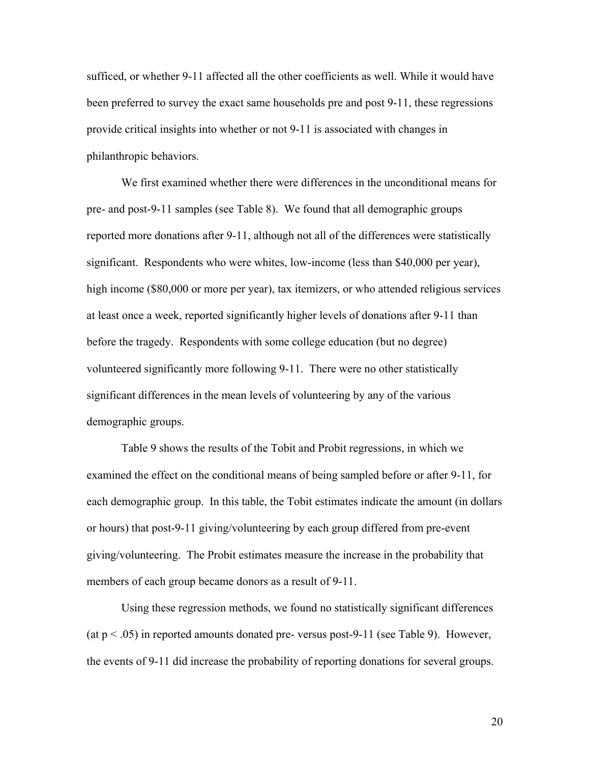sufficed, or whether 9-11 affected all the other coefficients as well. While it would have been preferred to survey the exact same households pre and post 9-11, these regressions provide critical insights into whether or not 9-11 is associated with changes in philanthropic behaviors.

We first examined whether there were differences in the unconditional means for pre- and post-9-11 samples (see Table 8). We found that all demographic groups reported more donations after 9-11, although not all of the differences were statistically significant. Respondents who were whites, low-income (less than $40,000 per year), high income ($80,000 or more per year), tax itemizers, or who attended religious services at least once a week, reported significantly higher levels of donations after 9-11 than before the tragedy. Respondents with some college education (but no degree) volunteered significantly more following 9-11. There were no other statistically significant differences in the mean levels of volunteering by any of the various demographic groups.

Table 9 shows the results of the Tobit and Probit regressions, in which we examined the effect on the conditional means of being sampled before or after 9-11, for each demographic group. In this table, the Tobit estimates indicate the amount (in dollars or hours) that post-9-11 giving/volunteering by each group differed from pre-event giving/volunteering. The Probit estimates measure the increase in the probability that members of each group became donors as a result of 9-11.

Using these regression methods, we found no statistically significant differences (at $p < .05$) in reported amounts donated pre- versus post-9-11 (see Table 9). However, the events of 9-11 did increase the probability of reporting donations for several groups.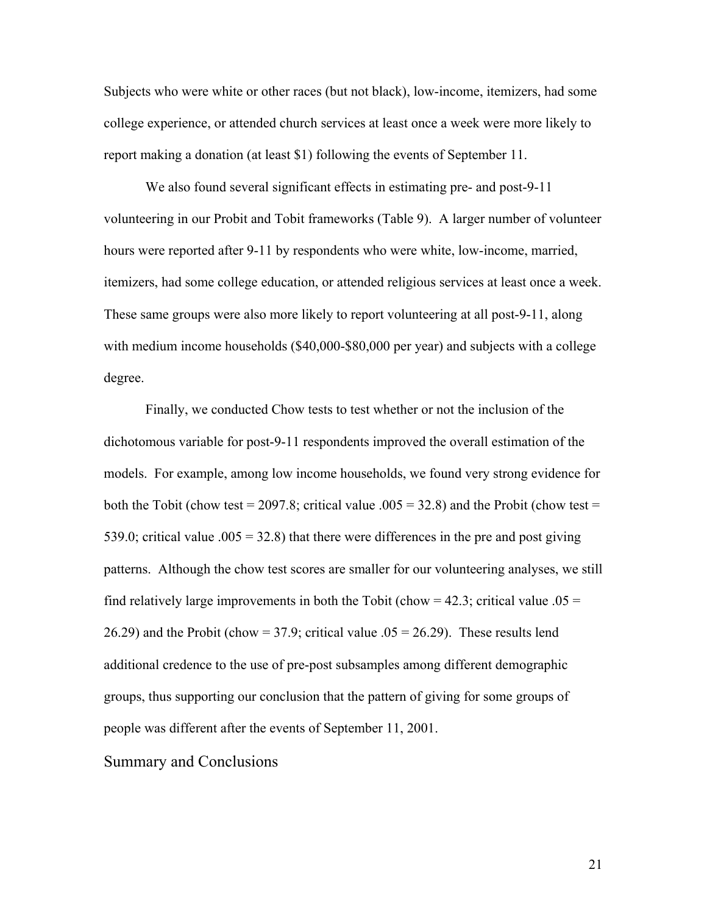Subjects who were white or other races (but not black), low-income, itemizers, had some college experience, or attended church services at least once a week were more likely to report making a donation (at least $1) following the events of September 11.

We also found several significant effects in estimating pre- and post-9-11 volunteering in our Probit and Tobit frameworks (Table 9). A larger number of volunteer hours were reported after 9-11 by respondents who were white, low-income, married, itemizers, had some college education, or attended religious services at least once a week. These same groups were also more likely to report volunteering at all post-9-11, along with medium income households ($40,000-$80,000 per year) and subjects with a college degree.

Finally, we conducted Chow tests to test whether or not the inclusion of the dichotomous variable for post-9-11 respondents improved the overall estimation of the models. For example, among low income households, we found very strong evidence for both the Tobit (chow test = 2097.8; critical value .005 = 32.8) and the Probit (chow test = 539.0; critical value .005 = 32.8) that there were differences in the pre and post giving patterns. Although the chow test scores are smaller for our volunteering analyses, we still find relatively large improvements in both the Tobit (chow = 42.3; critical value .05 = 26.29) and the Probit (chow = 37.9; critical value .05 = 26.29). These results lend additional credence to the use of pre-post subsamples among different demographic groups, thus supporting our conclusion that the pattern of giving for some groups of people was different after the events of September 11, 2001.

## Summary and Conclusions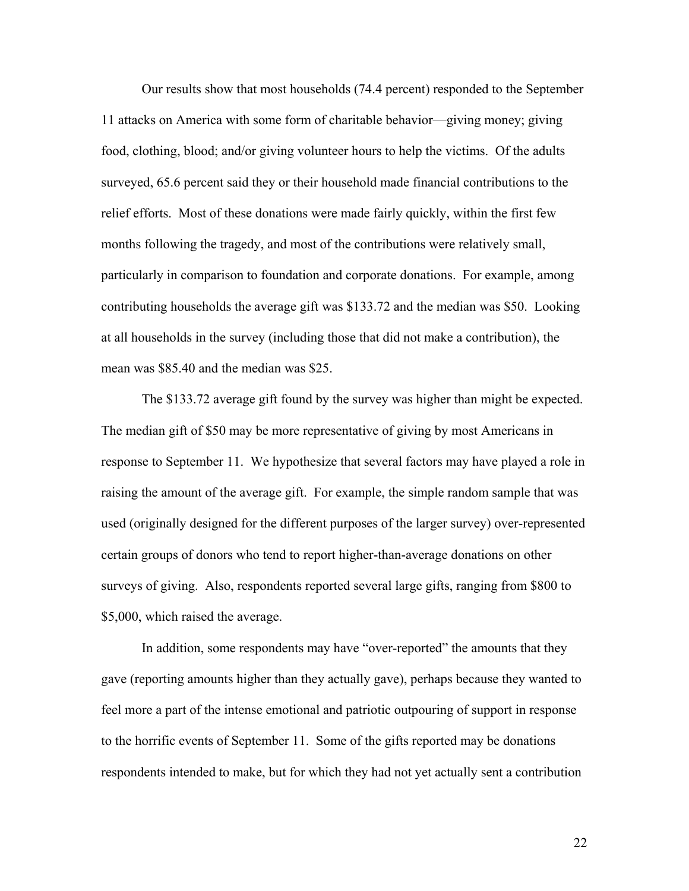Our results show that most households (74.4 percent) responded to the September 11 attacks on America with some form of charitable behavior—giving money; giving food, clothing, blood; and/or giving volunteer hours to help the victims. Of the adults surveyed, 65.6 percent said they or their household made financial contributions to the relief efforts. Most of these donations were made fairly quickly, within the first few months following the tragedy, and most of the contributions were relatively small, particularly in comparison to foundation and corporate donations. For example, among contributing households the average gift was $133.72 and the median was $50. Looking at all households in the survey (including those that did not make a contribution), the mean was $85.40 and the median was $25.

The $133.72 average gift found by the survey was higher than might be expected. The median gift of $50 may be more representative of giving by most Americans in response to September 11. We hypothesize that several factors may have played a role in raising the amount of the average gift. For example, the simple random sample that was used (originally designed for the different purposes of the larger survey) over-represented certain groups of donors who tend to report higher-than-average donations on other surveys of giving. Also, respondents reported several large gifts, ranging from $800 to $5,000, which raised the average.

In addition, some respondents may have "over-reported" the amounts that they gave (reporting amounts higher than they actually gave), perhaps because they wanted to feel more a part of the intense emotional and patriotic outpouring of support in response to the horrific events of September 11. Some of the gifts reported may be donations respondents intended to make, but for which they had not yet actually sent a contribution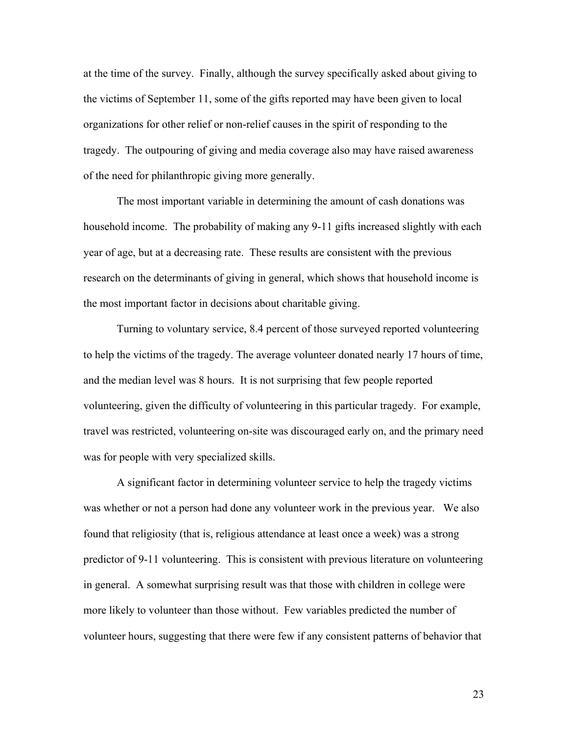at the time of the survey. Finally, although the survey specifically asked about giving to the victims of September 11, some of the gifts reported may have been given to local organizations for other relief or non-relief causes in the spirit of responding to the tragedy. The outpouring of giving and media coverage also may have raised awareness of the need for philanthropic giving more generally.

The most important variable in determining the amount of cash donations was household income. The probability of making any 9-11 gifts increased slightly with each year of age, but at a decreasing rate. These results are consistent with the previous research on the determinants of giving in general, which shows that household income is the most important factor in decisions about charitable giving.

Turning to voluntary service, 8.4 percent of those surveyed reported volunteering to help the victims of the tragedy. The average volunteer donated nearly 17 hours of time, and the median level was 8 hours. It is not surprising that few people reported volunteering, given the difficulty of volunteering in this particular tragedy. For example, travel was restricted, volunteering on-site was discouraged early on, and the primary need was for people with very specialized skills.

A significant factor in determining volunteer service to help the tragedy victims was whether or not a person had done any volunteer work in the previous year. We also found that religiosity (that is, religious attendance at least once a week) was a strong predictor of 9-11 volunteering. This is consistent with previous literature on volunteering in general. A somewhat surprising result was that those with children in college were more likely to volunteer than those without. Few variables predicted the number of volunteer hours, suggesting that there were few if any consistent patterns of behavior that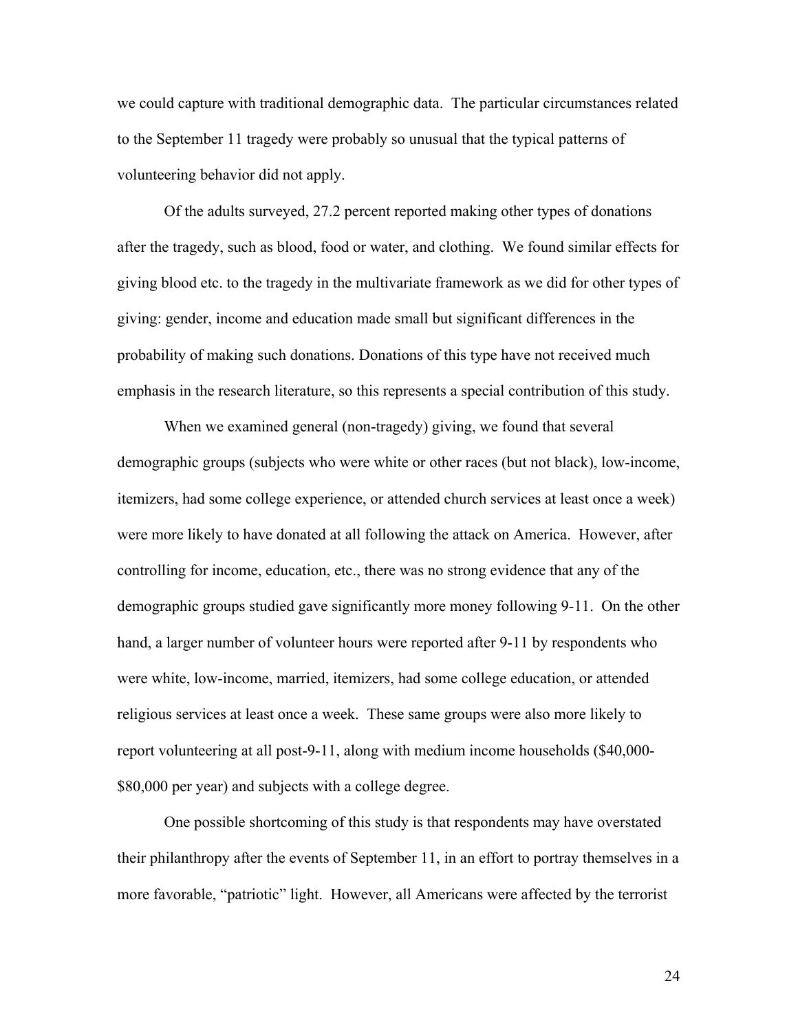we could capture with traditional demographic data. The particular circumstances related to the September 11 tragedy were probably so unusual that the typical patterns of volunteering behavior did not apply.

Of the adults surveyed, 27.2 percent reported making other types of donations after the tragedy, such as blood, food or water, and clothing. We found similar effects for giving blood etc. to the tragedy in the multivariate framework as we did for other types of giving: gender, income and education made small but significant differences in the probability of making such donations. Donations of this type have not received much emphasis in the research literature, so this represents a special contribution of this study.

When we examined general (non-tragedy) giving, we found that several demographic groups (subjects who were white or other races (but not black), low-income, itemizers, had some college experience, or attended church services at least once a week) were more likely to have donated at all following the attack on America. However, after controlling for income, education, etc., there was no strong evidence that any of the demographic groups studied gave significantly more money following 9-11. On the other hand, a larger number of volunteer hours were reported after 9-11 by respondents who were white, low-income, married, itemizers, had some college education, or attended religious services at least once a week. These same groups were also more likely to report volunteering at all post-9-11, along with medium income households ($40,000-$80,000 per year) and subjects with a college degree.

One possible shortcoming of this study is that respondents may have overstated their philanthropy after the events of September 11, in an effort to portray themselves in a more favorable, "patriotic" light. However, all Americans were affected by the terrorist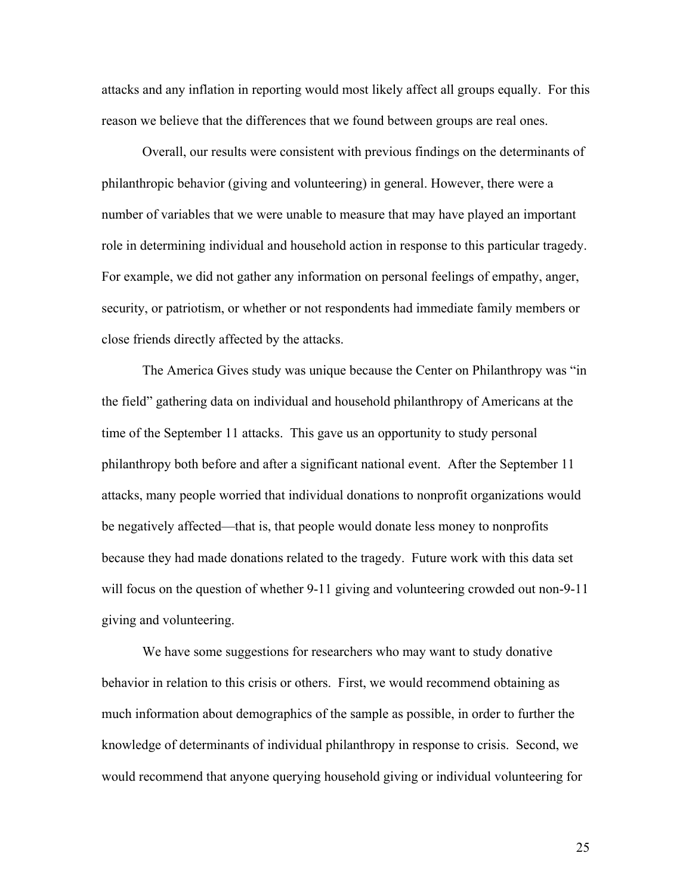attacks and any inflation in reporting would most likely affect all groups equally. For this reason we believe that the differences that we found between groups are real ones.

Overall, our results were consistent with previous findings on the determinants of philanthropic behavior (giving and volunteering) in general. However, there were a number of variables that we were unable to measure that may have played an important role in determining individual and household action in response to this particular tragedy. For example, we did not gather any information on personal feelings of empathy, anger, security, or patriotism, or whether or not respondents had immediate family members or close friends directly affected by the attacks.

The America Gives study was unique because the Center on Philanthropy was "in the field" gathering data on individual and household philanthropy of Americans at the time of the September 11 attacks. This gave us an opportunity to study personal philanthropy both before and after a significant national event. After the September 11 attacks, many people worried that individual donations to nonprofit organizations would be negatively affected—that is, that people would donate less money to nonprofits because they had made donations related to the tragedy. Future work with this data set will focus on the question of whether 9-11 giving and volunteering crowded out non-9-11 giving and volunteering.

We have some suggestions for researchers who may want to study donative behavior in relation to this crisis or others. First, we would recommend obtaining as much information about demographics of the sample as possible, in order to further the knowledge of determinants of individual philanthropy in response to crisis. Second, we would recommend that anyone querying household giving or individual volunteering for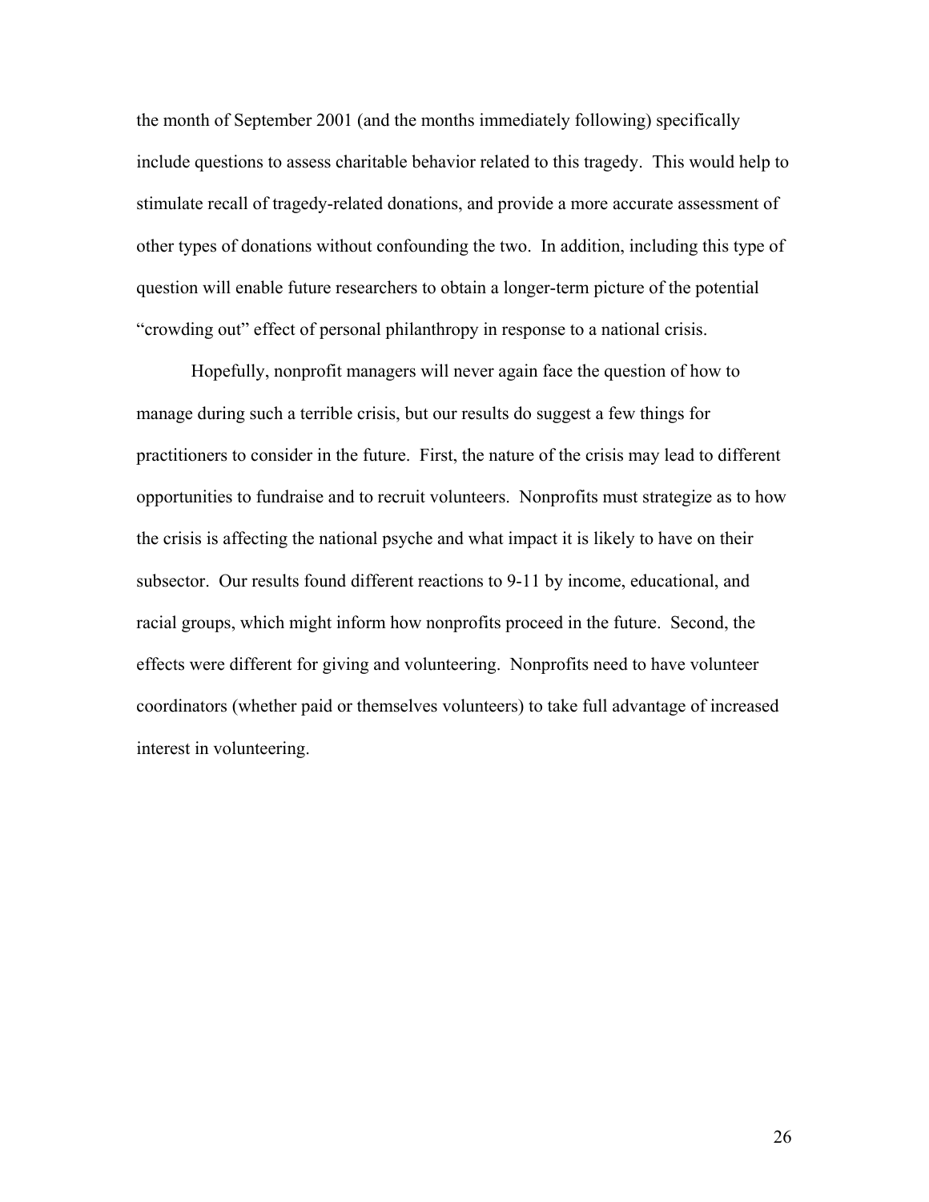the month of September 2001 (and the months immediately following) specifically include questions to assess charitable behavior related to this tragedy. This would help to stimulate recall of tragedy-related donations, and provide a more accurate assessment of other types of donations without confounding the two. In addition, including this type of question will enable future researchers to obtain a longer-term picture of the potential "crowding out" effect of personal philanthropy in response to a national crisis.

Hopefully, nonprofit managers will never again face the question of how to manage during such a terrible crisis, but our results do suggest a few things for practitioners to consider in the future. First, the nature of the crisis may lead to different opportunities to fundraise and to recruit volunteers. Nonprofits must strategize as to how the crisis is affecting the national psyche and what impact it is likely to have on their subsector. Our results found different reactions to 9-11 by income, educational, and racial groups, which might inform how nonprofits proceed in the future. Second, the effects were different for giving and volunteering. Nonprofits need to have volunteer coordinators (whether paid or themselves volunteers) to take full advantage of increased interest in volunteering.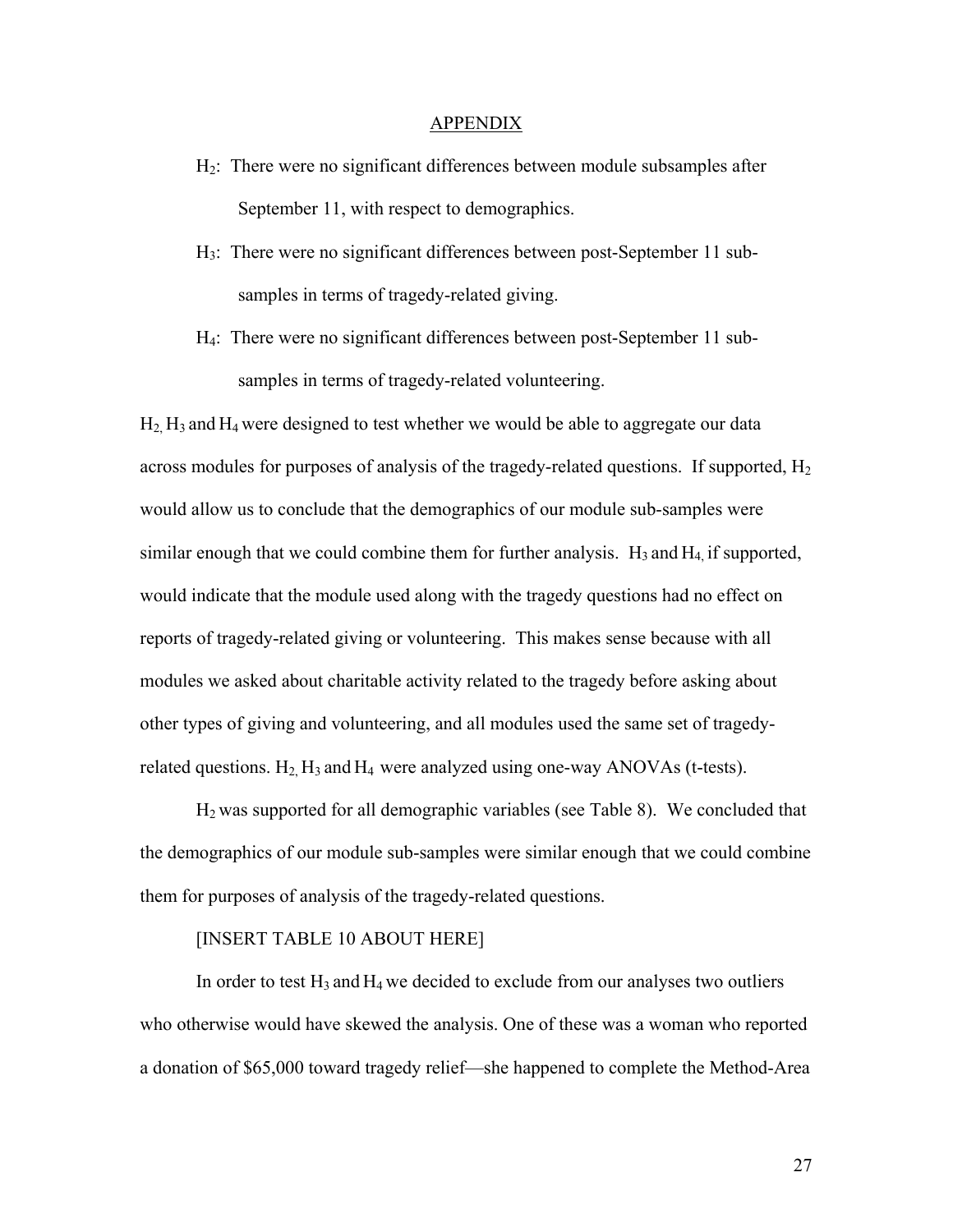## APPENDIX

$H_2$: There were no significant differences between module subsamples after September 11, with respect to demographics.

$H_3$: There were no significant differences between post-September 11 sub-samples in terms of tragedy-related giving.

$H_4$: There were no significant differences between post-September 11 sub-samples in terms of tragedy-related volunteering.

$H_2$, $H_3$ and $H_4$ were designed to test whether we would be able to aggregate our data across modules for purposes of analysis of the tragedy-related questions. If supported, $H_2$ would allow us to conclude that the demographics of our module sub-samples were similar enough that we could combine them for further analysis. $H_3$ and $H_4$, if supported, would indicate that the module used along with the tragedy questions had no effect on reports of tragedy-related giving or volunteering. This makes sense because with all modules we asked about charitable activity related to the tragedy before asking about other types of giving and volunteering, and all modules used the same set of tragedy-related questions. $H_2$, $H_3$ and $H_4$ were analyzed using one-way ANOVAs (t-tests).

$H_2$ was supported for all demographic variables (see Table 8). We concluded that the demographics of our module sub-samples were similar enough that we could combine them for purposes of analysis of the tragedy-related questions.

[INSERT TABLE 10 ABOUT HERE]

In order to test $H_3$ and $H_4$ we decided to exclude from our analyses two outliers who otherwise would have skewed the analysis. One of these was a woman who reported a donation of $65,000 toward tragedy relief—she happened to complete the Method-Area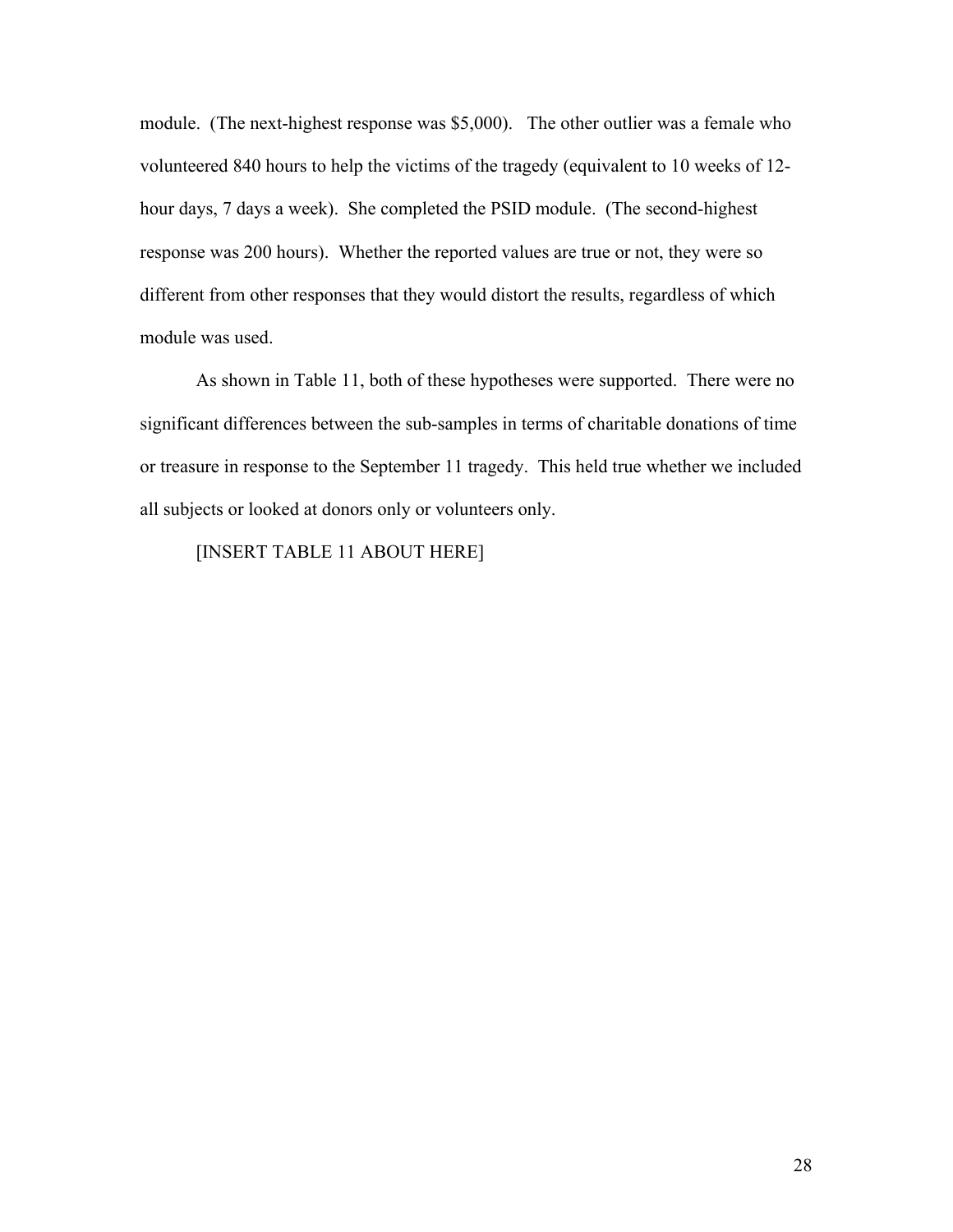module. (The next-highest response was $5,000). The other outlier was a female who volunteered 840 hours to help the victims of the tragedy (equivalent to 10 weeks of 12-hour days, 7 days a week). She completed the PSID module. (The second-highest response was 200 hours). Whether the reported values are true or not, they were so different from other responses that they would distort the results, regardless of which module was used.

As shown in Table 11, both of these hypotheses were supported. There were no significant differences between the sub-samples in terms of charitable donations of time or treasure in response to the September 11 tragedy. This held true whether we included all subjects or looked at donors only or volunteers only.

[INSERT TABLE 11 ABOUT HERE]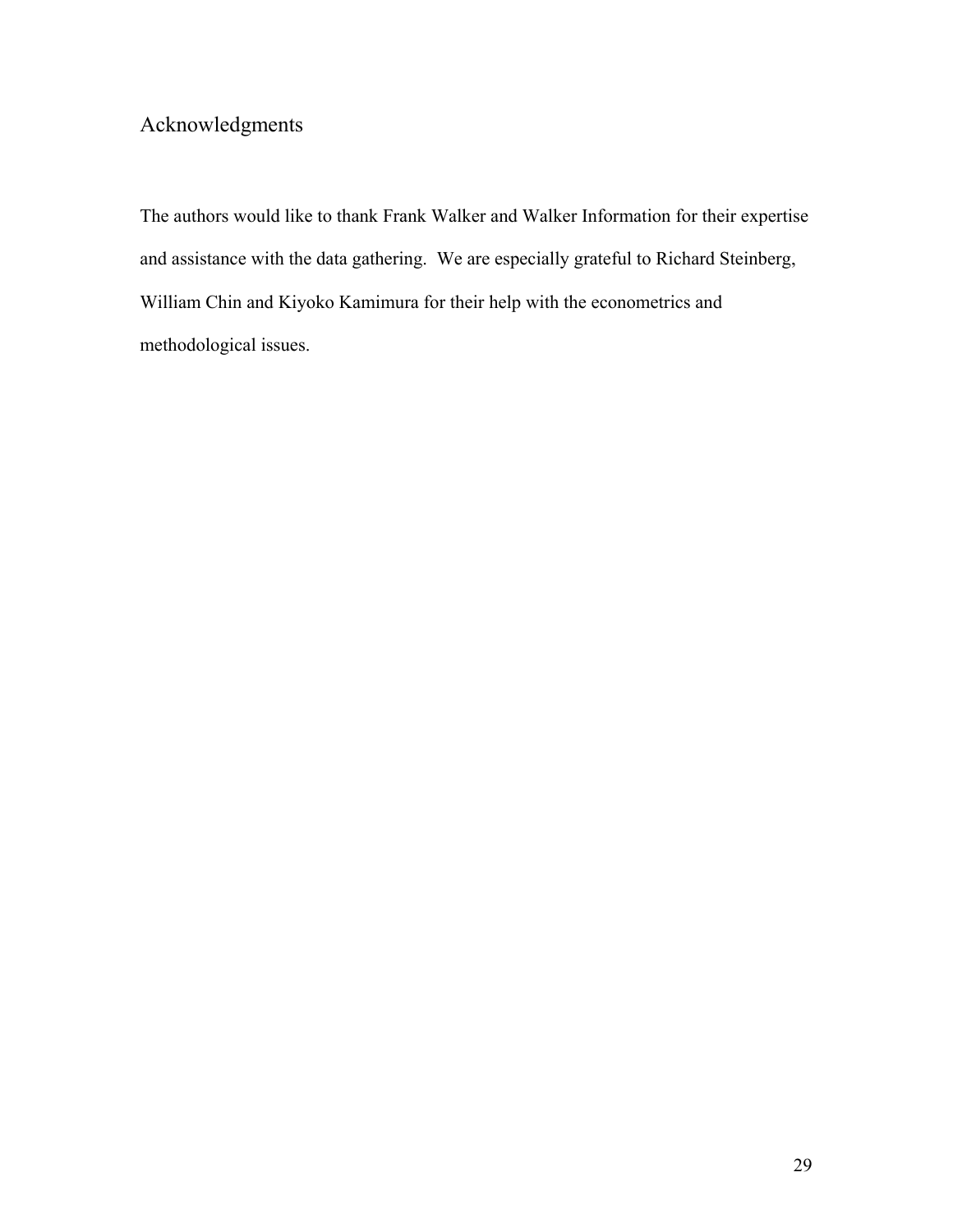## Acknowledgments

The authors would like to thank Frank Walker and Walker Information for their expertise and assistance with the data gathering. We are especially grateful to Richard Steinberg, William Chin and Kiyoko Kamimura for their help with the econometrics and methodological issues.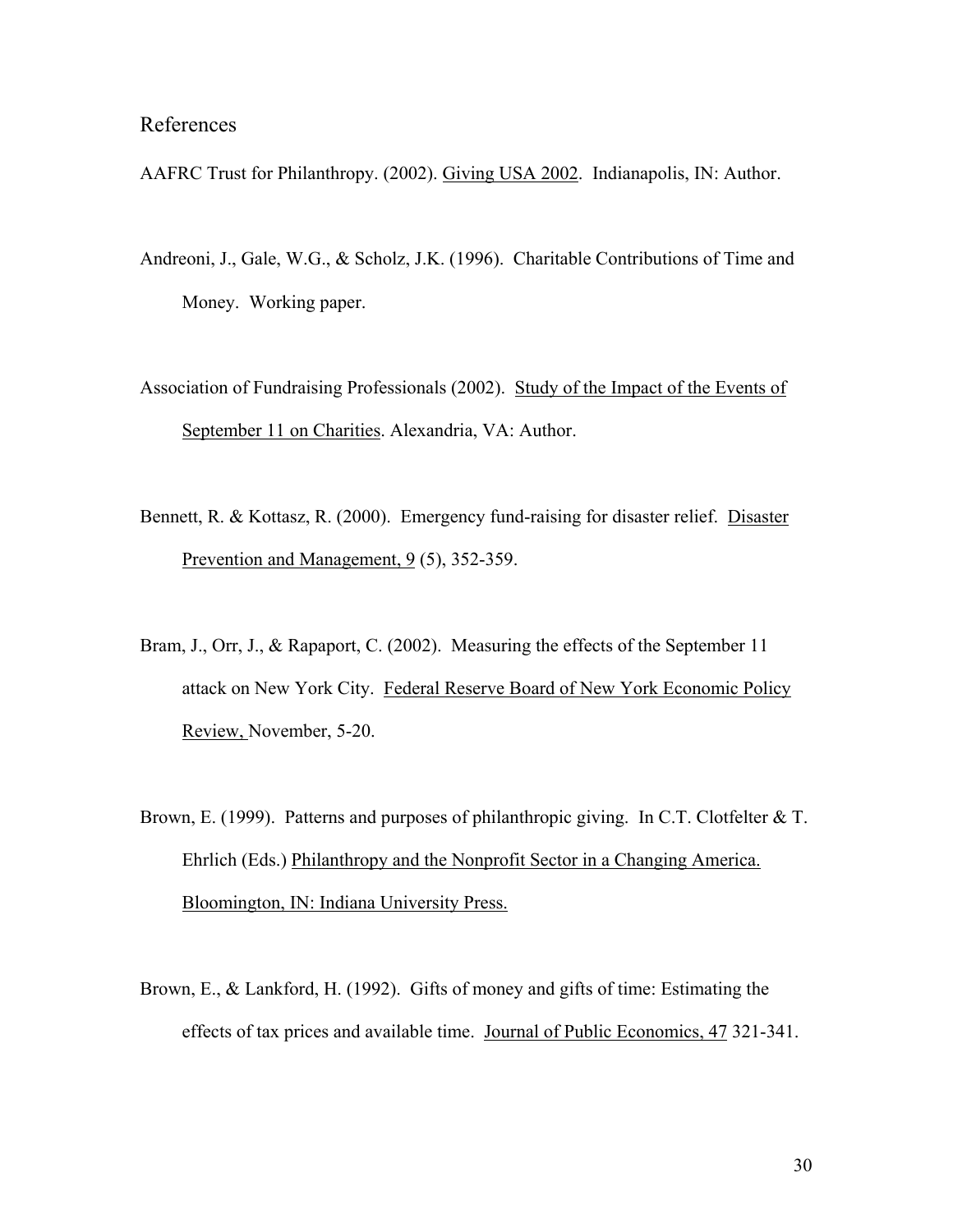## References

AAFRC Trust for Philanthropy. (2002). Giving USA 2002. Indianapolis, IN: Author.

Andreoni, J., Gale, W.G., & Scholz, J.K. (1996). Charitable Contributions of Time and Money. Working paper.

Association of Fundraising Professionals (2002). Study of the Impact of the Events of September 11 on Charities. Alexandria, VA: Author.

Bennett, R. & Kottasz, R. (2000). Emergency fund-raising for disaster relief. Disaster Prevention and Management, 9 (5), 352-359.

Bram, J., Orr, J., & Rapaport, C. (2002). Measuring the effects of the September 11 attack on New York City. Federal Reserve Board of New York Economic Policy Review, November, 5-20.

Brown, E. (1999). Patterns and purposes of philanthropic giving. In C.T. Clotfelter & T. Ehrlich (Eds.) Philanthropy and the Nonprofit Sector in a Changing America. Bloomington, IN: Indiana University Press.

Brown, E., & Lankford, H. (1992). Gifts of money and gifts of time: Estimating the effects of tax prices and available time. Journal of Public Economics, 47 321-341.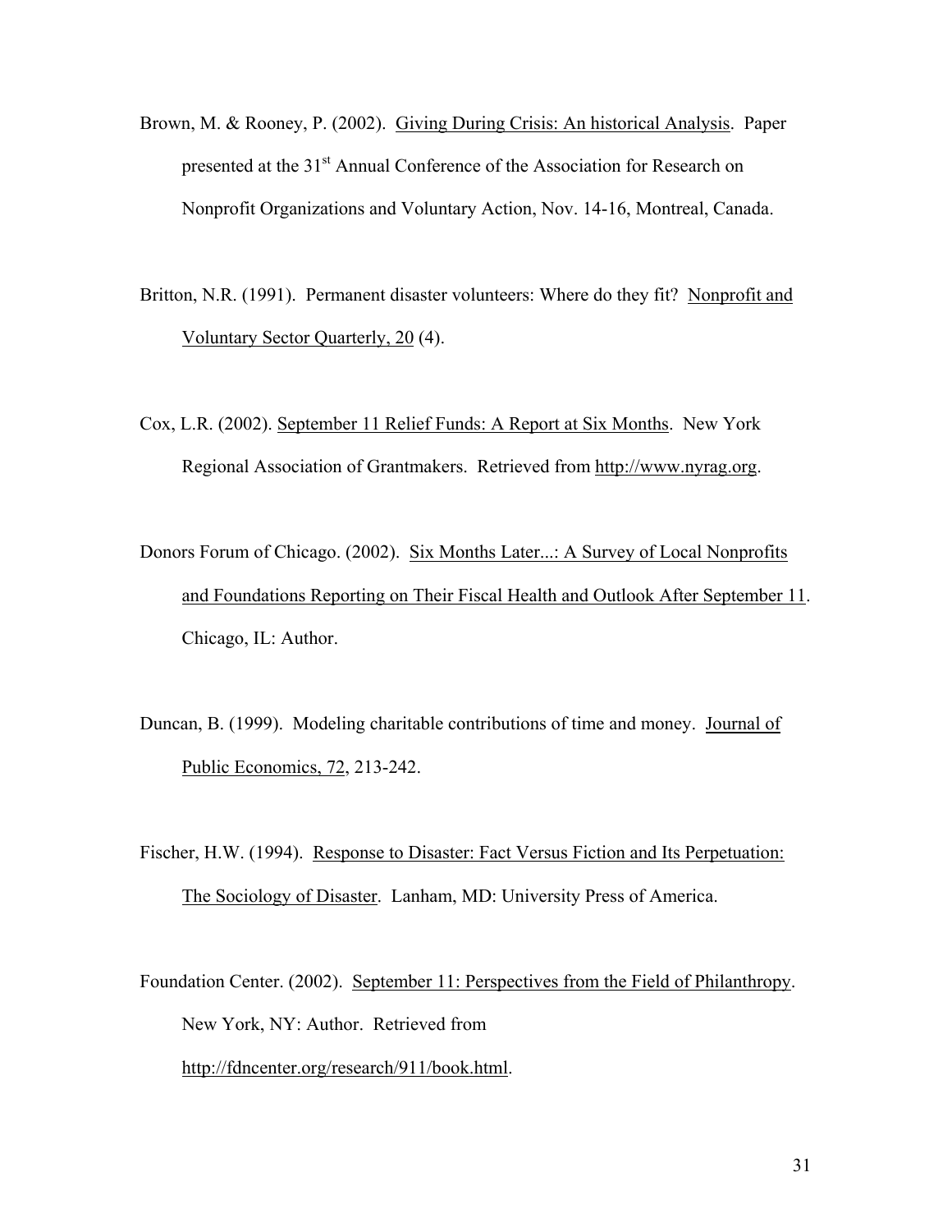Brown, M. & Rooney, P. (2002). Giving During Crisis: An historical Analysis. Paper presented at the 31st Annual Conference of the Association for Research on Nonprofit Organizations and Voluntary Action, Nov. 14-16, Montreal, Canada.

Britton, N.R. (1991). Permanent disaster volunteers: Where do they fit? Nonprofit and Voluntary Sector Quarterly, 20 (4).

Cox, L.R. (2002). September 11 Relief Funds: A Report at Six Months. New York Regional Association of Grantmakers. Retrieved from http://www.nyrag.org.

Donors Forum of Chicago. (2002). Six Months Later...: A Survey of Local Nonprofits and Foundations Reporting on Their Fiscal Health and Outlook After September 11. Chicago, IL: Author.

Duncan, B. (1999). Modeling charitable contributions of time and money. Journal of Public Economics, 72, 213-242.

Fischer, H.W. (1994). Response to Disaster: Fact Versus Fiction and Its Perpetuation: The Sociology of Disaster. Lanham, MD: University Press of America.

Foundation Center. (2002). September 11: Perspectives from the Field of Philanthropy. New York, NY: Author. Retrieved from http://fdncenter.org/research/911/book.html.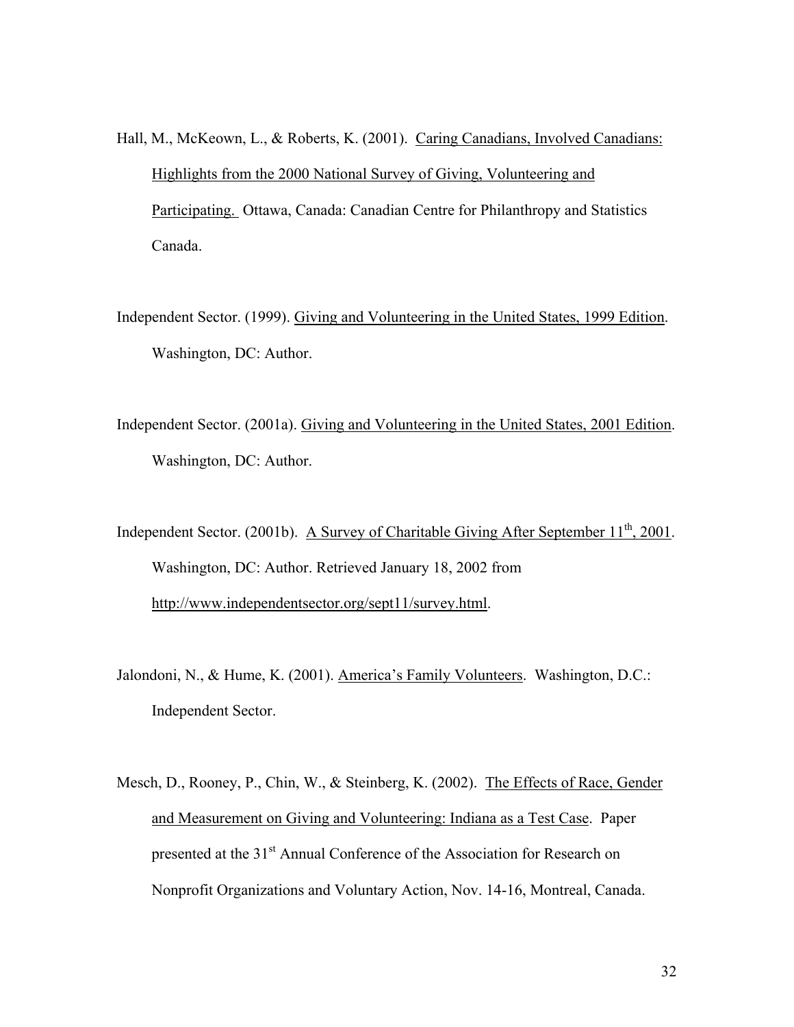Hall, M., McKeown, L., & Roberts, K. (2001). Caring Canadians, Involved Canadians: Highlights from the 2000 National Survey of Giving, Volunteering and Participating. Ottawa, Canada: Canadian Centre for Philanthropy and Statistics Canada.

Independent Sector. (1999). Giving and Volunteering in the United States, 1999 Edition. Washington, DC: Author.

Independent Sector. (2001a). Giving and Volunteering in the United States, 2001 Edition. Washington, DC: Author.

Independent Sector. (2001b). A Survey of Charitable Giving After September 11th, 2001. Washington, DC: Author. Retrieved January 18, 2002 from http://www.independentsector.org/sept11/survey.html.

Jalondoni, N., & Hume, K. (2001). America's Family Volunteers. Washington, D.C.: Independent Sector.

Mesch, D., Rooney, P., Chin, W., & Steinberg, K. (2002). The Effects of Race, Gender and Measurement on Giving and Volunteering: Indiana as a Test Case. Paper presented at the 31st Annual Conference of the Association for Research on Nonprofit Organizations and Voluntary Action, Nov. 14-16, Montreal, Canada.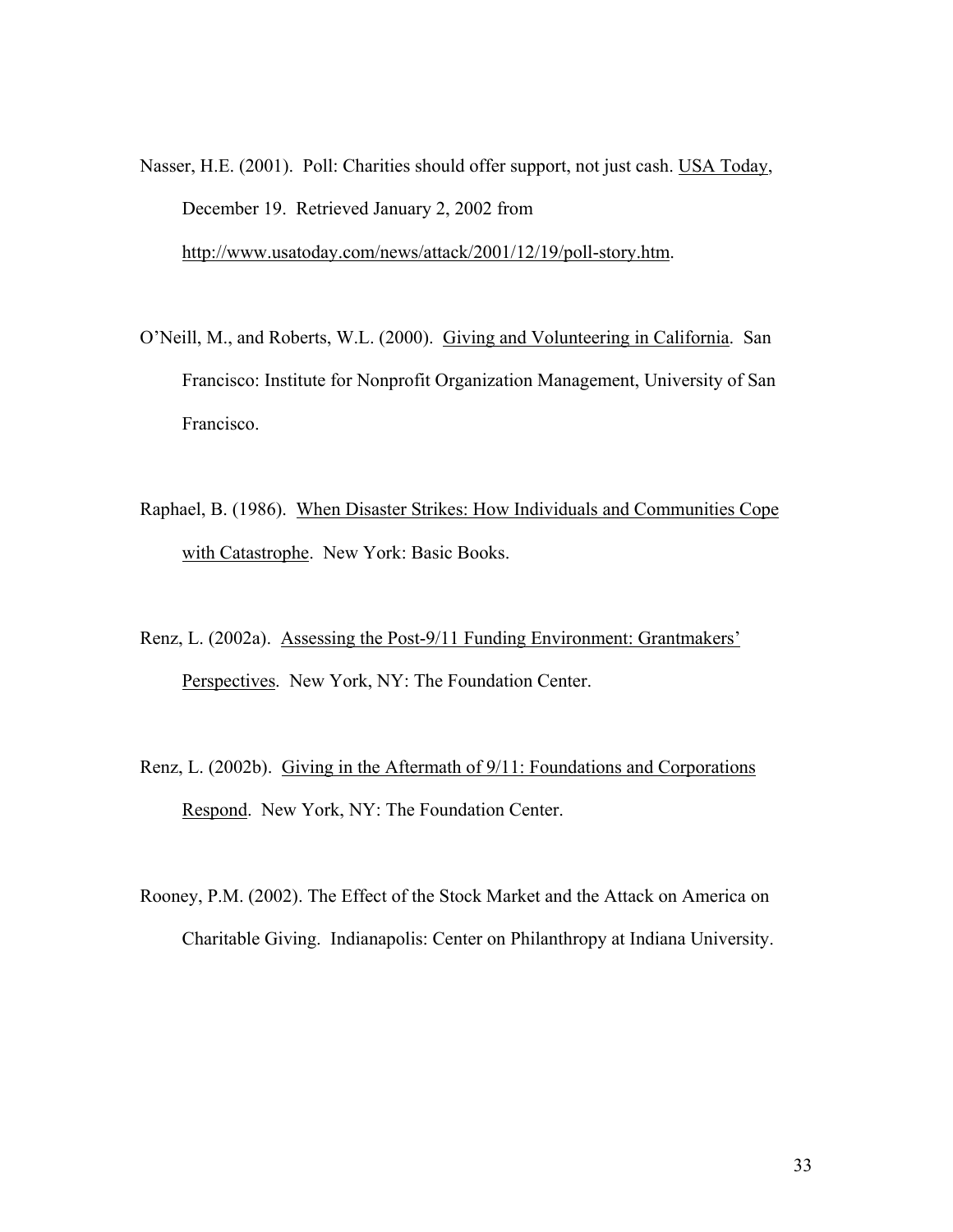Nasser, H.E. (2001). Poll: Charities should offer support, not just cash. USA Today, December 19. Retrieved January 2, 2002 from http://www.usatoday.com/news/attack/2001/12/19/poll-story.htm.

O'Neill, M., and Roberts, W.L. (2000). Giving and Volunteering in California. San Francisco: Institute for Nonprofit Organization Management, University of San Francisco.

Raphael, B. (1986). When Disaster Strikes: How Individuals and Communities Cope with Catastrophe. New York: Basic Books.

Renz, L. (2002a). Assessing the Post-9/11 Funding Environment: Grantmakers' Perspectives. New York, NY: The Foundation Center.

Renz, L. (2002b). Giving in the Aftermath of 9/11: Foundations and Corporations Respond. New York, NY: The Foundation Center.

Rooney, P.M. (2002). The Effect of the Stock Market and the Attack on America on Charitable Giving. Indianapolis: Center on Philanthropy at Indiana University.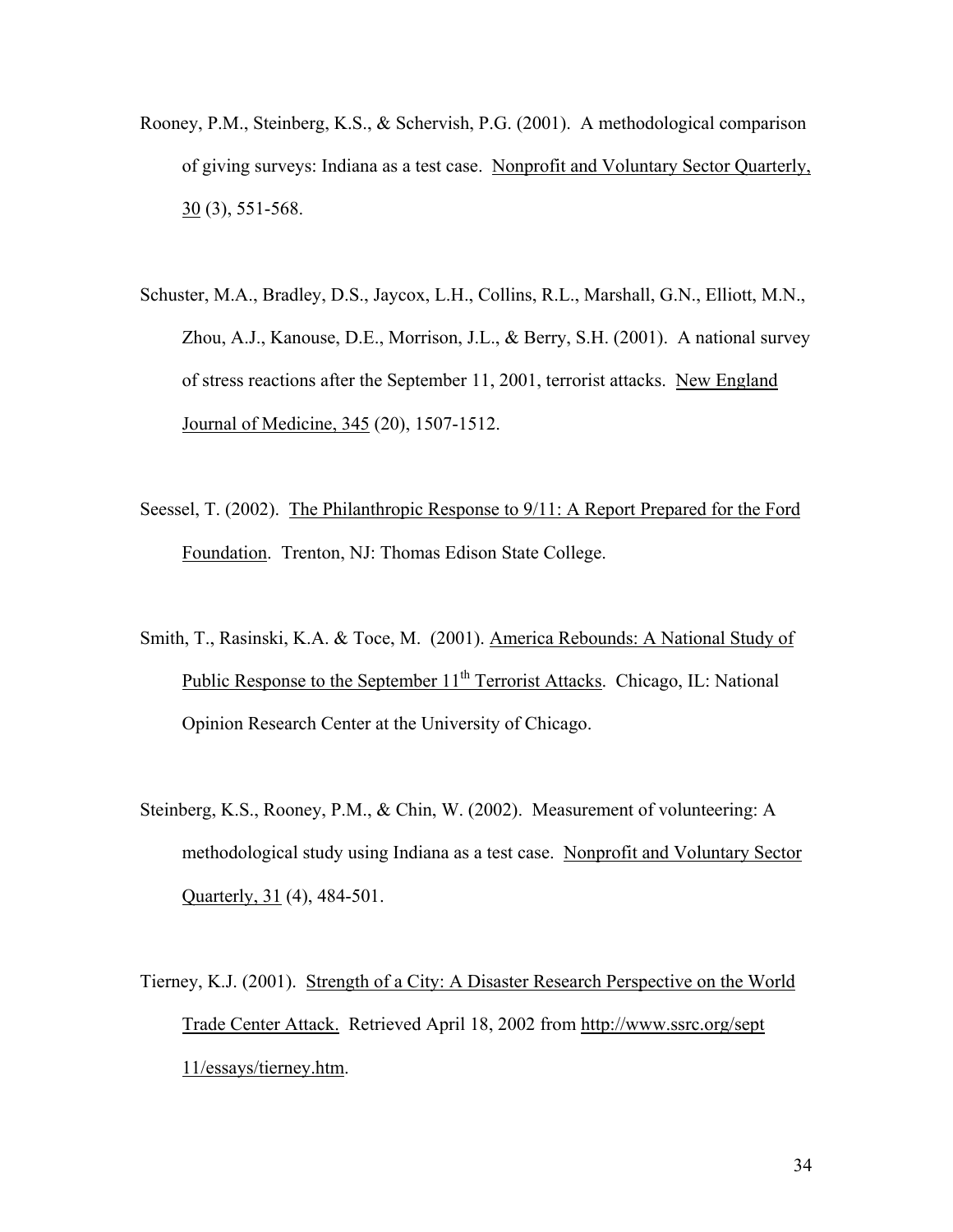Rooney, P.M., Steinberg, K.S., & Schervish, P.G. (2001). A methodological comparison of giving surveys: Indiana as a test case. Nonprofit and Voluntary Sector Quarterly, 30 (3), 551-568.

Schuster, M.A., Bradley, D.S., Jaycox, L.H., Collins, R.L., Marshall, G.N., Elliott, M.N., Zhou, A.J., Kanouse, D.E., Morrison, J.L., & Berry, S.H. (2001). A national survey of stress reactions after the September 11, 2001, terrorist attacks. New England Journal of Medicine, 345 (20), 1507-1512.

Seessel, T. (2002). The Philanthropic Response to 9/11: A Report Prepared for the Ford Foundation. Trenton, NJ: Thomas Edison State College.

Smith, T., Rasinski, K.A. & Toce, M. (2001). America Rebounds: A National Study of Public Response to the September 11th Terrorist Attacks. Chicago, IL: National Opinion Research Center at the University of Chicago.

Steinberg, K.S., Rooney, P.M., & Chin, W. (2002). Measurement of volunteering: A methodological study using Indiana as a test case. Nonprofit and Voluntary Sector Quarterly, 31 (4), 484-501.

Tierney, K.J. (2001). Strength of a City: A Disaster Research Perspective on the World Trade Center Attack. Retrieved April 18, 2002 from http://www.ssrc.org/sept 11/essays/tierney.htm.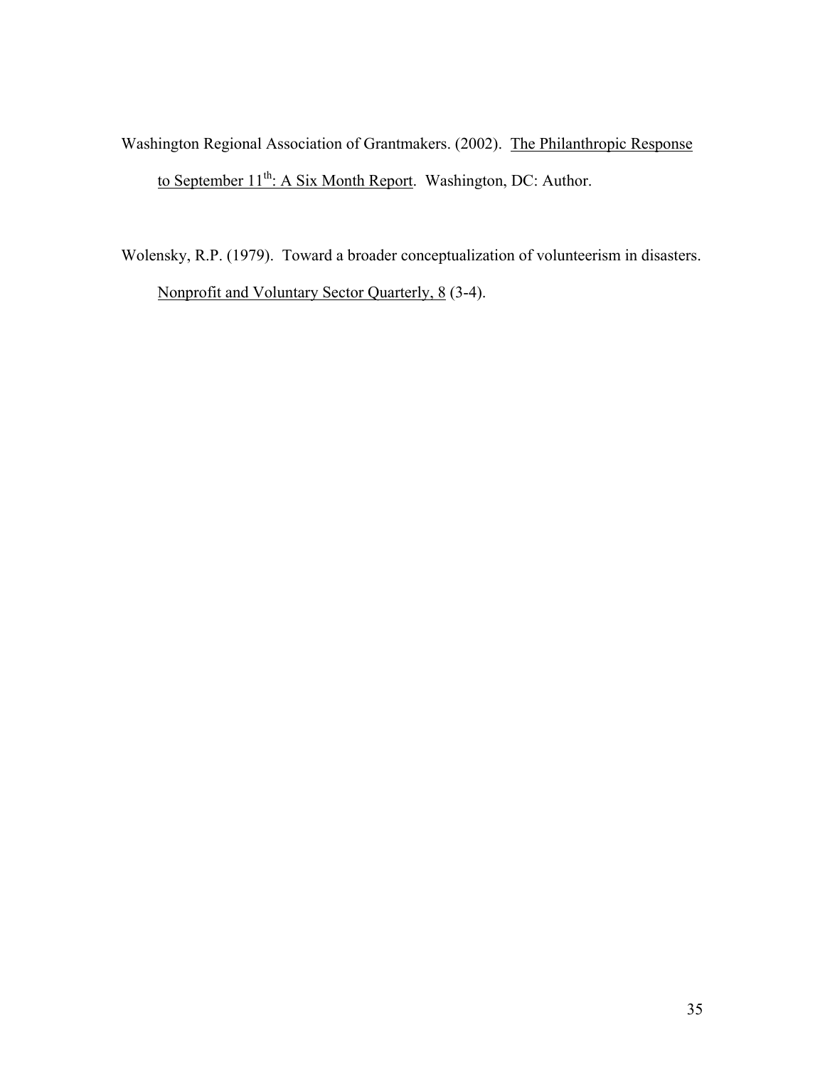Washington Regional Association of Grantmakers. (2002). <u>The Philanthropic Response to September 11th: A Six Month Report</u>. Washington, DC: Author.

Wolensky, R.P. (1979). Toward a broader conceptualization of volunteerism in disasters. <u>Nonprofit and Voluntary Sector Quarterly, 8</u> (3-4).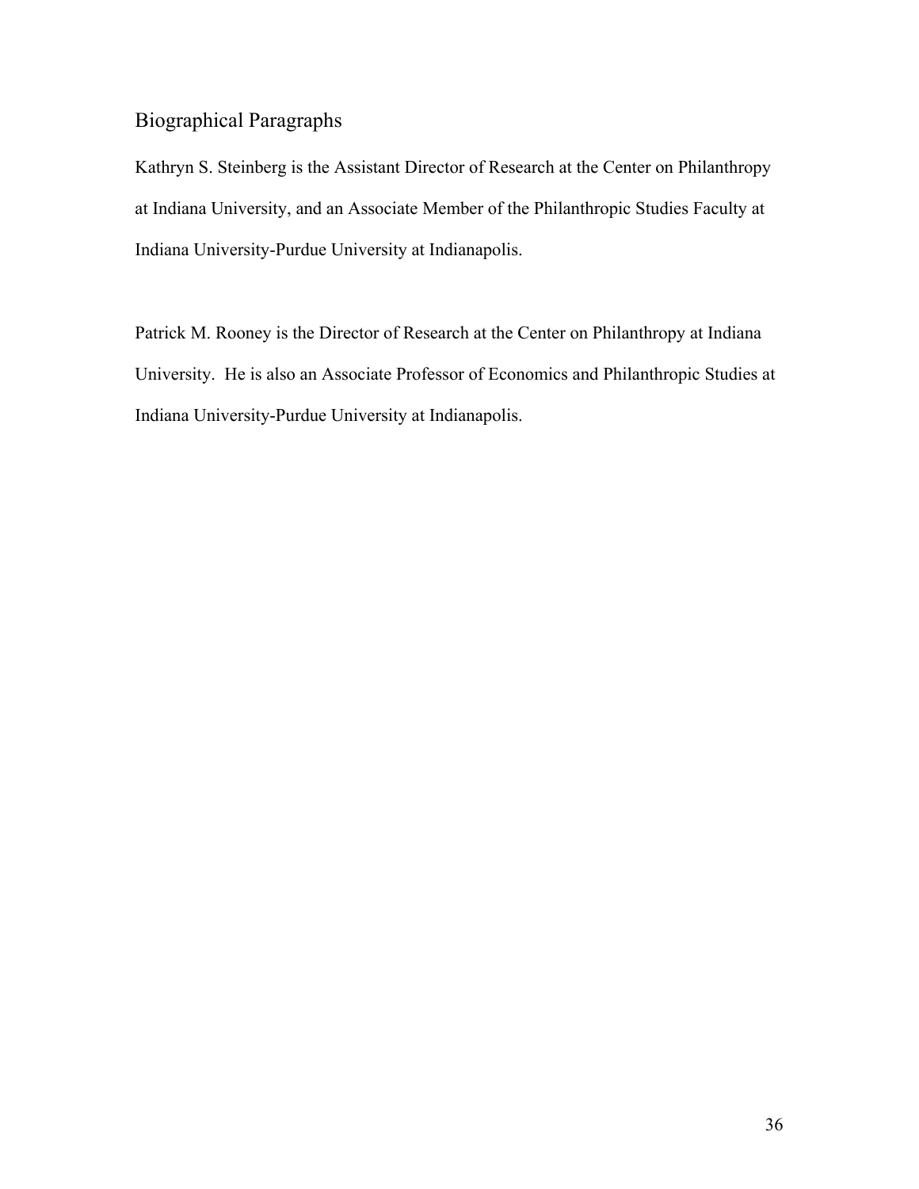## Biographical Paragraphs

Kathryn S. Steinberg is the Assistant Director of Research at the Center on Philanthropy at Indiana University, and an Associate Member of the Philanthropic Studies Faculty at Indiana University-Purdue University at Indianapolis.

Patrick M. Rooney is the Director of Research at the Center on Philanthropy at Indiana University. He is also an Associate Professor of Economics and Philanthropic Studies at Indiana University-Purdue University at Indianapolis.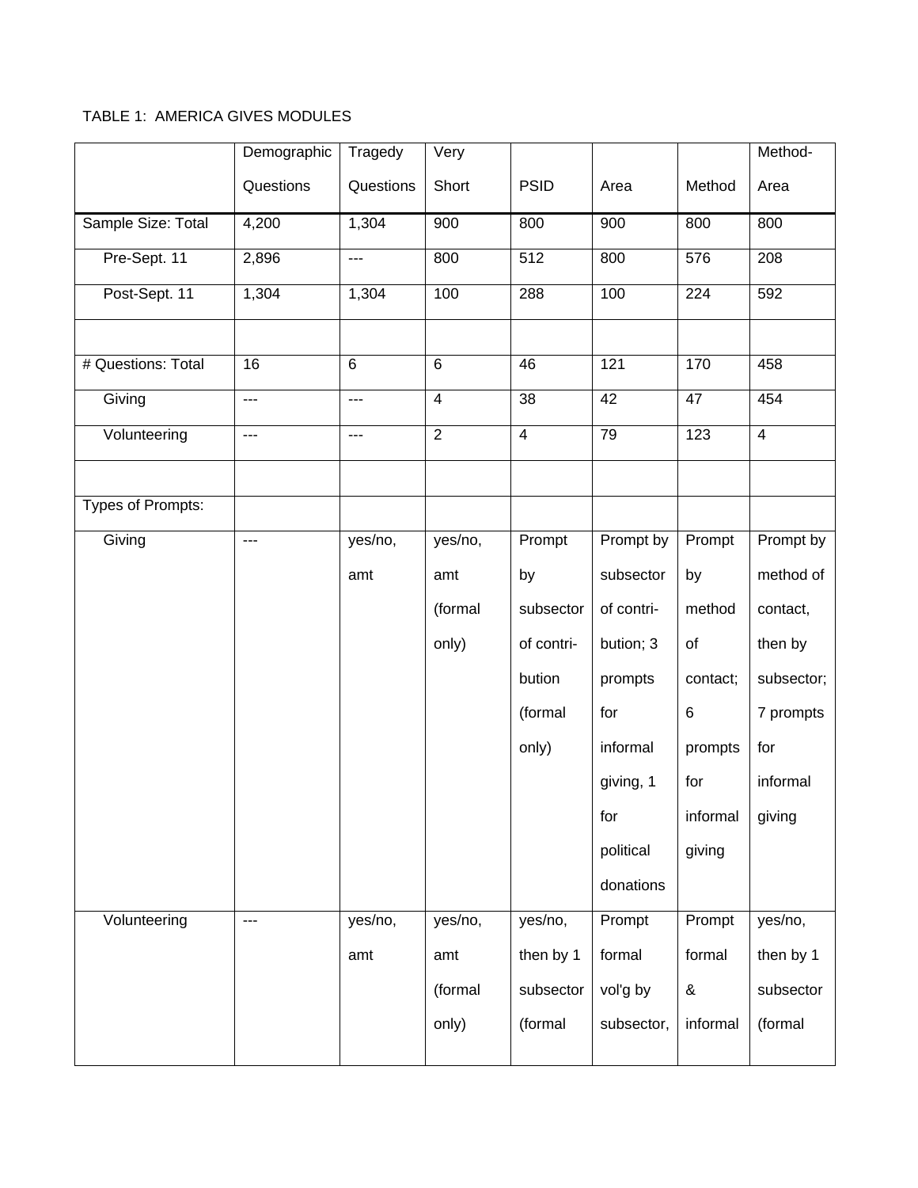TABLE 1: AMERICA GIVES MODULES

| | Demographic Questions | Tragedy Questions | Very Short | PSID | Area | Method | Method-Area |
|---|---|---|---|---|---|---|---|
| Sample Size: Total | 4,200 | 1,304 | 900 | 800 | 900 | 800 | 800 |
| Pre-Sept. 11 | 2,896 | --- | 800 | 512 | 800 | 576 | 208 |
| Post-Sept. 11 | 1,304 | 1,304 | 100 | 288 | 100 | 224 | 592 |
| | | | | | | | |
| # Questions: Total | 16 | 6 | 6 | 46 | 121 | 170 | 458 |
| Giving | --- | --- | 4 | 38 | 42 | 47 | 454 |
| Volunteering | --- | --- | 2 | 4 | 79 | 123 | 4 |
| | | | | | | | |
| Types of Prompts: | | | | | | | |
| Giving | --- | yes/no, amt | yes/no, amt (formal only) | Prompt by subsector of contri-bution (formal only) | Prompt by subsector of contri-bution; 3 prompts for informal giving, 1 for political donations | Prompt by method of contact; 6 prompts for informal giving | Prompt by method of contact, then by subsector; 7 prompts for informal giving |
| Volunteering | --- | yes/no, amt | yes/no, amt (formal only) | yes/no, then by 1 subsector (formal | Prompt formal vol'g by subsector, | Prompt formal & informal | yes/no, then by 1 subsector (formal |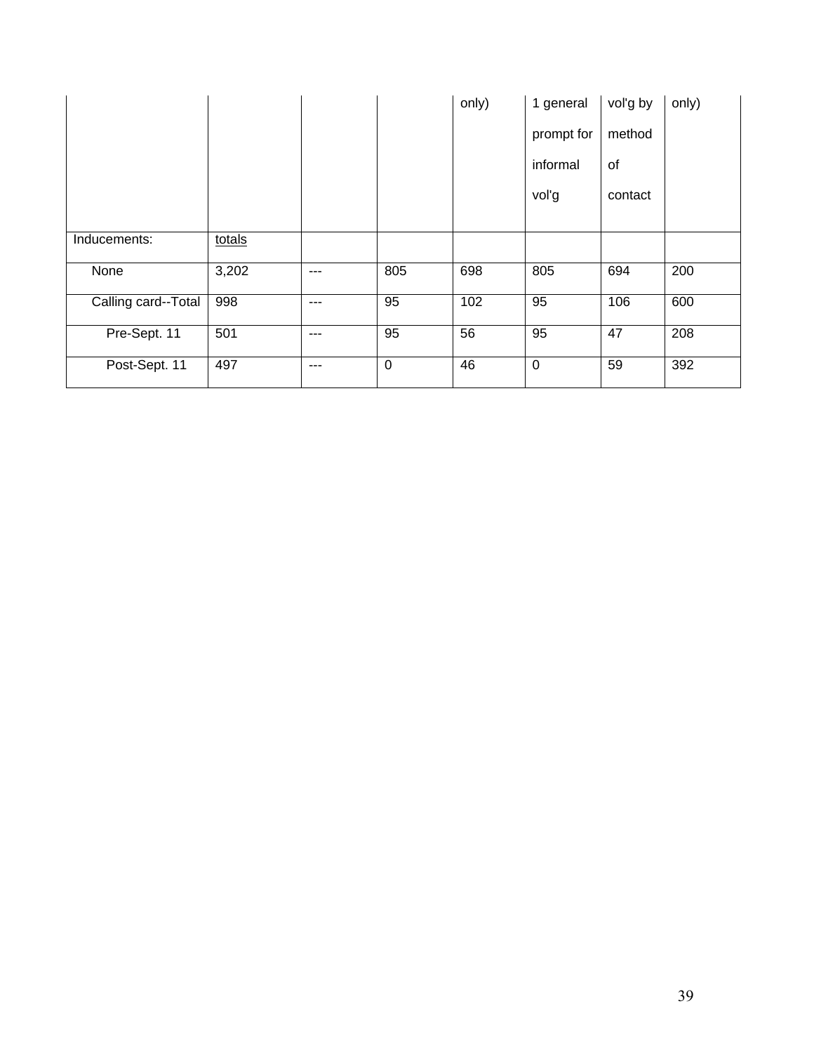| | | | | only) | 1 general prompt for informal vol'g | vol'g by method of contact | only) |
|---|---|---|---|---|---|---|---|
| Inducements: | totals | | | | | | |
| None | 3,202 | --- | 805 | 698 | 805 | 694 | 200 |
| Calling card--Total | 998 | --- | 95 | 102 | 95 | 106 | 600 |
| Pre-Sept. 11 | 501 | --- | 95 | 56 | 95 | 47 | 208 |
| Post-Sept. 11 | 497 | --- | 0 | 46 | 0 | 59 | 392 |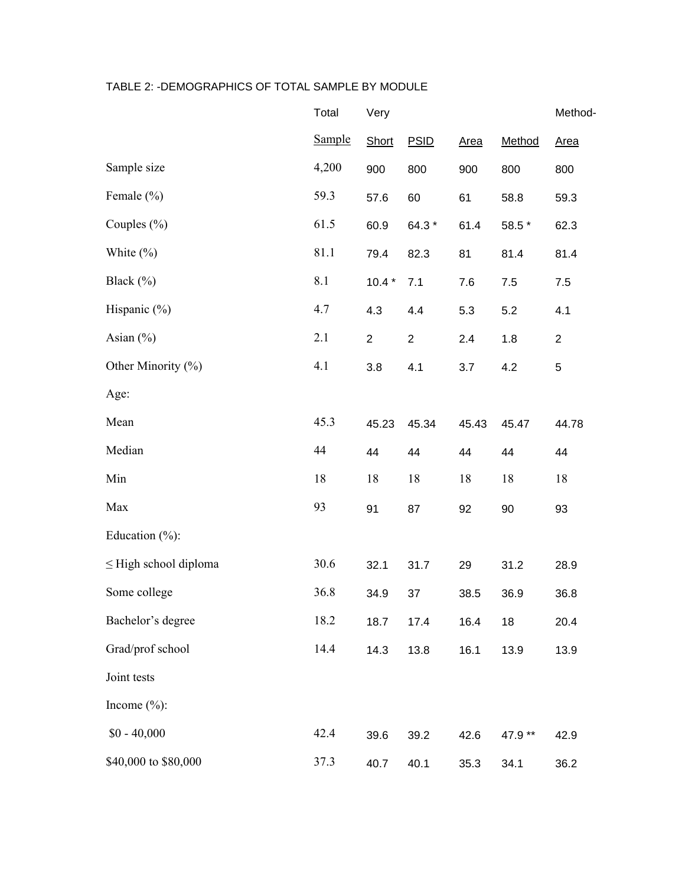TABLE 2: -DEMOGRAPHICS OF TOTAL SAMPLE BY MODULE

| | Total Sample | Very Short | PSID | Area | Method | Method-Area |
|---|---|---|---|---|---|---|
| Sample size | 4,200 | 900 | 800 | 900 | 800 | 800 |
| Female (%) | 59.3 | 57.6 | 60 | 61 | 58.8 | 59.3 |
| Couples (%) | 61.5 | 60.9 | 64.3 * | 61.4 | 58.5 * | 62.3 |
| White (%) | 81.1 | 79.4 | 82.3 | 81 | 81.4 | 81.4 |
| Black (%) | 8.1 | 10.4 * | 7.1 | 7.6 | 7.5 | 7.5 |
| Hispanic (%) | 4.7 | 4.3 | 4.4 | 5.3 | 5.2 | 4.1 |
| Asian (%) | 2.1 | 2 | 2 | 2.4 | 1.8 | 2 |
| Other Minority (%) | 4.1 | 3.8 | 4.1 | 3.7 | 4.2 | 5 |
| Age: | | | | | | |
| Mean | 45.3 | 45.23 | 45.34 | 45.43 | 45.47 | 44.78 |
| Median | 44 | 44 | 44 | 44 | 44 | 44 |
| Min | 18 | 18 | 18 | 18 | 18 | 18 |
| Max | 93 | 91 | 87 | 92 | 90 | 93 |
| Education (%): | | | | | | |
| ≤ High school diploma | 30.6 | 32.1 | 31.7 | 29 | 31.2 | 28.9 |
| Some college | 36.8 | 34.9 | 37 | 38.5 | 36.9 | 36.8 |
| Bachelor's degree | 18.2 | 18.7 | 17.4 | 16.4 | 18 | 20.4 |
| Grad/prof school | 14.4 | 14.3 | 13.8 | 16.1 | 13.9 | 13.9 |
| Joint tests | | | | | | |
| Income (%): | | | | | | |
| $0 - 40,000 | 42.4 | 39.6 | 39.2 | 42.6 | 47.9 ** | 42.9 |
| $40,000 to $80,000 | 37.3 | 40.7 | 40.1 | 35.3 | 34.1 | 36.2 |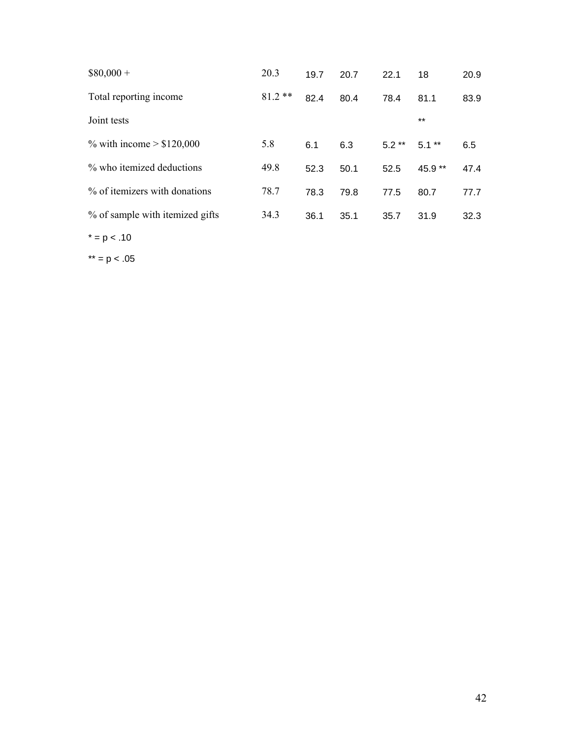|  |  |  |  |  |  |  |
|---|---|---|---|---|---|---|
| $80,000 + | 20.3 | 19.7 | 20.7 | 22.1 | 18 | 20.9 |
| Total reporting income | 81.2 ** | 82.4 | 80.4 | 78.4 | 81.1 | 83.9 |
| Joint tests |  |  |  |  | ** |  |
| % with income > $120,000 | 5.8 | 6.1 | 6.3 | 5.2 ** | 5.1 ** | 6.5 |
| % who itemized deductions | 49.8 | 52.3 | 50.1 | 52.5 | 45.9 ** | 47.4 |
| % of itemizers with donations | 78.7 | 78.3 | 79.8 | 77.5 | 80.7 | 77.7 |
| % of sample with itemized gifts | 34.3 | 36.1 | 35.1 | 35.7 | 31.9 | 32.3 |

* = p < .10

** = p < .05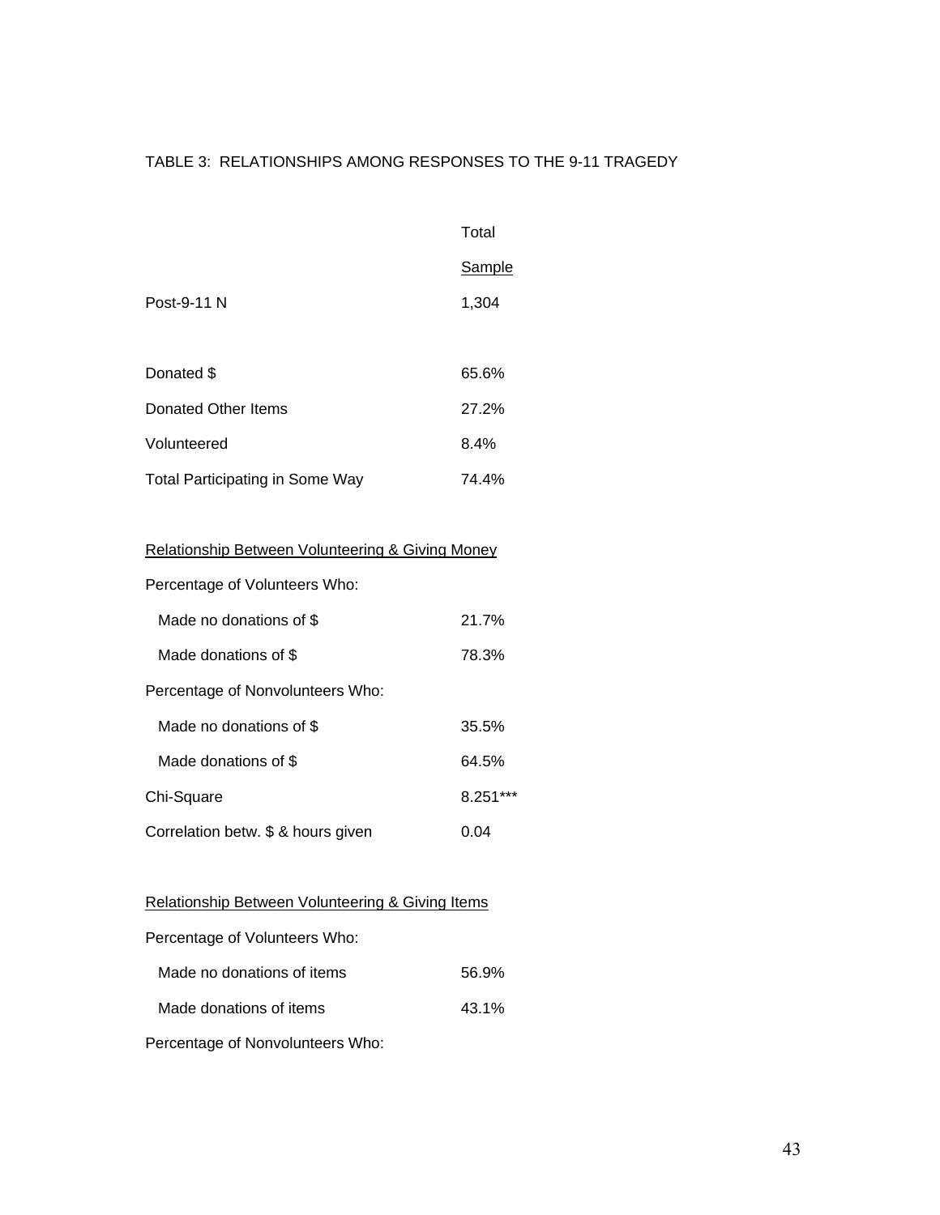TABLE 3: RELATIONSHIPS AMONG RESPONSES TO THE 9-11 TRAGEDY

| | Total Sample |
|---|---|
| Post-9-11 N | 1,304 |
| | |
| Donated $ | 65.6% |
| Donated Other Items | 27.2% |
| Volunteered | 8.4% |
| Total Participating in Some Way | 74.4% |
| | |
| Relationship Between Volunteering & Giving Money | |
| Percentage of Volunteers Who: | |
| Made no donations of $ | 21.7% |
| Made donations of $ | 78.3% |
| Percentage of Nonvolunteers Who: | |
| Made no donations of $ | 35.5% |
| Made donations of $ | 64.5% |
| Chi-Square | 8.251*** |
| Correlation betw. $ & hours given | 0.04 |
| | |
| Relationship Between Volunteering & Giving Items | |
| Percentage of Volunteers Who: | |
| Made no donations of items | 56.9% |
| Made donations of items | 43.1% |
| Percentage of Nonvolunteers Who: | |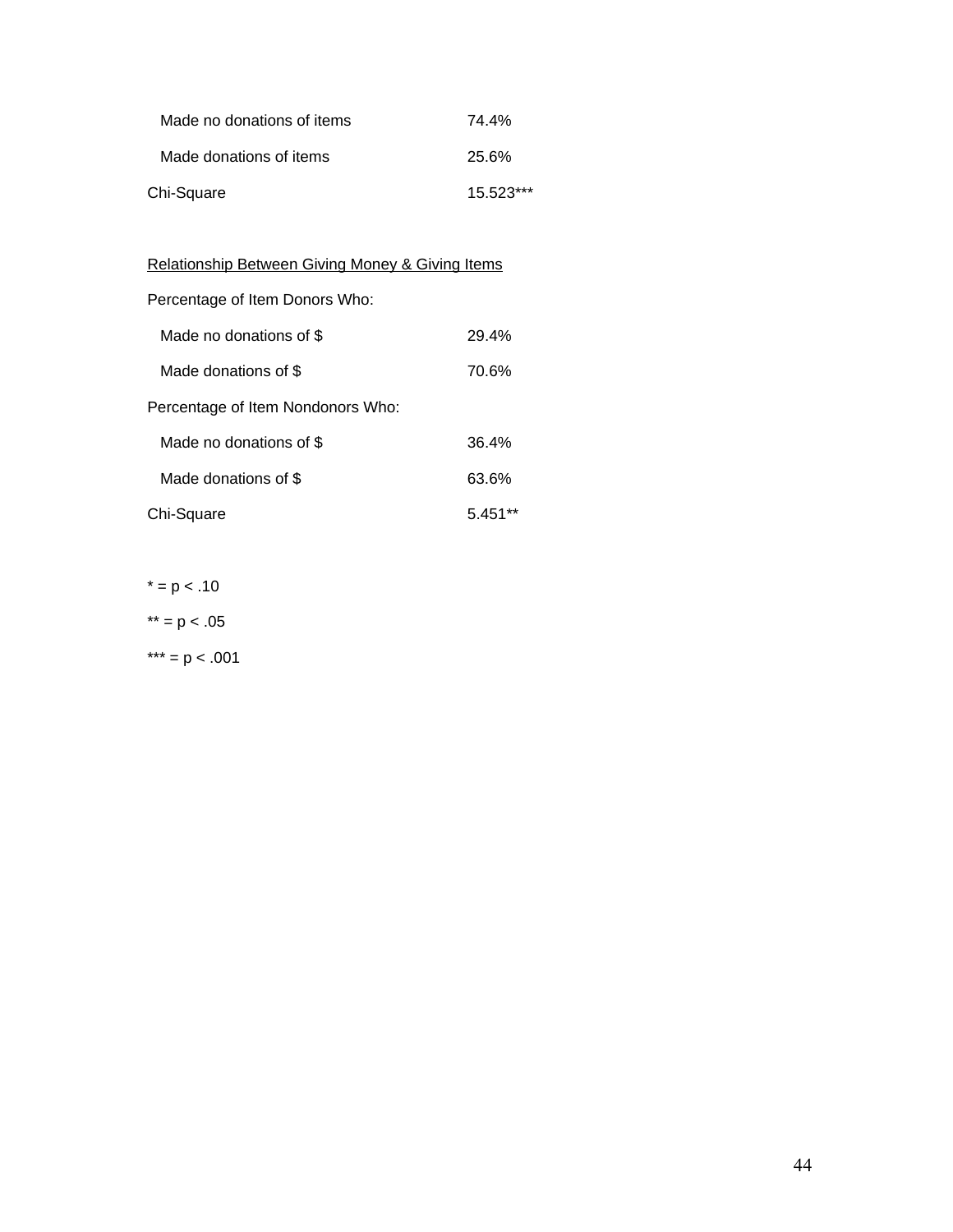| | |
|---|---|
| Made no donations of items | 74.4% |
| Made donations of items | 25.6% |
| Chi-Square | 15.523*** |

<u>Relationship Between Giving Money & Giving Items</u>

| | |
|---|---|
| Percentage of Item Donors Who: | |
| Made no donations of $ | 29.4% |
| Made donations of $ | 70.6% |
| Percentage of Item Nondonors Who: | |
| Made no donations of $ | 36.4% |
| Made donations of $ | 63.6% |
| Chi-Square | 5.451** |

* = $p < .10$

** = $p < .05$

*** = $p < .001$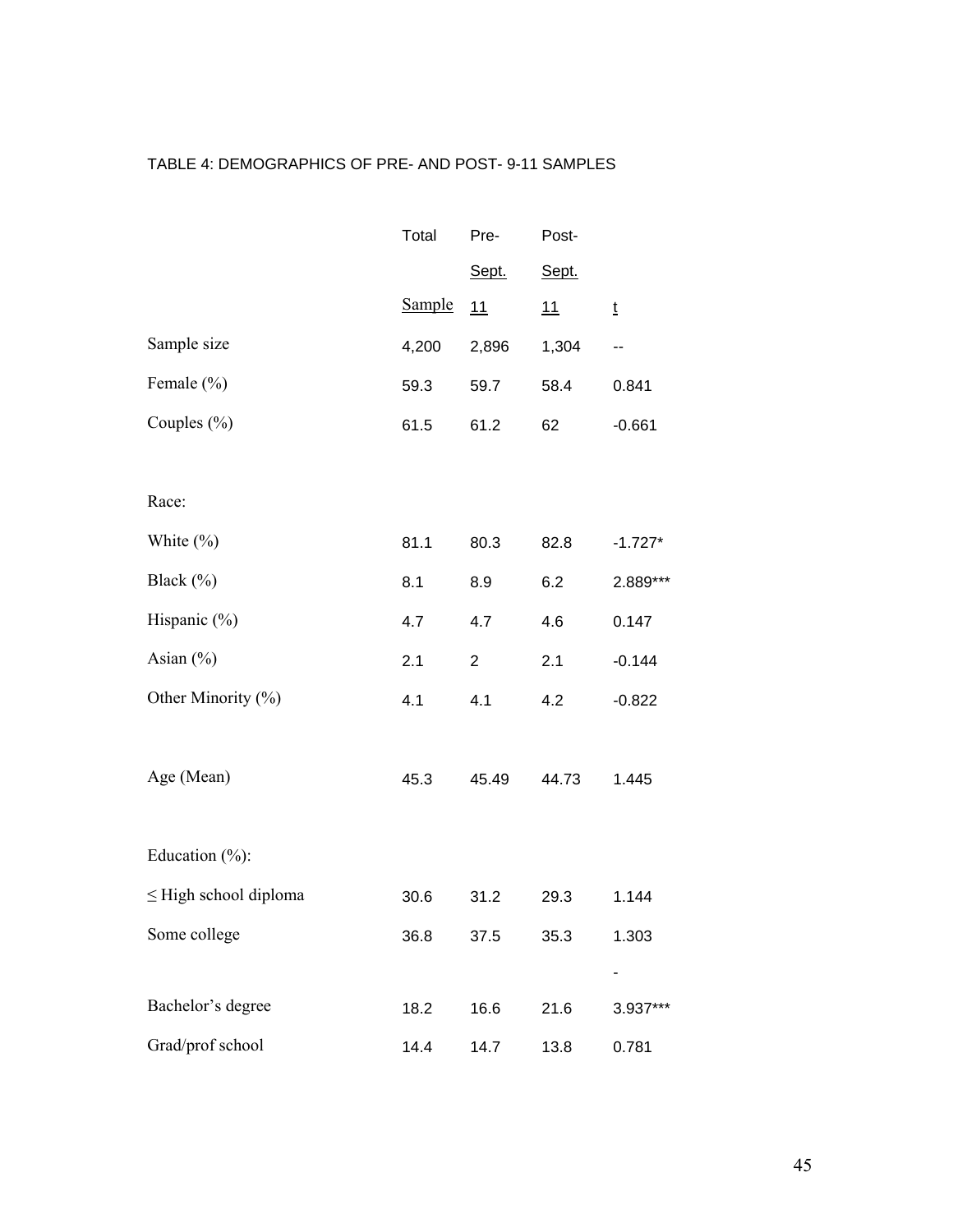TABLE 4: DEMOGRAPHICS OF PRE- AND POST- 9-11 SAMPLES

| | Total Sample | Pre-Sept. 11 | Post-Sept. 11 | t |
|---|---|---|---|---|
| Sample size | 4,200 | 2,896 | 1,304 | -- |
| Female (%) | 59.3 | 59.7 | 58.4 | 0.841 |
| Couples (%) | 61.5 | 61.2 | 62 | -0.661 |
| Race: | | | | |
| White (%) | 81.1 | 80.3 | 82.8 | -1.727* |
| Black (%) | 8.1 | 8.9 | 6.2 | 2.889*** |
| Hispanic (%) | 4.7 | 4.7 | 4.6 | 0.147 |
| Asian (%) | 2.1 | 2 | 2.1 | -0.144 |
| Other Minority (%) | 4.1 | 4.1 | 4.2 | -0.822 |
| Age (Mean) | 45.3 | 45.49 | 44.73 | 1.445 |
| Education (%): | | | | |
| ≤ High school diploma | 30.6 | 31.2 | 29.3 | 1.144 |
| Some college | 36.8 | 37.5 | 35.3 | 1.303 |
| Bachelor's degree | 18.2 | 16.6 | 21.6 | -3.937*** |
| Grad/prof school | 14.4 | 14.7 | 13.8 | 0.781 |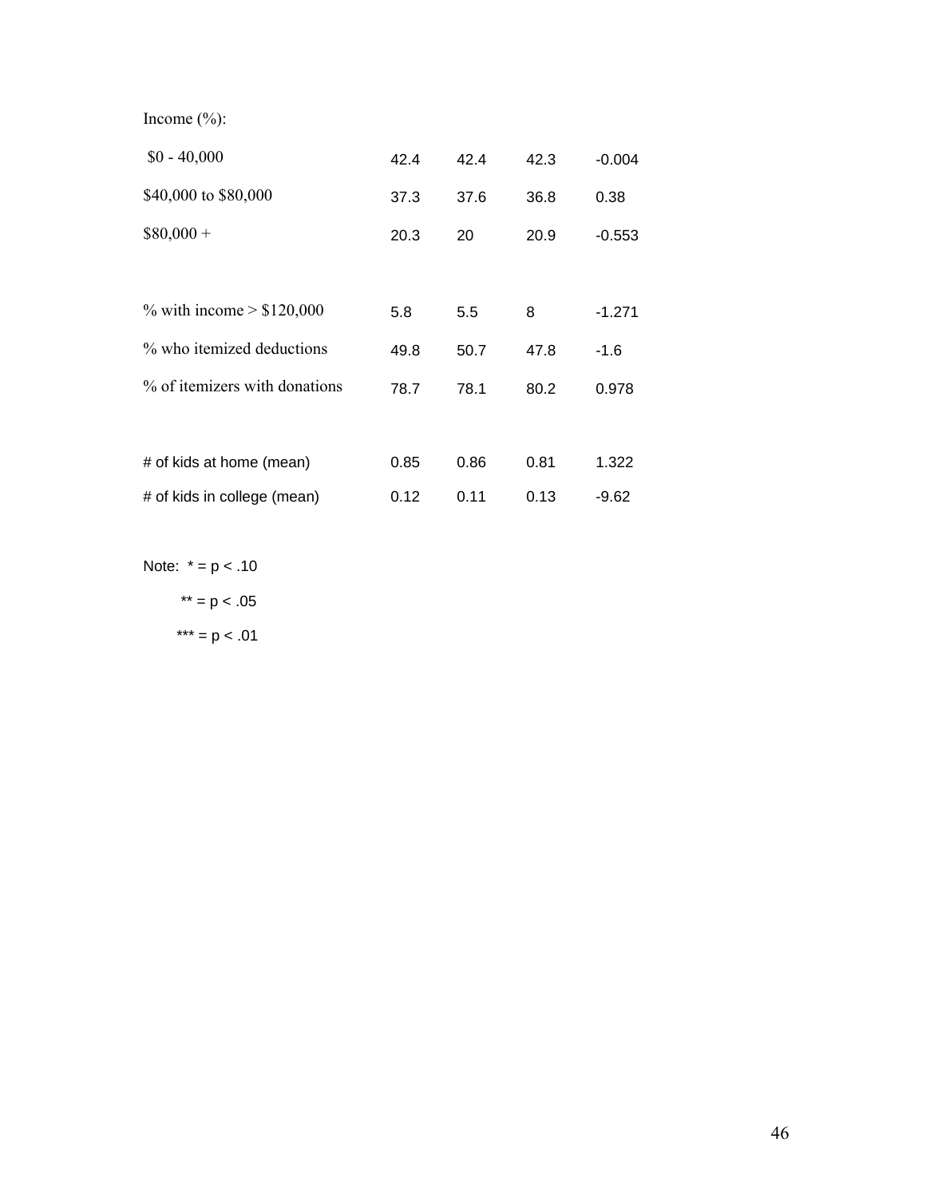| | | | | |
|---|---|---|---|---|
| Income (%): | | | | |
| $0 - 40,000 | 42.4 | 42.4 | 42.3 | -0.004 |
| $40,000 to $80,000 | 37.3 | 37.6 | 36.8 | 0.38 |
| $80,000 + | 20.3 | 20 | 20.9 | -0.553 |
| | | | | |
| % with income > $120,000 | 5.8 | 5.5 | 8 | -1.271 |
| % who itemized deductions | 49.8 | 50.7 | 47.8 | -1.6 |
| % of itemizers with donations | 78.7 | 78.1 | 80.2 | 0.978 |
| | | | | |
| # of kids at home (mean) | 0.85 | 0.86 | 0.81 | 1.322 |
| # of kids in college (mean) | 0.12 | 0.11 | 0.13 | -9.62 |

Note: * = p < .10

** = p < .05

*** = p < .01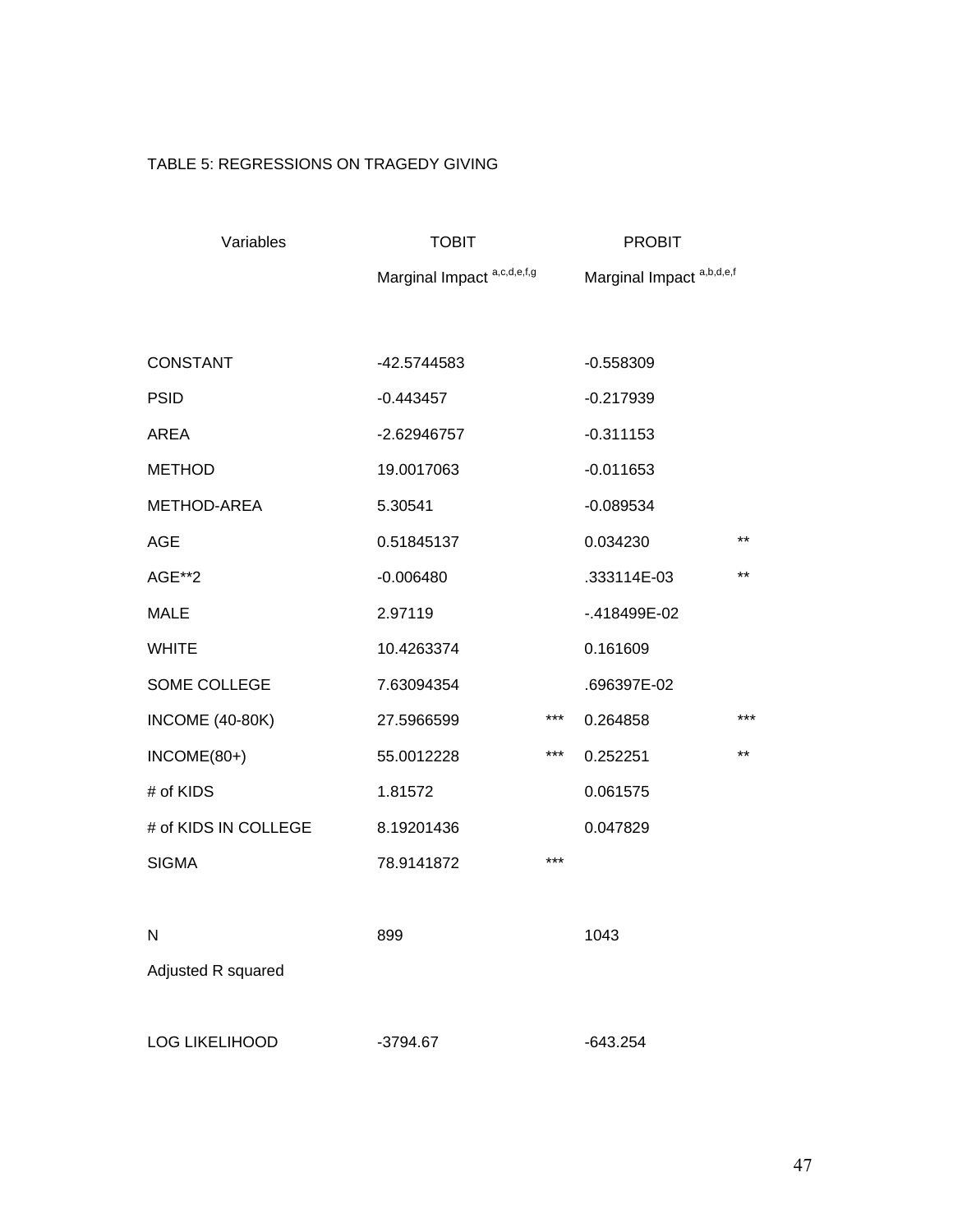TABLE 5: REGRESSIONS ON TRAGEDY GIVING

| Variables | TOBIT | | PROBIT | |
|---|---|---|---|---|
| | Marginal Impact [a,c,d,e,f,g] | | Marginal Impact [a,b,d,e,f] | |
| CONSTANT | -42.5744583 | | -0.558309 | |
| PSID | -0.443457 | | -0.217939 | |
| AREA | -2.62946757 | | -0.311153 | |
| METHOD | 19.0017063 | | -0.011653 | |
| METHOD-AREA | 5.30541 | | -0.089534 | |
| AGE | 0.51845137 | | 0.034230 | ** |
| AGE**2 | -0.006480 | | .333114E-03 | ** |
| MALE | 2.97119 | | -.418499E-02 | |
| WHITE | 10.4263374 | | 0.161609 | |
| SOME COLLEGE | 7.63094354 | | .696397E-02 | |
| INCOME (40-80K) | 27.5966599 | *** | 0.264858 | *** |
| INCOME(80+) | 55.0012228 | *** | 0.252251 | ** |
| # of KIDS | 1.81572 | | 0.061575 | |
| # of KIDS IN COLLEGE | 8.19201436 | | 0.047829 | |
| SIGMA | 78.9141872 | *** | | |
| N | 899 | | 1043 | |
| Adjusted R squared | | | | |
| LOG LIKELIHOOD | -3794.67 | | -643.254 | |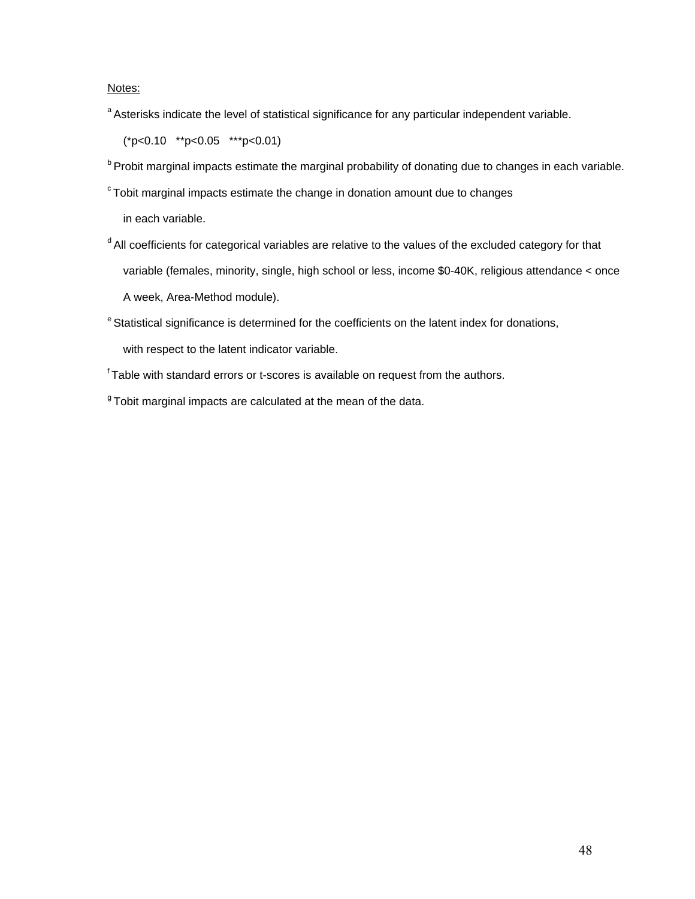Notes:

[a] Asterisks indicate the level of statistical significance for any particular independent variable.

(*p<0.10 **p<0.05 ***p<0.01)

[b] Probit marginal impacts estimate the marginal probability of donating due to changes in each variable.

[c] Tobit marginal impacts estimate the change in donation amount due to changes in each variable.

[d] All coefficients for categorical variables are relative to the values of the excluded category for that variable (females, minority, single, high school or less, income $0-40K, religious attendance < once A week, Area-Method module).

[e] Statistical significance is determined for the coefficients on the latent index for donations, with respect to the latent indicator variable.

[f] Table with standard errors or t-scores is available on request from the authors.

[g] Tobit marginal impacts are calculated at the mean of the data.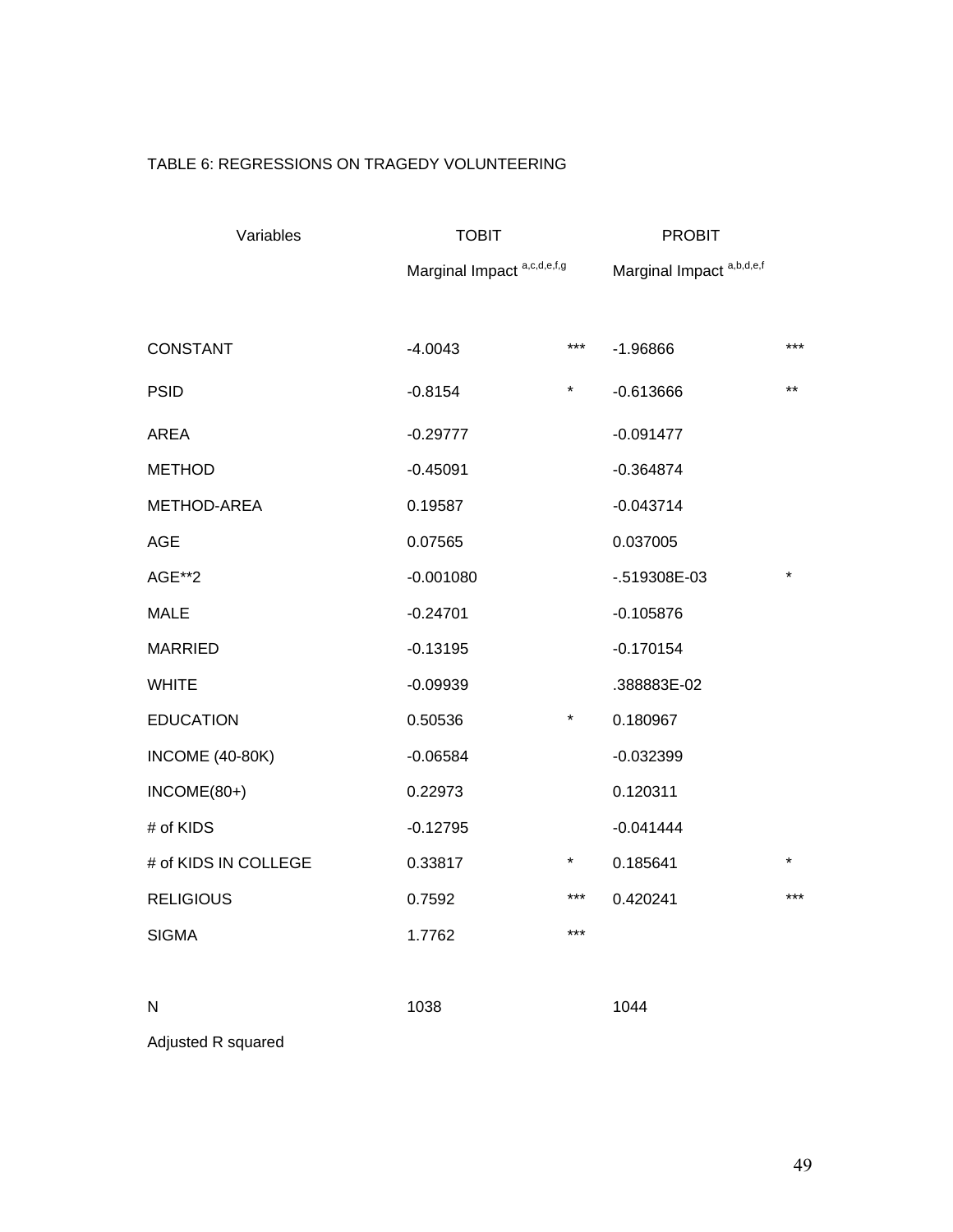TABLE 6: REGRESSIONS ON TRAGEDY VOLUNTEERING

| Variables | TOBIT Marginal Impact [a,c,d,e,f,g] | | PROBIT Marginal Impact [a,b,d,e,f] | |
|---|---|---|---|---|
| CONSTANT | -4.0043 | *** | -1.96866 | *** |
| PSID | -0.8154 | * | -0.613666 | ** |
| AREA | -0.29777 | | -0.091477 | |
| METHOD | -0.45091 | | -0.364874 | |
| METHOD-AREA | 0.19587 | | -0.043714 | |
| AGE | 0.07565 | | 0.037005 | |
| AGE**2 | -0.001080 | | -.519308E-03 | * |
| MALE | -0.24701 | | -0.105876 | |
| MARRIED | -0.13195 | | -0.170154 | |
| WHITE | -0.09939 | | .388883E-02 | |
| EDUCATION | 0.50536 | * | 0.180967 | |
| INCOME (40-80K) | -0.06584 | | -0.032399 | |
| INCOME(80+) | 0.22973 | | 0.120311 | |
| # of KIDS | -0.12795 | | -0.041444 | |
| # of KIDS IN COLLEGE | 0.33817 | * | 0.185641 | * |
| RELIGIOUS | 0.7592 | *** | 0.420241 | *** |
| SIGMA | 1.7762 | *** | | |
| | | | | |
| N | 1038 | | 1044 | |
| Adjusted R squared | | | | |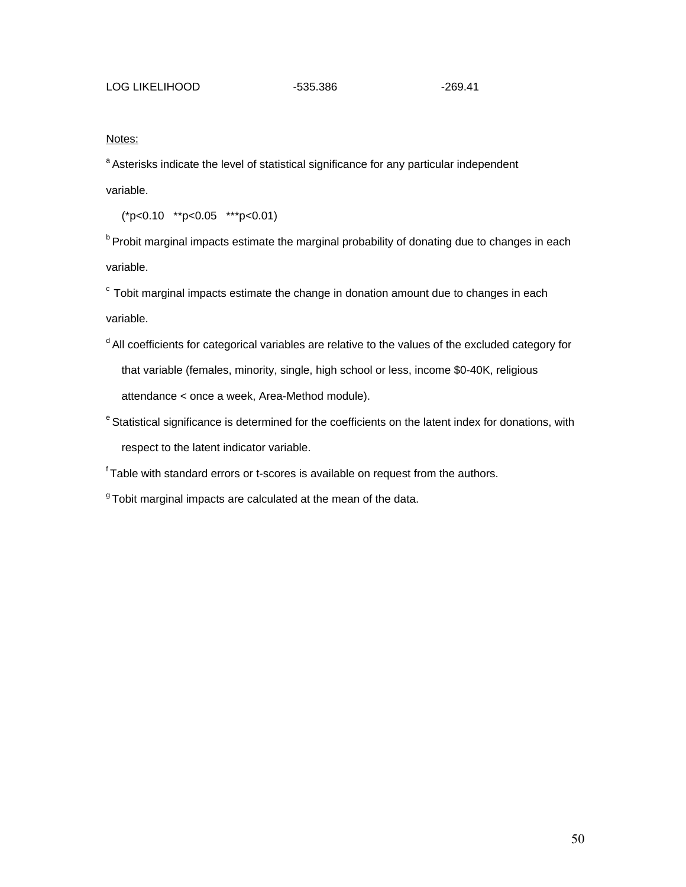| LOG LIKELIHOOD | -535.386 | -269.41 |
|---|---|---|

Notes:

[a] Asterisks indicate the level of statistical significance for any particular independent variable.

(*p<0.10 **p<0.05 ***p<0.01)

[b] Probit marginal impacts estimate the marginal probability of donating due to changes in each variable.

[c] Tobit marginal impacts estimate the change in donation amount due to changes in each variable.

[d] All coefficients for categorical variables are relative to the values of the excluded category for that variable (females, minority, single, high school or less, income $0-40K, religious attendance < once a week, Area-Method module).

[e] Statistical significance is determined for the coefficients on the latent index for donations, with respect to the latent indicator variable.

[f] Table with standard errors or t-scores is available on request from the authors.

[g] Tobit marginal impacts are calculated at the mean of the data.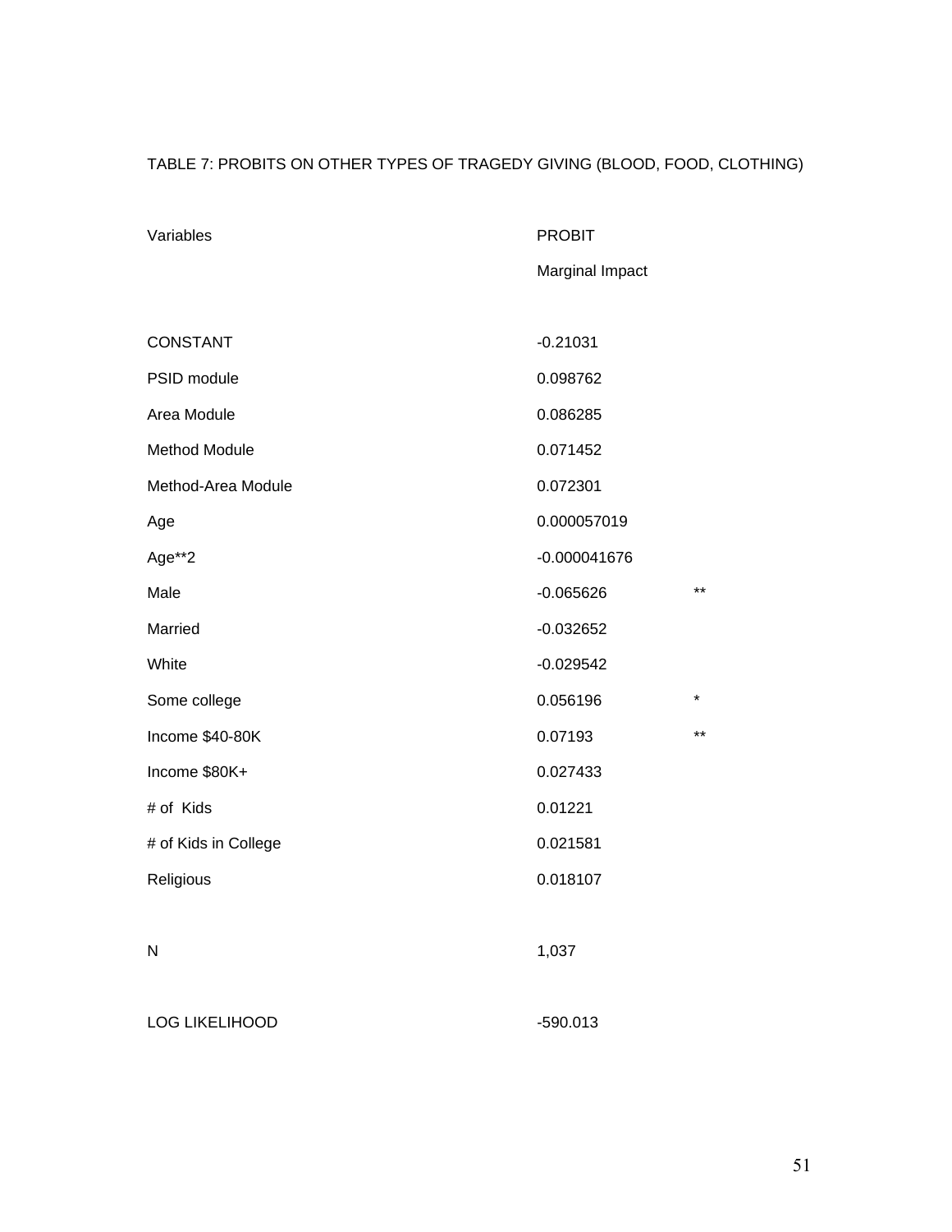TABLE 7: PROBITS ON OTHER TYPES OF TRAGEDY GIVING (BLOOD, FOOD, CLOTHING)

| Variables | PROBIT | |
|---|---|---|
| | Marginal Impact | |
| | | |
| CONSTANT | -0.21031 | |
| PSID module | 0.098762 | |
| Area Module | 0.086285 | |
| Method Module | 0.071452 | |
| Method-Area Module | 0.072301 | |
| Age | 0.000057019 | |
| Age**2 | -0.000041676 | |
| Male | -0.065626 | ** |
| Married | -0.032652 | |
| White | -0.029542 | |
| Some college | 0.056196 | * |
| Income $40-80K | 0.07193 | ** |
| Income $80K+ | 0.027433 | |
| # of Kids | 0.01221 | |
| # of Kids in College | 0.021581 | |
| Religious | 0.018107 | |
| | | |
| N | 1,037 | |
| | | |
| LOG LIKELIHOOD | -590.013 | |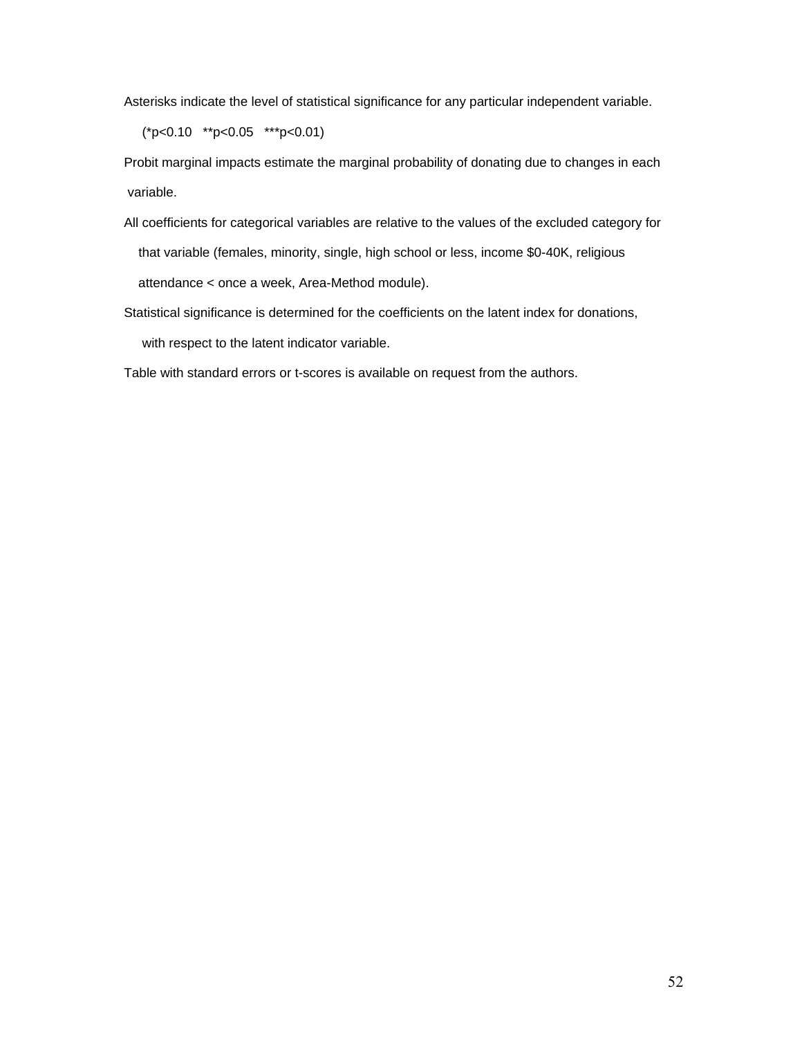Asterisks indicate the level of statistical significance for any particular independent variable.

(*p<0.10 **p<0.05 ***p<0.01)

Probit marginal impacts estimate the marginal probability of donating due to changes in each variable.

All coefficients for categorical variables are relative to the values of the excluded category for that variable (females, minority, single, high school or less, income $0-40K, religious attendance < once a week, Area-Method module).

Statistical significance is determined for the coefficients on the latent index for donations, with respect to the latent indicator variable.

Table with standard errors or t-scores is available on request from the authors.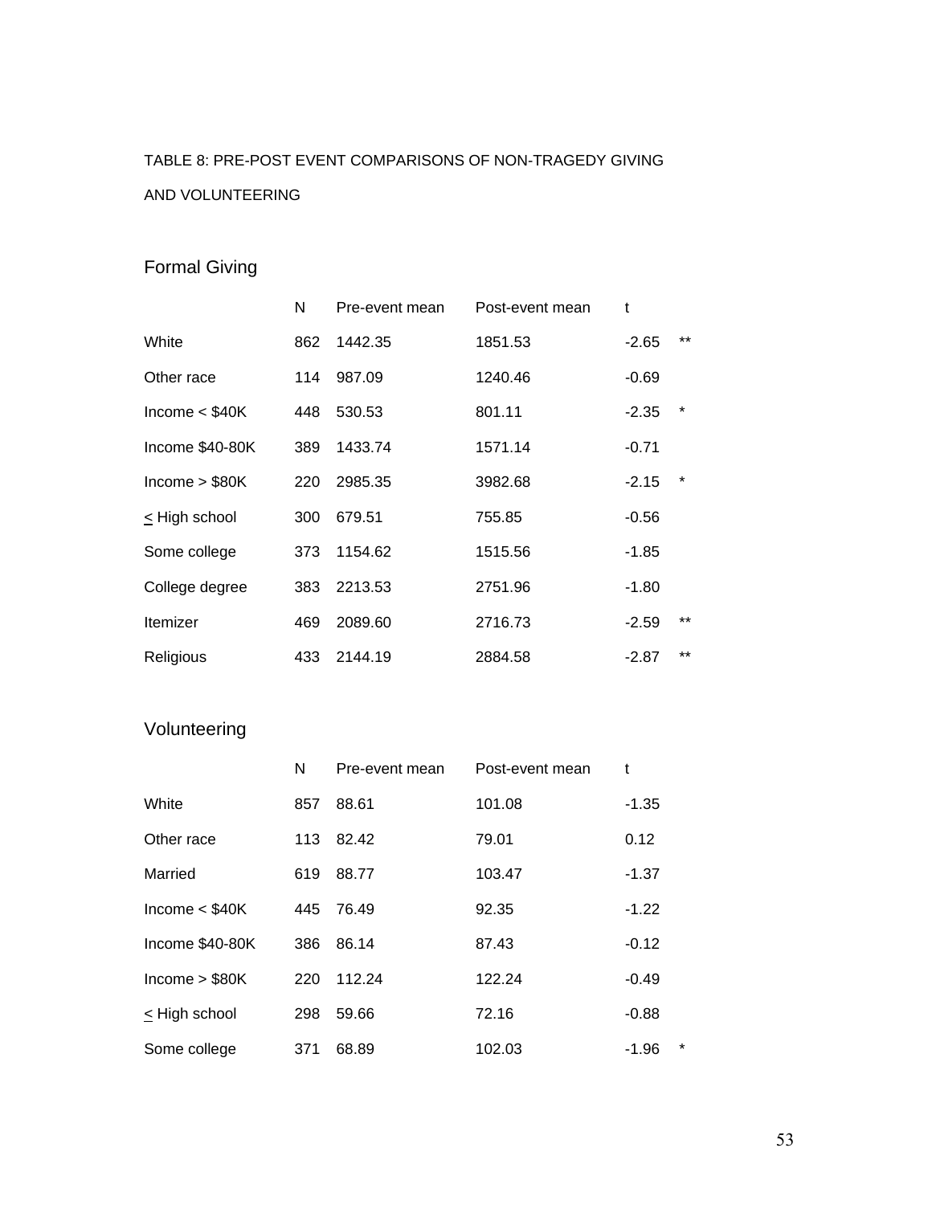TABLE 8: PRE-POST EVENT COMPARISONS OF NON-TRAGEDY GIVING AND VOLUNTEERING

## Formal Giving

| | N | Pre-event mean | Post-event mean | t | |
|---|---|---|---|---|---|
| White | 862 | 1442.35 | 1851.53 | -2.65 | ** |
| Other race | 114 | 987.09 | 1240.46 | -0.69 | |
| Income < $40K | 448 | 530.53 | 801.11 | -2.35 | * |
| Income $40-80K | 389 | 1433.74 | 1571.14 | -0.71 | |
| Income > $80K | 220 | 2985.35 | 3982.68 | -2.15 | * |
| ≤ High school | 300 | 679.51 | 755.85 | -0.56 | |
| Some college | 373 | 1154.62 | 1515.56 | -1.85 | |
| College degree | 383 | 2213.53 | 2751.96 | -1.80 | |
| Itemizer | 469 | 2089.60 | 2716.73 | -2.59 | ** |
| Religious | 433 | 2144.19 | 2884.58 | -2.87 | ** |

## Volunteering

| | N | Pre-event mean | Post-event mean | t | |
|---|---|---|---|---|---|
| White | 857 | 88.61 | 101.08 | -1.35 | |
| Other race | 113 | 82.42 | 79.01 | 0.12 | |
| Married | 619 | 88.77 | 103.47 | -1.37 | |
| Income < $40K | 445 | 76.49 | 92.35 | -1.22 | |
| Income $40-80K | 386 | 86.14 | 87.43 | -0.12 | |
| Income > $80K | 220 | 112.24 | 122.24 | -0.49 | |
| ≤ High school | 298 | 59.66 | 72.16 | -0.88 | |
| Some college | 371 | 68.89 | 102.03 | -1.96 | * |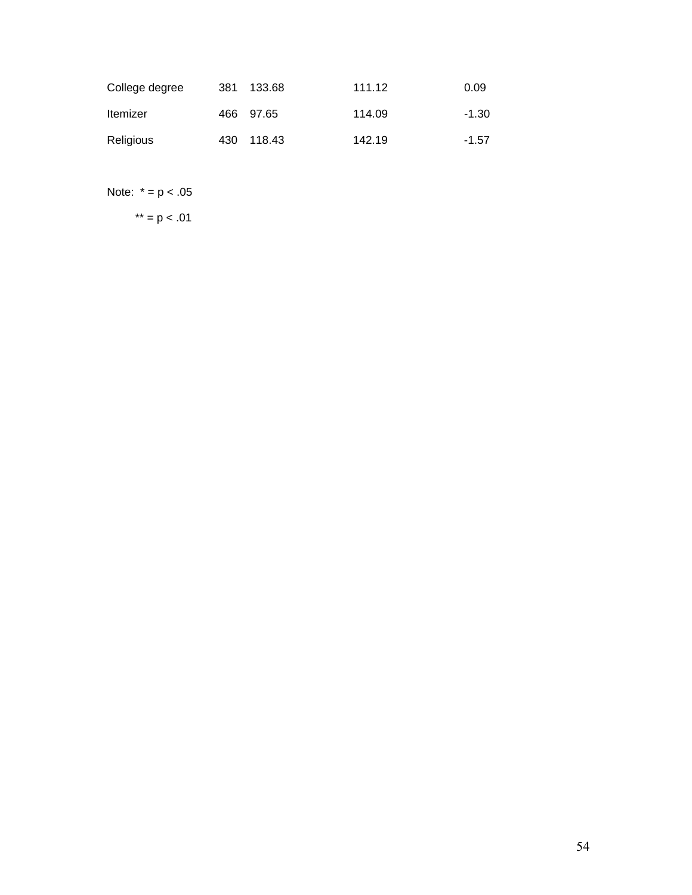| | | | | |
|---|---|---|---|---|
| College degree | 381 | 133.68 | 111.12 | 0.09 |
| Itemizer | 466 | 97.65 | 114.09 | -1.30 |
| Religious | 430 | 118.43 | 142.19 | -1.57 |

Note: * = $p < .05$

** = $p < .01$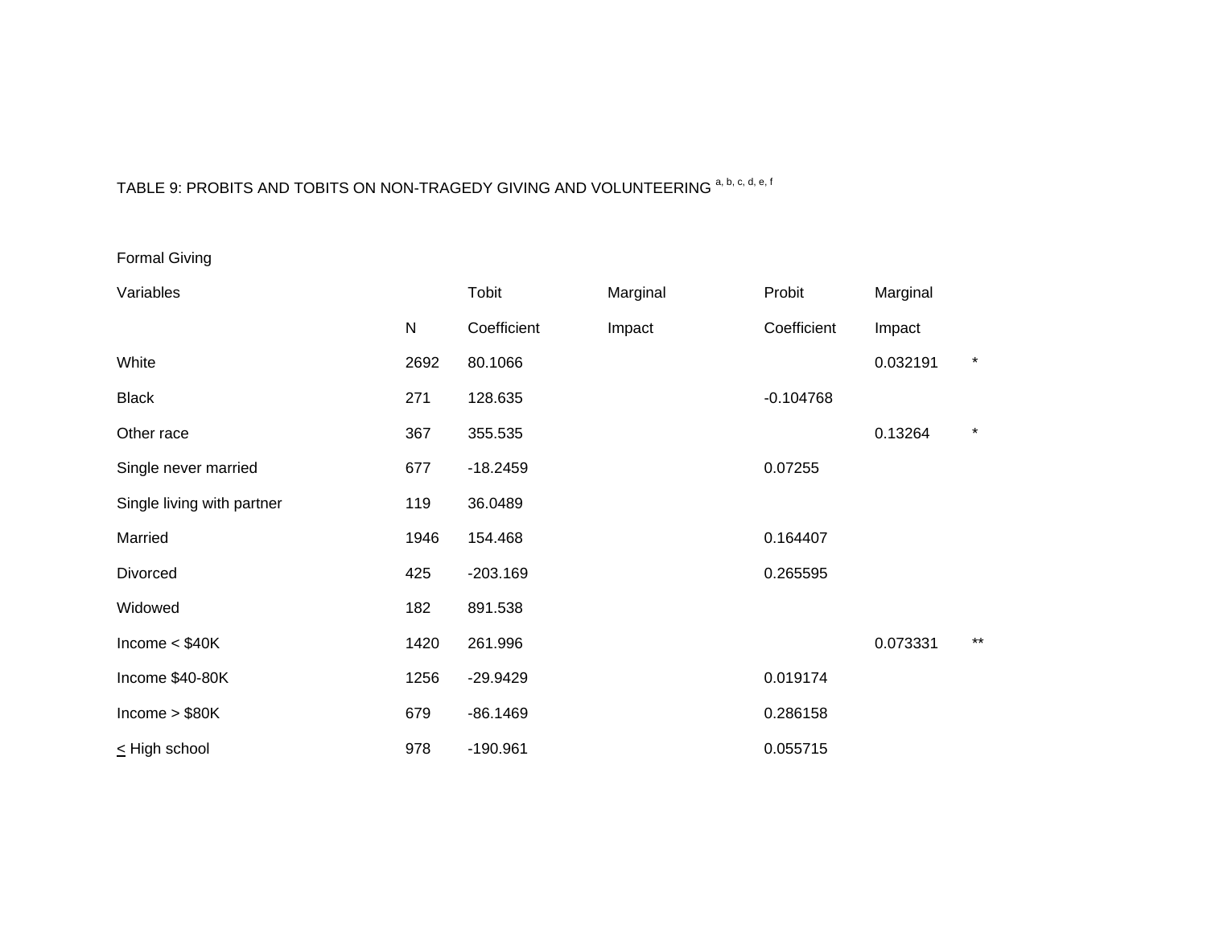TABLE 9: PROBITS AND TOBITS ON NON-TRAGEDY GIVING AND VOLUNTEERING [a, b, c, d, e, f]

Formal Giving

| Variables | | Tobit | Marginal | Probit | Marginal | |
|---|---|---|---|---|---|---|
| | N | Coefficient | Impact | Coefficient | Impact | |
| White | 2692 | 80.1066 | | | 0.032191 | * |
| Black | 271 | 128.635 | | -0.104768 | | |
| Other race | 367 | 355.535 | | | 0.13264 | * |
| Single never married | 677 | -18.2459 | | 0.07255 | | |
| Single living with partner | 119 | 36.0489 | | | | |
| Married | 1946 | 154.468 | | 0.164407 | | |
| Divorced | 425 | -203.169 | | 0.265595 | | |
| Widowed | 182 | 891.538 | | | | |
| Income < $40K | 1420 | 261.996 | | | 0.073331 | ** |
| Income $40-80K | 1256 | -29.9429 | | 0.019174 | | |
| Income > $80K | 679 | -86.1469 | | 0.286158 | | |
| ≤ High school | 978 | -190.961 | | 0.055715 | | |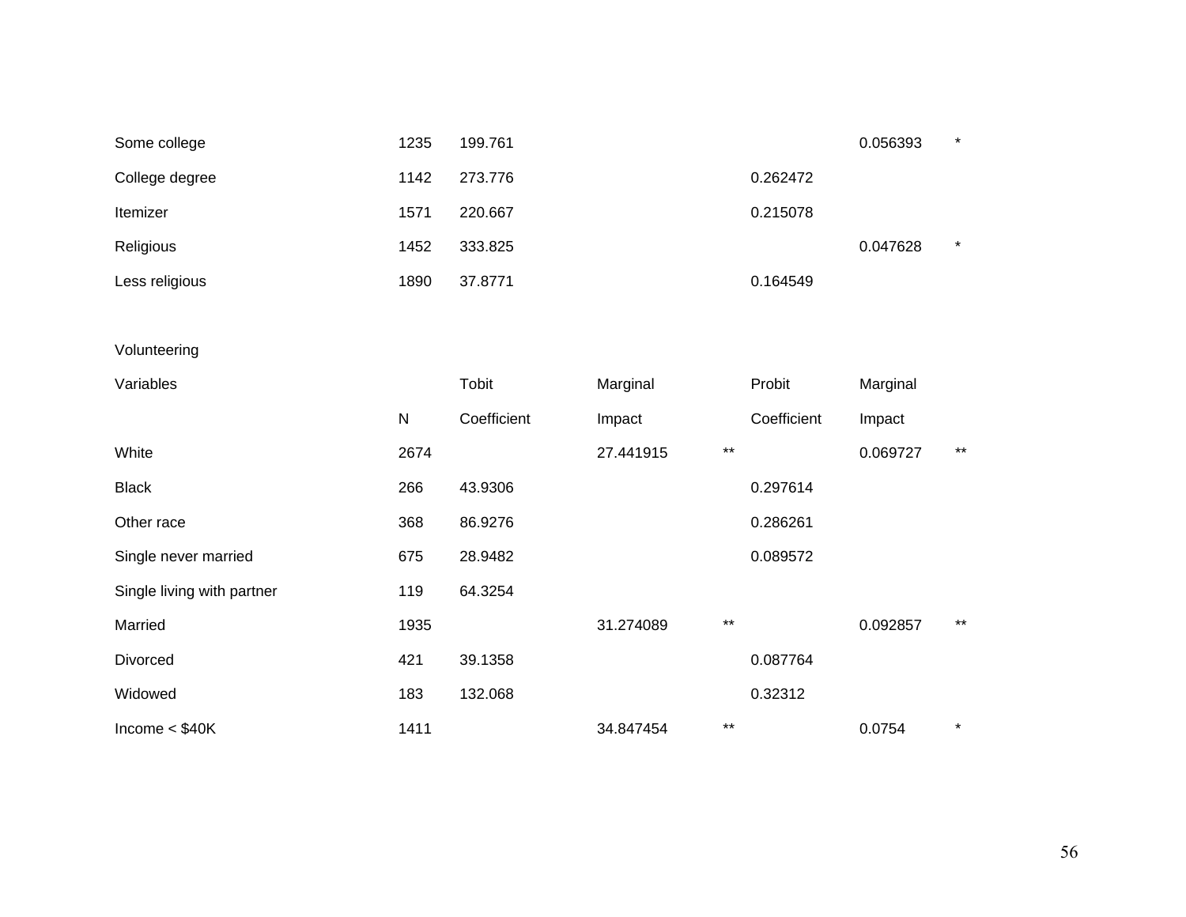| | | | | | | | |
|---|---|---|---|---|---|---|---|
| Some college | 1235 | 199.761 | | | | 0.056393 | * |
| College degree | 1142 | 273.776 | | | 0.262472 | | |
| Itemizer | 1571 | 220.667 | | | 0.215078 | | |
| Religious | 1452 | 333.825 | | | | 0.047628 | * |
| Less religious | 1890 | 37.8771 | | | 0.164549 | | |

Volunteering

| Variables | | Tobit | Marginal | | Probit | Marginal | |
|---|---|---|---|---|---|---|---|
| | N | Coefficient | Impact | | Coefficient | Impact | |
| White | 2674 | | 27.441915 | ** | | 0.069727 | ** |
| Black | 266 | 43.9306 | | | 0.297614 | | |
| Other race | 368 | 86.9276 | | | 0.286261 | | |
| Single never married | 675 | 28.9482 | | | 0.089572 | | |
| Single living with partner | 119 | 64.3254 | | | | | |
| Married | 1935 | | 31.274089 | ** | | 0.092857 | ** |
| Divorced | 421 | 39.1358 | | | 0.087764 | | |
| Widowed | 183 | 132.068 | | | 0.32312 | | |
| Income < $40K | 1411 | | 34.847454 | ** | | 0.0754 | * |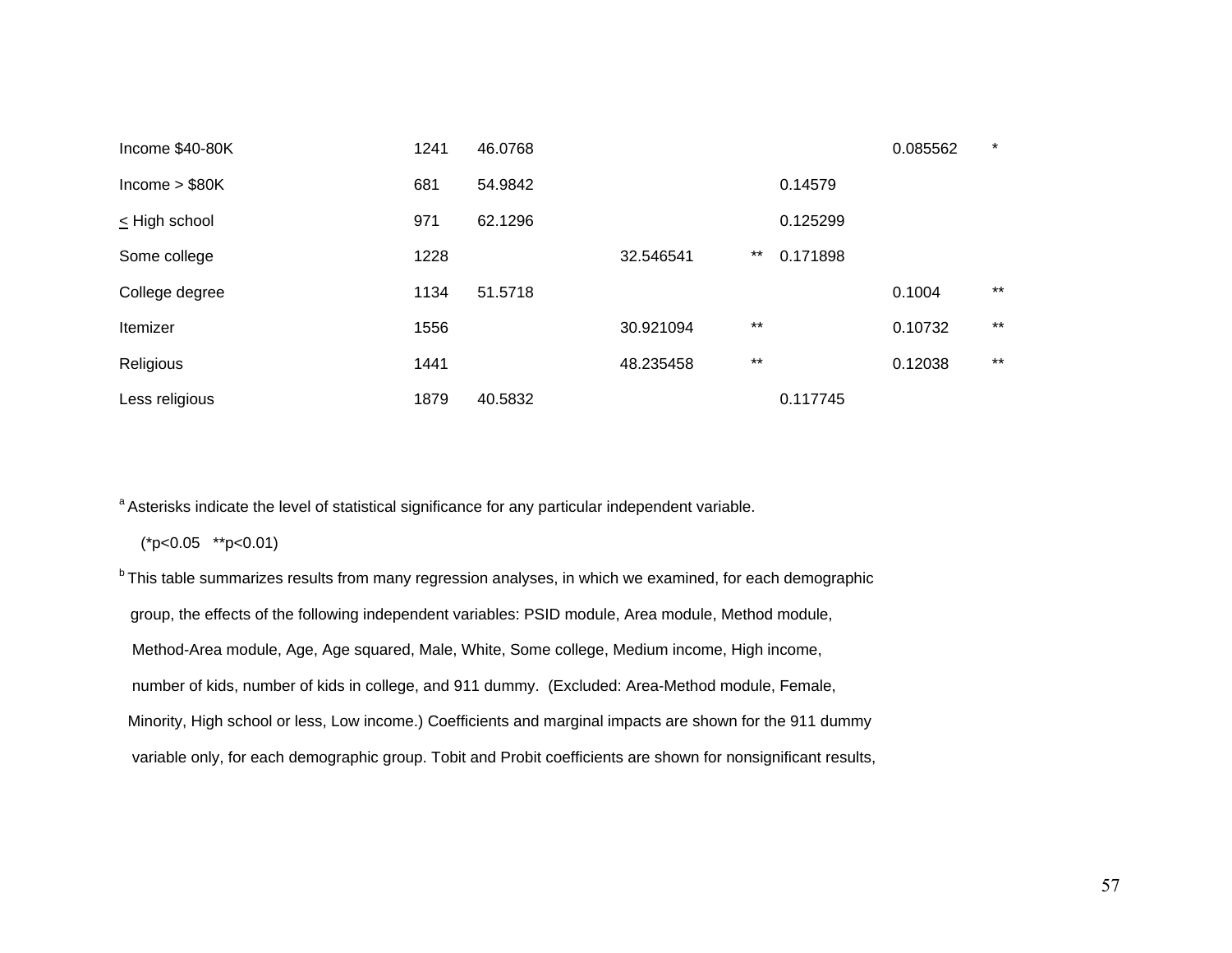| | | | | | | | |
|---|---|---|---|---|---|---|---|
| Income $40-80K | 1241 | 46.0768 | | | | 0.085562 | * |
| Income > $80K | 681 | 54.9842 | | | 0.14579 | | |
| ≤ High school | 971 | 62.1296 | | | 0.125299 | | |
| Some college | 1228 | | 32.546541 | ** | 0.171898 | | |
| College degree | 1134 | 51.5718 | | | | 0.1004 | ** |
| Itemizer | 1556 | | 30.921094 | ** | | 0.10732 | ** |
| Religious | 1441 | | 48.235458 | ** | | 0.12038 | ** |
| Less religious | 1879 | 40.5832 | | | 0.117745 | | |

[a] Asterisks indicate the level of statistical significance for any particular independent variable.

(*p<0.05 **p<0.01)

[b] This table summarizes results from many regression analyses, in which we examined, for each demographic group, the effects of the following independent variables: PSID module, Area module, Method module, Method-Area module, Age, Age squared, Male, White, Some college, Medium income, High income, number of kids, number of kids in college, and 911 dummy. (Excluded: Area-Method module, Female, Minority, High school or less, Low income.) Coefficients and marginal impacts are shown for the 911 dummy variable only, for each demographic group. Tobit and Probit coefficients are shown for nonsignificant results,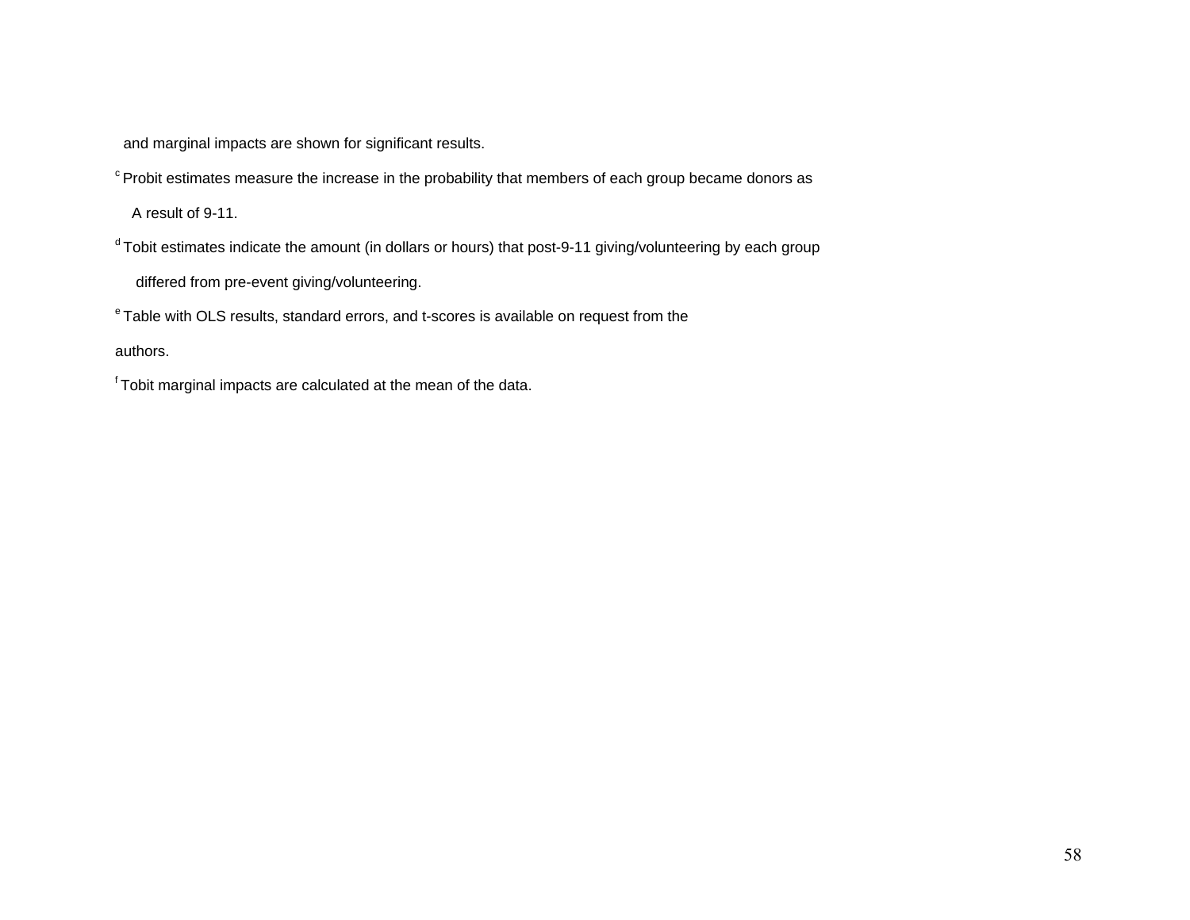and marginal impacts are shown for significant results.

[c] Probit estimates measure the increase in the probability that members of each group became donors as A result of 9-11.

[d] Tobit estimates indicate the amount (in dollars or hours) that post-9-11 giving/volunteering by each group differed from pre-event giving/volunteering.

[e] Table with OLS results, standard errors, and t-scores is available on request from the authors.

[f] Tobit marginal impacts are calculated at the mean of the data.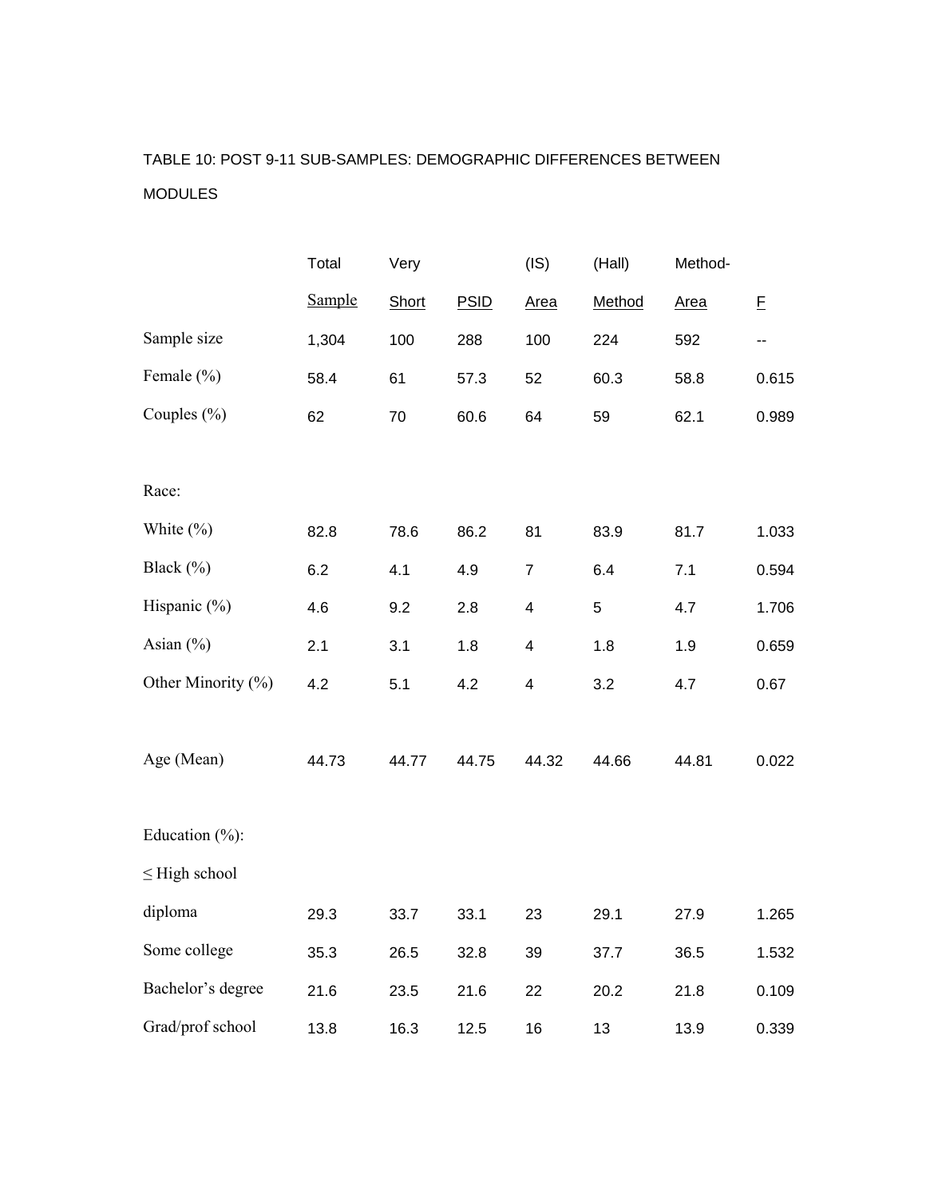TABLE 10: POST 9-11 SUB-SAMPLES: DEMOGRAPHIC DIFFERENCES BETWEEN MODULES

| | Total Sample | Very Short | PSID | (IS) Area | (Hall) Method | Method-Area | F |
|---|---|---|---|---|---|---|---|
| Sample size | 1,304 | 100 | 288 | 100 | 224 | 592 | -- |
| Female (%) | 58.4 | 61 | 57.3 | 52 | 60.3 | 58.8 | 0.615 |
| Couples (%) | 62 | 70 | 60.6 | 64 | 59 | 62.1 | 0.989 |
| Race: | | | | | | | |
| White (%) | 82.8 | 78.6 | 86.2 | 81 | 83.9 | 81.7 | 1.033 |
| Black (%) | 6.2 | 4.1 | 4.9 | 7 | 6.4 | 7.1 | 0.594 |
| Hispanic (%) | 4.6 | 9.2 | 2.8 | 4 | 5 | 4.7 | 1.706 |
| Asian (%) | 2.1 | 3.1 | 1.8 | 4 | 1.8 | 1.9 | 0.659 |
| Other Minority (%) | 4.2 | 5.1 | 4.2 | 4 | 3.2 | 4.7 | 0.67 |
| Age (Mean) | 44.73 | 44.77 | 44.75 | 44.32 | 44.66 | 44.81 | 0.022 |
| Education (%): | | | | | | | |
| ≤ High school diploma | 29.3 | 33.7 | 33.1 | 23 | 29.1 | 27.9 | 1.265 |
| Some college | 35.3 | 26.5 | 32.8 | 39 | 37.7 | 36.5 | 1.532 |
| Bachelor's degree | 21.6 | 23.5 | 21.6 | 22 | 20.2 | 21.8 | 0.109 |
| Grad/prof school | 13.8 | 16.3 | 12.5 | 16 | 13 | 13.9 | 0.339 |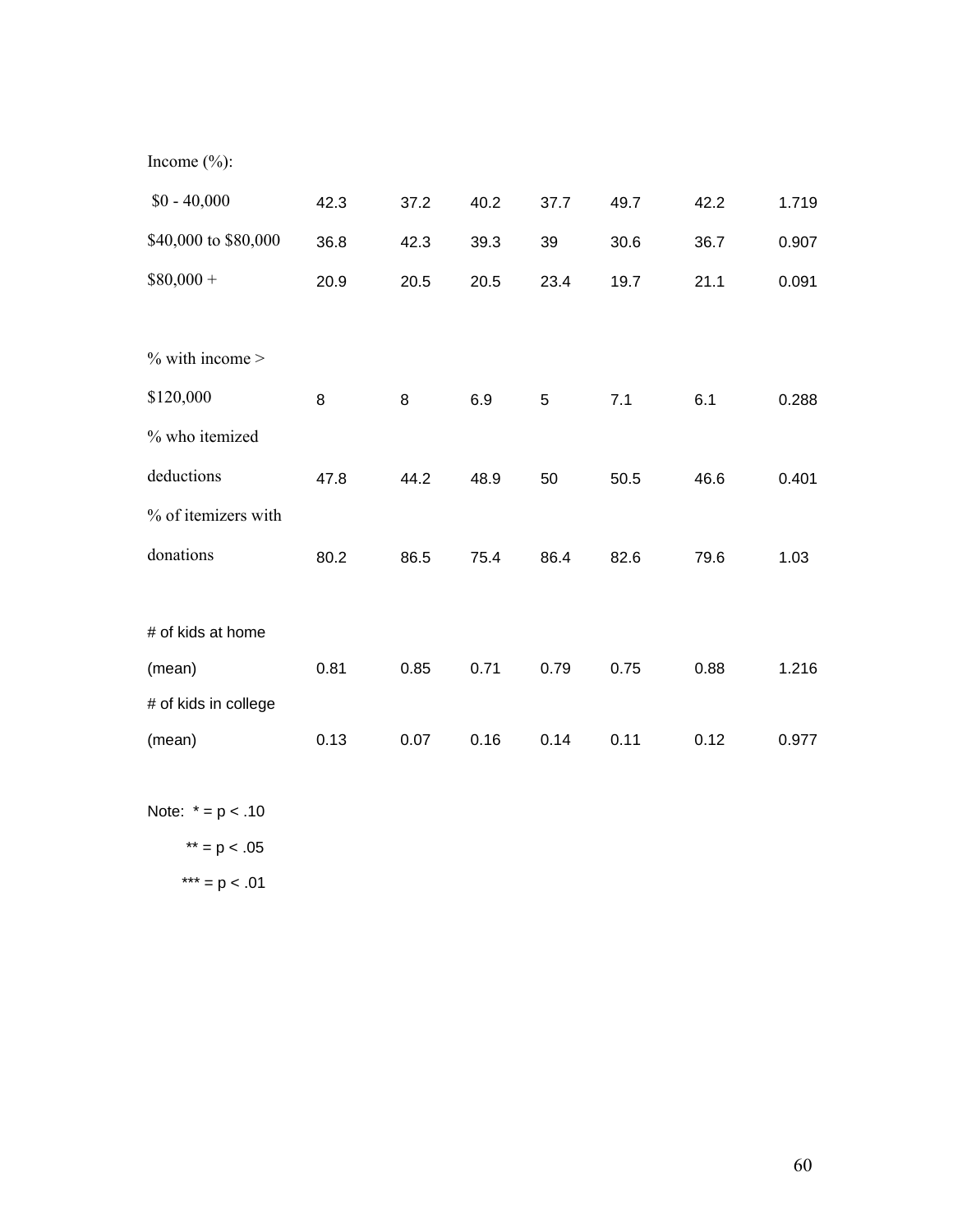| | | | | | | | |
|---|---|---|---|---|---|---|---|
| Income (%): | | | | | | | |
| $0 - 40,000 | 42.3 | 37.2 | 40.2 | 37.7 | 49.7 | 42.2 | 1.719 |
| $40,000 to $80,000 | 36.8 | 42.3 | 39.3 | 39 | 30.6 | 36.7 | 0.907 |
| $80,000 + | 20.9 | 20.5 | 20.5 | 23.4 | 19.7 | 21.1 | 0.091 |
| | | | | | | | |
| % with income > $120,000 | 8 | 8 | 6.9 | 5 | 7.1 | 6.1 | 0.288 |
| % who itemized deductions | 47.8 | 44.2 | 48.9 | 50 | 50.5 | 46.6 | 0.401 |
| % of itemizers with donations | 80.2 | 86.5 | 75.4 | 86.4 | 82.6 | 79.6 | 1.03 |
| | | | | | | | |
| # of kids at home (mean) | 0.81 | 0.85 | 0.71 | 0.79 | 0.75 | 0.88 | 1.216 |
| # of kids in college (mean) | 0.13 | 0.07 | 0.16 | 0.14 | 0.11 | 0.12 | 0.977 |

Note: * = p < .10

** = p < .05

*** = p < .01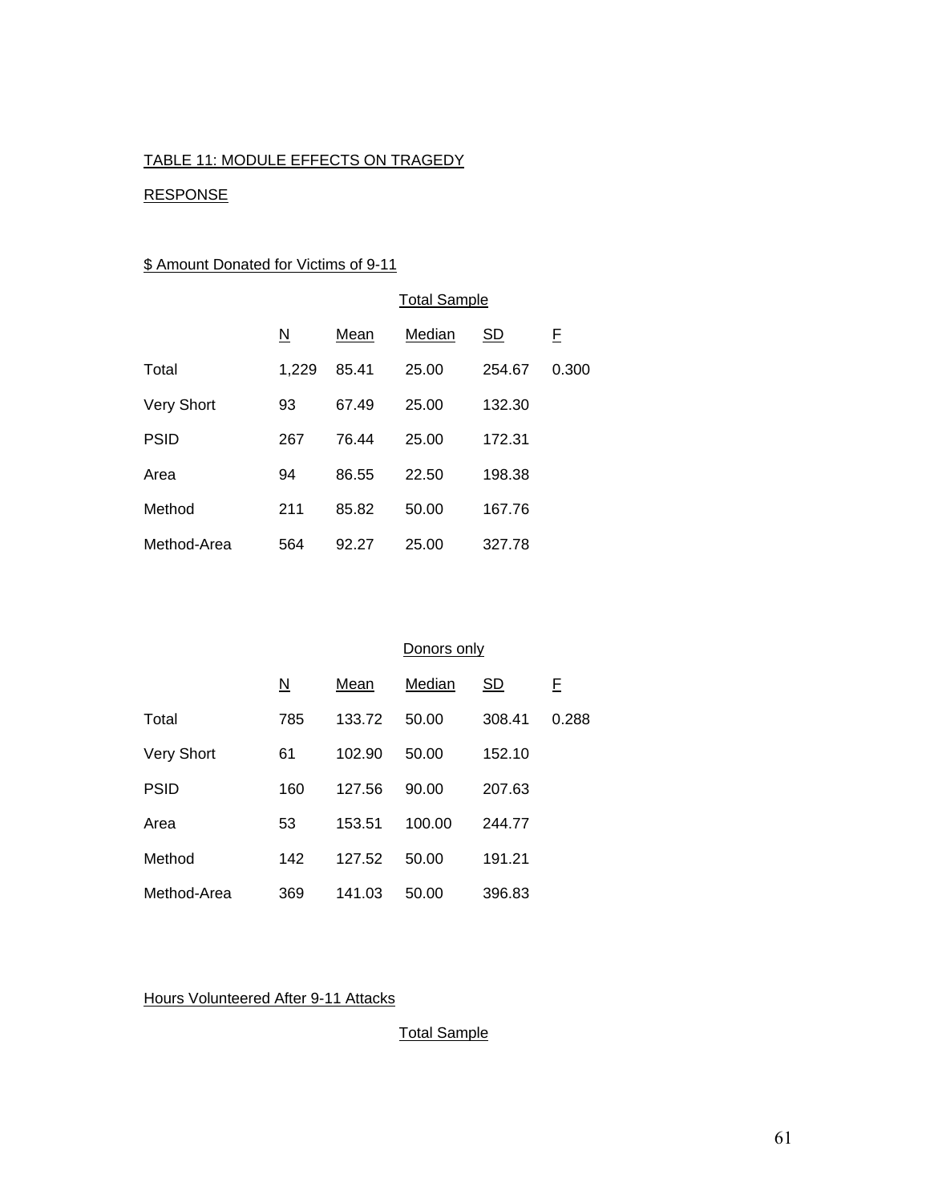TABLE 11: MODULE EFFECTS ON TRAGEDY

RESPONSE

$ Amount Donated for Victims of 9-11

| | Total Sample | | | | |
|---|---|---|---|---|---|
| | N | Mean | Median | SD | F |
| Total | 1,229 | 85.41 | 25.00 | 254.67 | 0.300 |
| Very Short | 93 | 67.49 | 25.00 | 132.30 | |
| PSID | 267 | 76.44 | 25.00 | 172.31 | |
| Area | 94 | 86.55 | 22.50 | 198.38 | |
| Method | 211 | 85.82 | 50.00 | 167.76 | |
| Method-Area | 564 | 92.27 | 25.00 | 327.78 | |

| | Donors only | | | | |
|---|---|---|---|---|---|
| | N | Mean | Median | SD | F |
| Total | 785 | 133.72 | 50.00 | 308.41 | 0.288 |
| Very Short | 61 | 102.90 | 50.00 | 152.10 | |
| PSID | 160 | 127.56 | 90.00 | 207.63 | |
| Area | 53 | 153.51 | 100.00 | 244.77 | |
| Method | 142 | 127.52 | 50.00 | 191.21 | |
| Method-Area | 369 | 141.03 | 50.00 | 396.83 | |

Hours Volunteered After 9-11 Attacks

Total Sample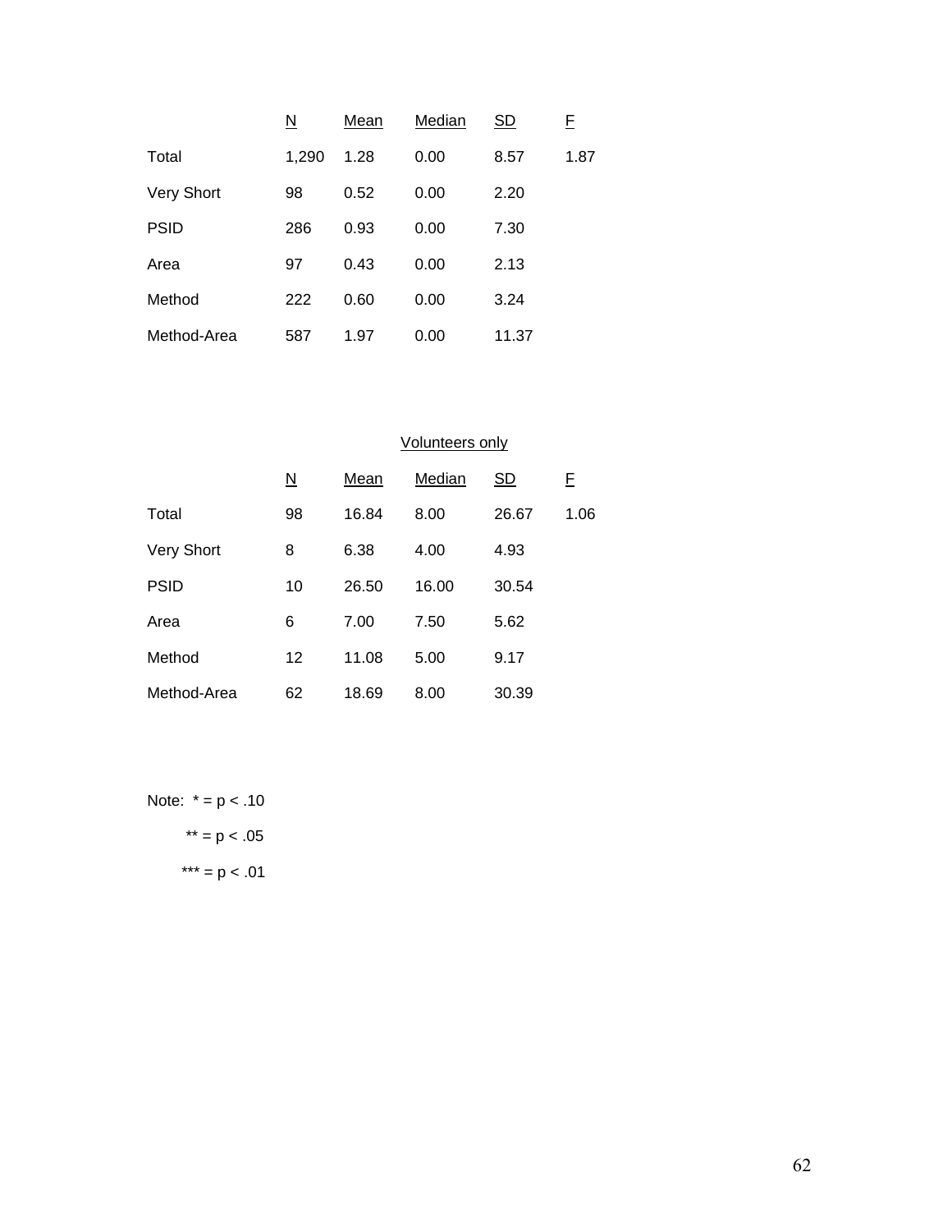| | N | Mean | Median | SD | F |
|---|---|---|---|---|---|
| Total | 1,290 | 1.28 | 0.00 | 8.57 | 1.87 |
| Very Short | 98 | 0.52 | 0.00 | 2.20 | |
| PSID | 286 | 0.93 | 0.00 | 7.30 | |
| Area | 97 | 0.43 | 0.00 | 2.13 | |
| Method | 222 | 0.60 | 0.00 | 3.24 | |
| Method-Area | 587 | 1.97 | 0.00 | 11.37 | |

Volunteers only

| | N | Mean | Median | SD | F |
|---|---|---|---|---|---|
| Total | 98 | 16.84 | 8.00 | 26.67 | 1.06 |
| Very Short | 8 | 6.38 | 4.00 | 4.93 | |
| PSID | 10 | 26.50 | 16.00 | 30.54 | |
| Area | 6 | 7.00 | 7.50 | 5.62 | |
| Method | 12 | 11.08 | 5.00 | 9.17 | |
| Method-Area | 62 | 18.69 | 8.00 | 30.39 | |

Note: * = $p < .10$

** = $p < .05$

*** = $p < .01$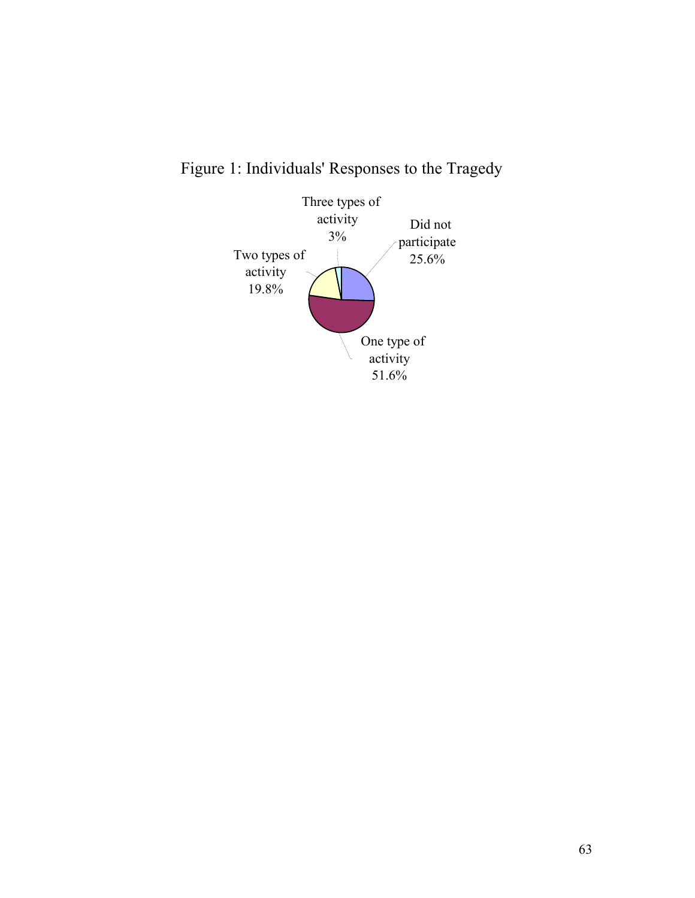Figure 1: Individuals' Responses to the Tragedy

Three types of activity 3%

Did not participate 25.6%

Two types of activity 19.8%

One type of activity 51.6%